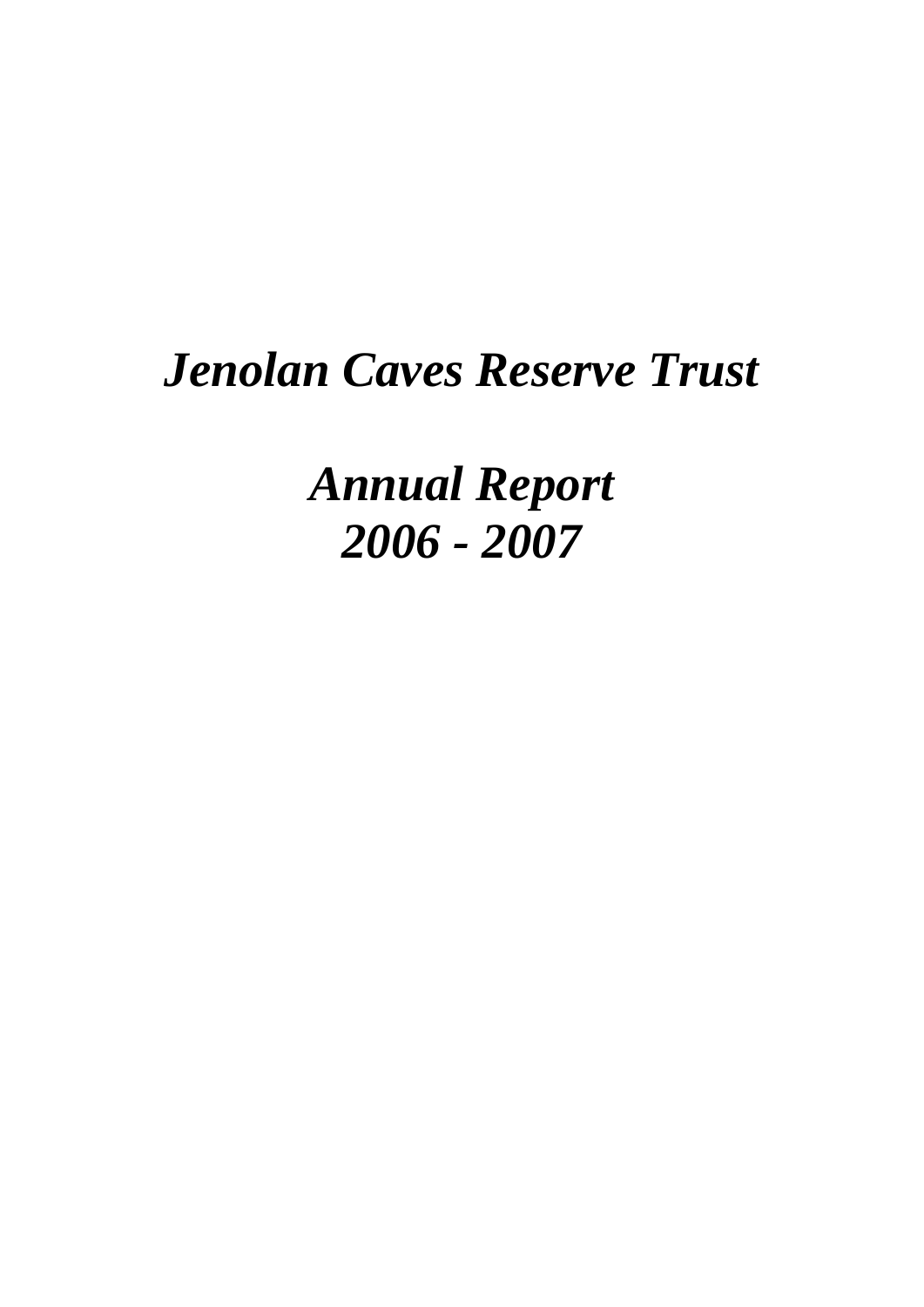# *Jenolan Caves Reserve Trust*

# *Annual Report*
# *2006 - 2007*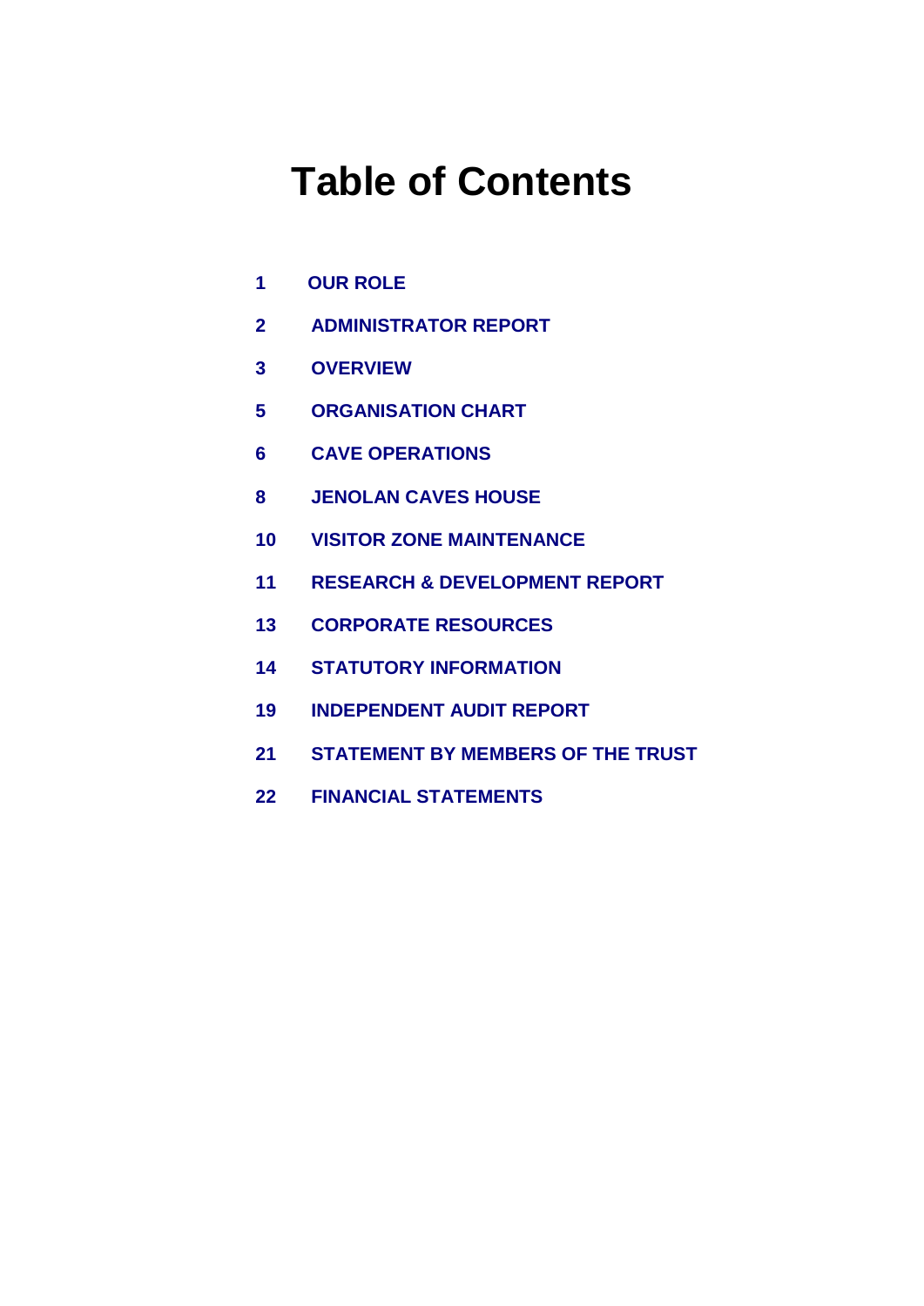# Table of Contents

| | |
|---|---|
| 1 | OUR ROLE |
| 2 | ADMINISTRATOR REPORT |
| 3 | OVERVIEW |
| 5 | ORGANISATION CHART |
| 6 | CAVE OPERATIONS |
| 8 | JENOLAN CAVES HOUSE |
| 10 | VISITOR ZONE MAINTENANCE |
| 11 | RESEARCH & DEVELOPMENT REPORT |
| 13 | CORPORATE RESOURCES |
| 14 | STATUTORY INFORMATION |
| 19 | INDEPENDENT AUDIT REPORT |
| 21 | STATEMENT BY MEMBERS OF THE TRUST |
| 22 | FINANCIAL STATEMENTS |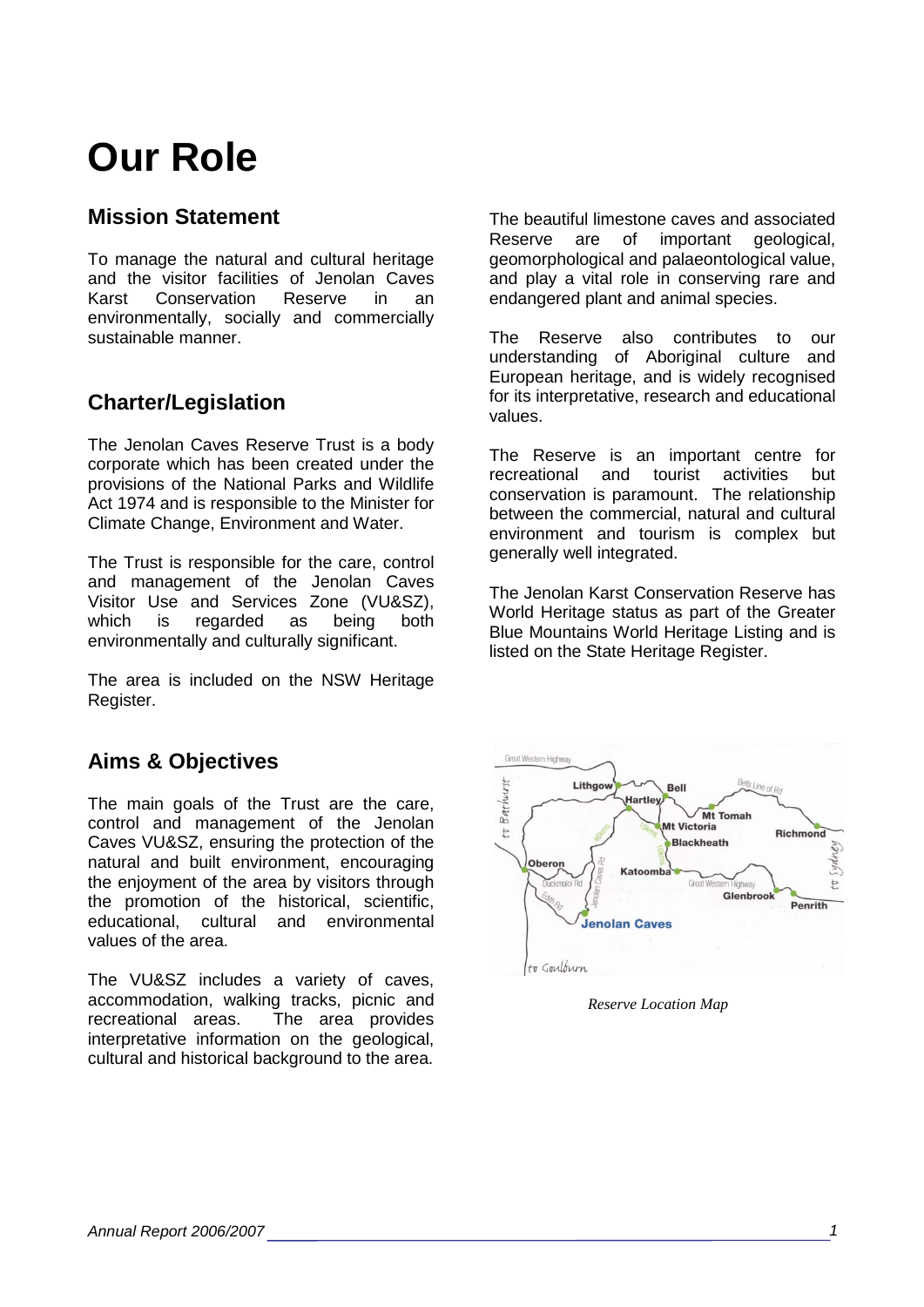# Our Role

## Mission Statement

To manage the natural and cultural heritage and the visitor facilities of Jenolan Caves Karst Conservation Reserve in an environmentally, socially and commercially sustainable manner.

## Charter/Legislation

The Jenolan Caves Reserve Trust is a body corporate which has been created under the provisions of the National Parks and Wildlife Act 1974 and is responsible to the Minister for Climate Change, Environment and Water.

The Trust is responsible for the care, control and management of the Jenolan Caves Visitor Use and Services Zone (VU&SZ), which is regarded as being both environmentally and culturally significant.

The area is included on the NSW Heritage Register.

## Aims & Objectives

The main goals of the Trust are the care, control and management of the Jenolan Caves VU&SZ, ensuring the protection of the natural and built environment, encouraging the enjoyment of the area by visitors through the promotion of the historical, scientific, educational, cultural and environmental values of the area.

The VU&SZ includes a variety of caves, accommodation, walking tracks, picnic and recreational areas. The area provides interpretative information on the geological, cultural and historical background to the area.

The beautiful limestone caves and associated Reserve are of important geological, geomorphological and palaeontological value, and play a vital role in conserving rare and endangered plant and animal species.

The Reserve also contributes to our understanding of Aboriginal culture and European heritage, and is widely recognised for its interpretative, research and educational values.

The Reserve is an important centre for recreational and tourist activities but conservation is paramount. The relationship between the commercial, natural and cultural environment and tourism is complex but generally well integrated.

The Jenolan Karst Conservation Reserve has World Heritage status as part of the Greater Blue Mountains World Heritage Listing and is listed on the State Heritage Register.

Great Western Highway
to Bathurst
Lithgow
Bell
Bells Line of Rd
Hartley
Mt Tomah
Mt Victoria
Richmond
Blackheath
to Sydney
Oberon
Katoomba
Duckmaloi Rd
Jenolan Caves Rd
Great Western Highway
Edith Rd
Glenbrook
Penrith
Jenolan Caves
to Goulburn

*Reserve Location Map*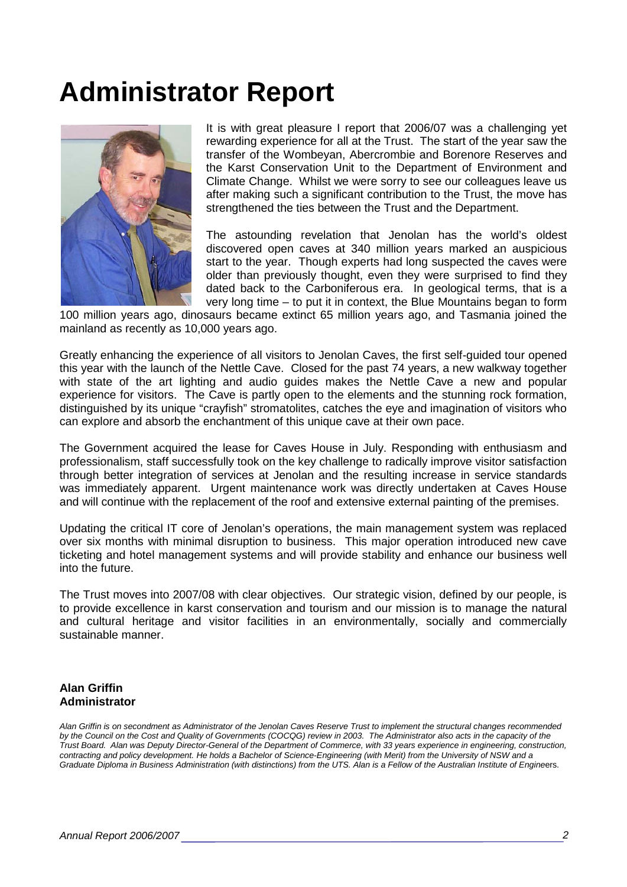# Administrator Report

It is with great pleasure I report that 2006/07 was a challenging yet rewarding experience for all at the Trust. The start of the year saw the transfer of the Wombeyan, Abercrombie and Borenore Reserves and the Karst Conservation Unit to the Department of Environment and Climate Change. Whilst we were sorry to see our colleagues leave us after making such a significant contribution to the Trust, the move has strengthened the ties between the Trust and the Department.

The astounding revelation that Jenolan has the world's oldest discovered open caves at 340 million years marked an auspicious start to the year. Though experts had long suspected the caves were older than previously thought, even they were surprised to find they dated back to the Carboniferous era. In geological terms, that is a very long time – to put it in context, the Blue Mountains began to form 100 million years ago, dinosaurs became extinct 65 million years ago, and Tasmania joined the mainland as recently as 10,000 years ago.

Greatly enhancing the experience of all visitors to Jenolan Caves, the first self-guided tour opened this year with the launch of the Nettle Cave. Closed for the past 74 years, a new walkway together with state of the art lighting and audio guides makes the Nettle Cave a new and popular experience for visitors. The Cave is partly open to the elements and the stunning rock formation, distinguished by its unique "crayfish" stromatolites, catches the eye and imagination of visitors who can explore and absorb the enchantment of this unique cave at their own pace.

The Government acquired the lease for Caves House in July. Responding with enthusiasm and professionalism, staff successfully took on the key challenge to radically improve visitor satisfaction through better integration of services at Jenolan and the resulting increase in service standards was immediately apparent. Urgent maintenance work was directly undertaken at Caves House and will continue with the replacement of the roof and extensive external painting of the premises.

Updating the critical IT core of Jenolan's operations, the main management system was replaced over six months with minimal disruption to business. This major operation introduced new cave ticketing and hotel management systems and will provide stability and enhance our business well into the future.

The Trust moves into 2007/08 with clear objectives. Our strategic vision, defined by our people, is to provide excellence in karst conservation and tourism and our mission is to manage the natural and cultural heritage and visitor facilities in an environmentally, socially and commercially sustainable manner.

**Alan Griffin**
**Administrator**

*Alan Griffin is on secondment as Administrator of the Jenolan Caves Reserve Trust to implement the structural changes recommended by the Council on the Cost and Quality of Governments (COCQG) review in 2003. The Administrator also acts in the capacity of the Trust Board. Alan was Deputy Director-General of the Department of Commerce, with 33 years experience in engineering, construction, contracting and policy development. He holds a Bachelor of Science-Engineering (with Merit) from the University of NSW and a Graduate Diploma in Business Administration (with distinctions) from the UTS. Alan is a Fellow of the Australian Institute of Engineers.*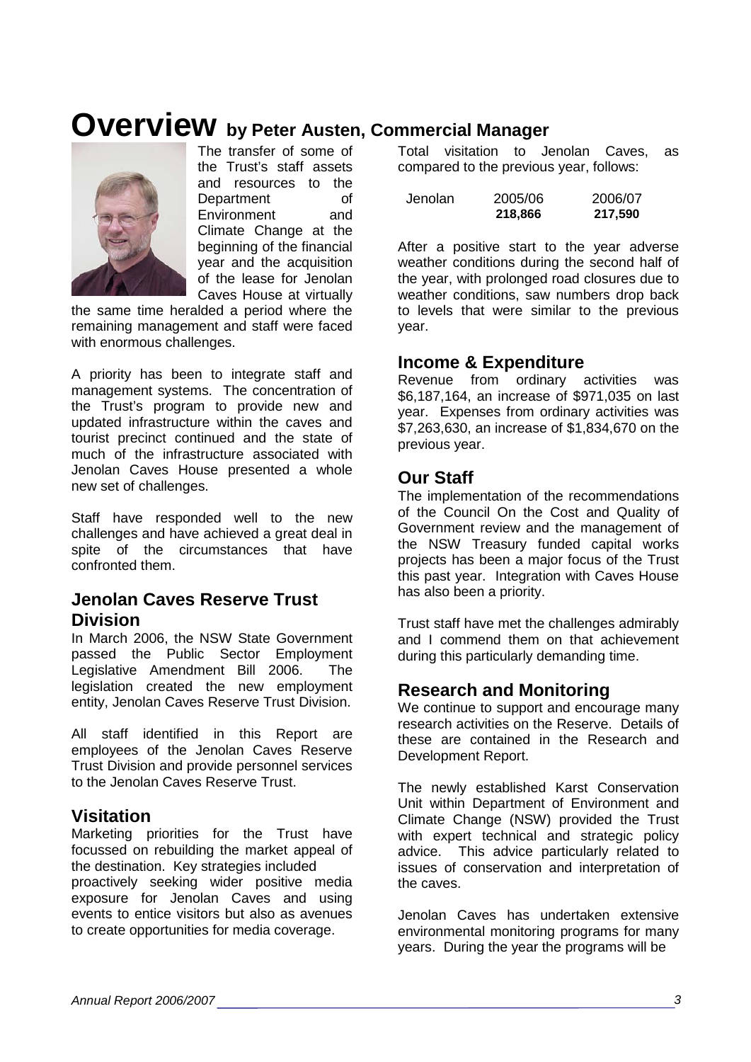# Overview by Peter Austen, Commercial Manager

The transfer of some of the Trust's staff assets and resources to the Department of Environment and Climate Change at the beginning of the financial year and the acquisition of the lease for Jenolan Caves House at virtually the same time heralded a period where the remaining management and staff were faced with enormous challenges.

A priority has been to integrate staff and management systems. The concentration of the Trust's program to provide new and updated infrastructure within the caves and tourist precinct continued and the state of much of the infrastructure associated with Jenolan Caves House presented a whole new set of challenges.

Staff have responded well to the new challenges and have achieved a great deal in spite of the circumstances that have confronted them.

## Jenolan Caves Reserve Trust Division

In March 2006, the NSW State Government passed the Public Sector Employment Legislative Amendment Bill 2006. The legislation created the new employment entity, Jenolan Caves Reserve Trust Division.

All staff identified in this Report are employees of the Jenolan Caves Reserve Trust Division and provide personnel services to the Jenolan Caves Reserve Trust.

## Visitation

Marketing priorities for the Trust have focussed on rebuilding the market appeal of the destination. Key strategies included proactively seeking wider positive media exposure for Jenolan Caves and using events to entice visitors but also as avenues to create opportunities for media coverage.

Total visitation to Jenolan Caves, as compared to the previous year, follows:

| | | |
|---|---|---|
| Jenolan | 2005/06 | 2006/07 |
| | **218,866** | **217,590** |

After a positive start to the year adverse weather conditions during the second half of the year, with prolonged road closures due to weather conditions, saw numbers drop back to levels that were similar to the previous year.

## Income & Expenditure

Revenue from ordinary activities was \$6,187,164, an increase of \$971,035 on last year. Expenses from ordinary activities was \$7,263,630, an increase of \$1,834,670 on the previous year.

## Our Staff

The implementation of the recommendations of the Council On the Cost and Quality of Government review and the management of the NSW Treasury funded capital works projects has been a major focus of the Trust this past year. Integration with Caves House has also been a priority.

Trust staff have met the challenges admirably and I commend them on that achievement during this particularly demanding time.

## Research and Monitoring

We continue to support and encourage many research activities on the Reserve. Details of these are contained in the Research and Development Report.

The newly established Karst Conservation Unit within Department of Environment and Climate Change (NSW) provided the Trust with expert technical and strategic policy advice. This advice particularly related to issues of conservation and interpretation of the caves.

Jenolan Caves has undertaken extensive environmental monitoring programs for many years. During the year the programs will be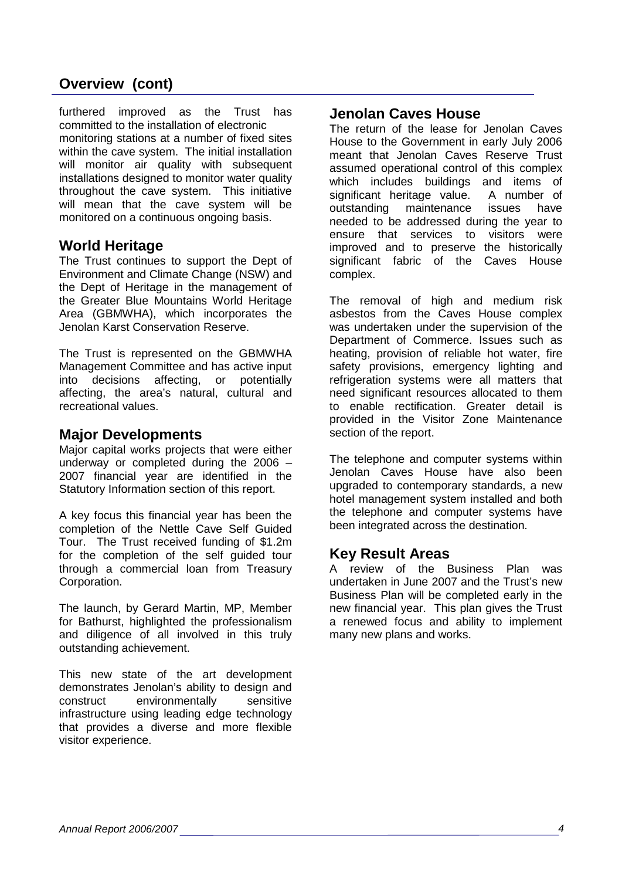## Overview (cont)

furthered improved as the Trust has committed to the installation of electronic monitoring stations at a number of fixed sites within the cave system. The initial installation will monitor air quality with subsequent installations designed to monitor water quality throughout the cave system. This initiative will mean that the cave system will be monitored on a continuous ongoing basis.

### World Heritage

The Trust continues to support the Dept of Environment and Climate Change (NSW) and the Dept of Heritage in the management of the Greater Blue Mountains World Heritage Area (GBMWHA), which incorporates the Jenolan Karst Conservation Reserve.

The Trust is represented on the GBMWHA Management Committee and has active input into decisions affecting, or potentially affecting, the area's natural, cultural and recreational values.

### Major Developments

Major capital works projects that were either underway or completed during the 2006 – 2007 financial year are identified in the Statutory Information section of this report.

A key focus this financial year has been the completion of the Nettle Cave Self Guided Tour. The Trust received funding of $1.2m for the completion of the self guided tour through a commercial loan from Treasury Corporation.

The launch, by Gerard Martin, MP, Member for Bathurst, highlighted the professionalism and diligence of all involved in this truly outstanding achievement.

This new state of the art development demonstrates Jenolan's ability to design and construct environmentally sensitive infrastructure using leading edge technology that provides a diverse and more flexible visitor experience.

### Jenolan Caves House

The return of the lease for Jenolan Caves House to the Government in early July 2006 meant that Jenolan Caves Reserve Trust assumed operational control of this complex which includes buildings and items of significant heritage value. A number of outstanding maintenance issues have needed to be addressed during the year to ensure that services to visitors were improved and to preserve the historically significant fabric of the Caves House complex.

The removal of high and medium risk asbestos from the Caves House complex was undertaken under the supervision of the Department of Commerce. Issues such as heating, provision of reliable hot water, fire safety provisions, emergency lighting and refrigeration systems were all matters that need significant resources allocated to them to enable rectification. Greater detail is provided in the Visitor Zone Maintenance section of the report.

The telephone and computer systems within Jenolan Caves House have also been upgraded to contemporary standards, a new hotel management system installed and both the telephone and computer systems have been integrated across the destination.

### Key Result Areas

A review of the Business Plan was undertaken in June 2007 and the Trust's new Business Plan will be completed early in the new financial year. This plan gives the Trust a renewed focus and ability to implement many new plans and works.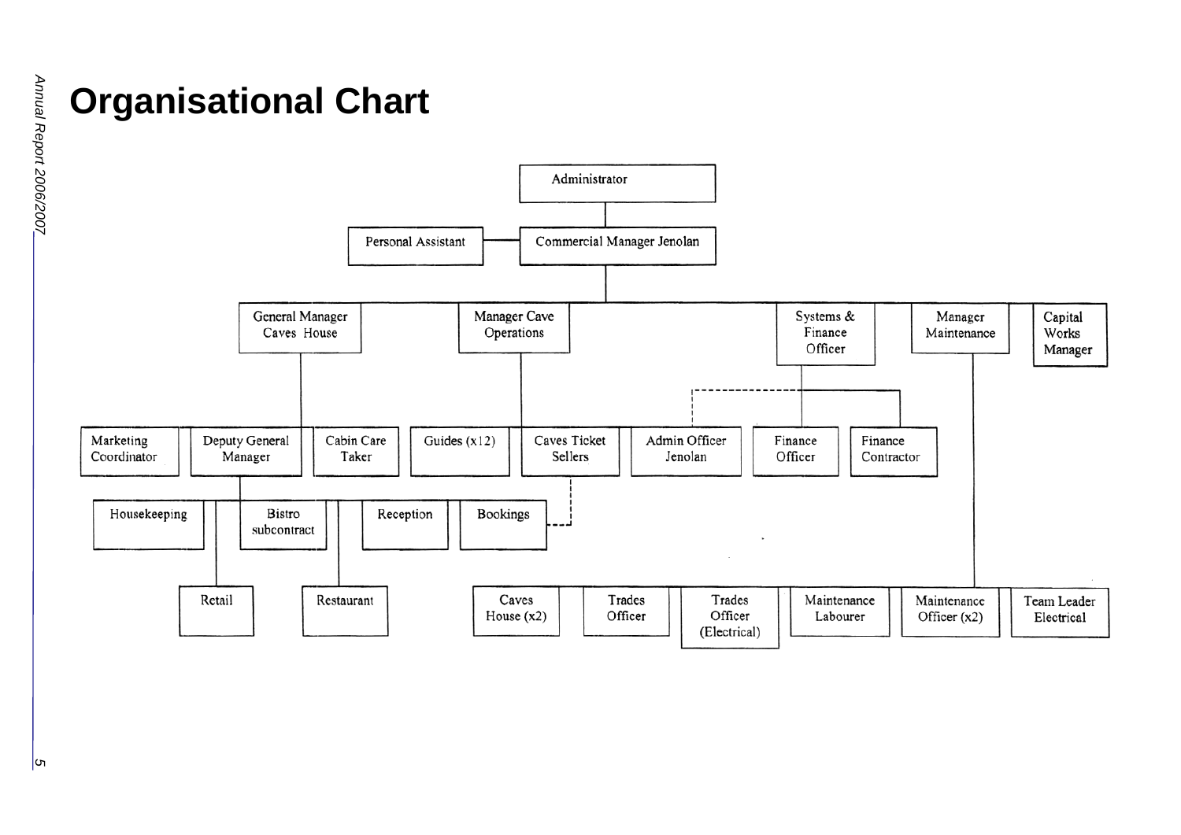# Organisational Chart

Administrator

Personal Assistant

Commercial Manager Jenolan

General Manager Caves House

Manager Cave Operations

Systems & Finance Officer

Manager Maintenance

Capital Works Manager

Marketing Coordinator

Deputy General Manager

Cabin Care Taker

Guides (x12)

Caves Ticket Sellers

Admin Officer Jenolan

Finance Officer

Finance Contractor

Housekeeping

Bistro subcontract

Reception

Bookings

Retail

Restaurant

Caves House (x2)

Trades Officer

Trades Officer (Electrical)

Maintenance Labourer

Maintenance Officer (x2)

Team Leader Electrical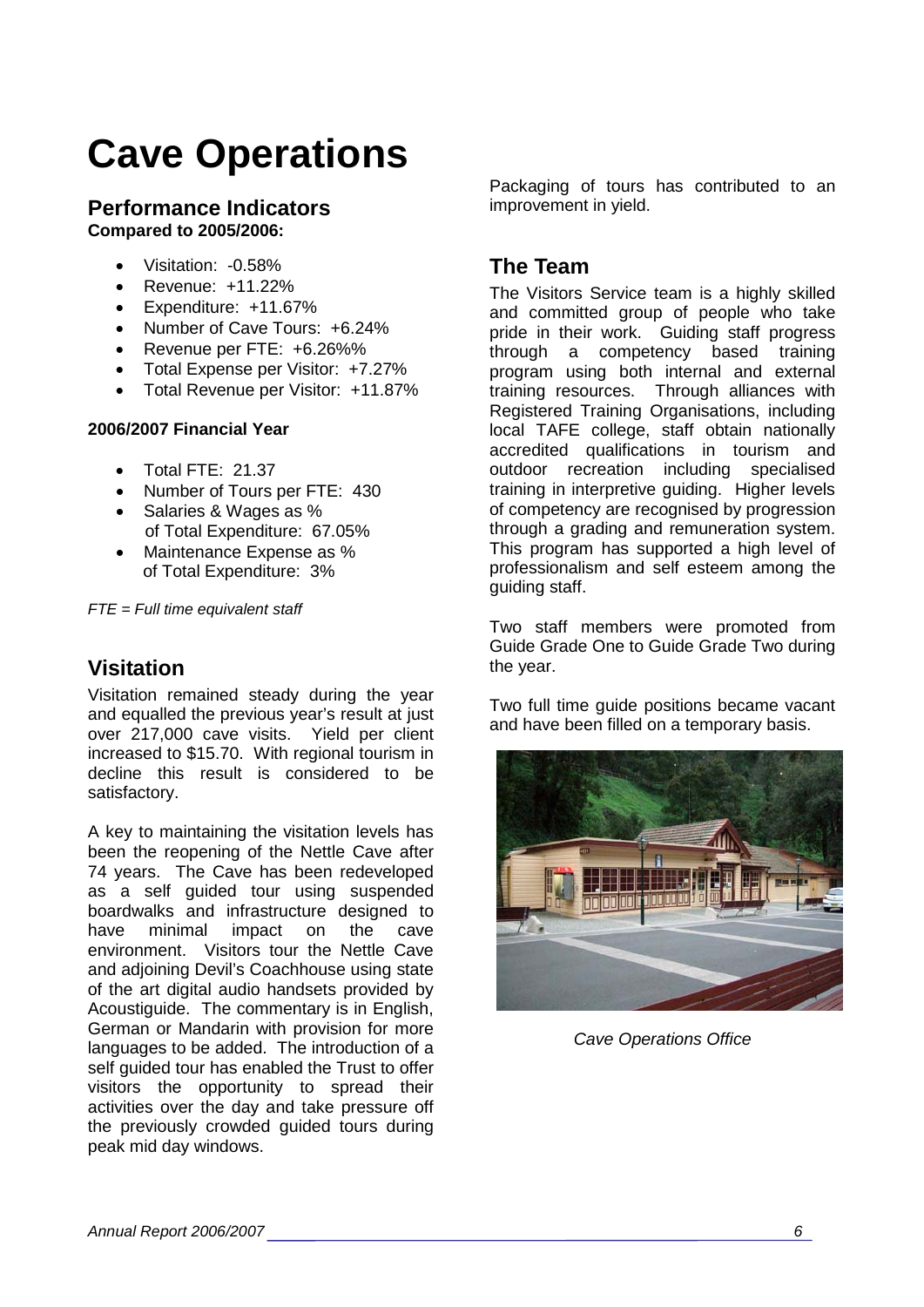# Cave Operations

## Performance Indicators

**Compared to 2005/2006:**

- Visitation: -0.58%
- Revenue: +11.22%
- Expenditure: +11.67%
- Number of Cave Tours: +6.24%
- Revenue per FTE: +6.26%%
- Total Expense per Visitor: +7.27%
- Total Revenue per Visitor: +11.87%

**2006/2007 Financial Year**

- Total FTE: 21.37
- Number of Tours per FTE: 430
- Salaries & Wages as % of Total Expenditure: 67.05%
- Maintenance Expense as % of Total Expenditure: 3%

*FTE = Full time equivalent staff*

## Visitation

Visitation remained steady during the year and equalled the previous year's result at just over 217,000 cave visits. Yield per client increased to $15.70. With regional tourism in decline this result is considered to be satisfactory.

A key to maintaining the visitation levels has been the reopening of the Nettle Cave after 74 years. The Cave has been redeveloped as a self guided tour using suspended boardwalks and infrastructure designed to have minimal impact on the cave environment. Visitors tour the Nettle Cave and adjoining Devil's Coachhouse using state of the art digital audio handsets provided by Acoustiguide. The commentary is in English, German or Mandarin with provision for more languages to be added. The introduction of a self guided tour has enabled the Trust to offer visitors the opportunity to spread their activities over the day and take pressure off the previously crowded guided tours during peak mid day windows.

Packaging of tours has contributed to an improvement in yield.

## The Team

The Visitors Service team is a highly skilled and committed group of people who take pride in their work. Guiding staff progress through a competency based training program using both internal and external training resources. Through alliances with Registered Training Organisations, including local TAFE college, staff obtain nationally accredited qualifications in tourism and outdoor recreation including specialised training in interpretive guiding. Higher levels of competency are recognised by progression through a grading and remuneration system. This program has supported a high level of professionalism and self esteem among the guiding staff.

Two staff members were promoted from Guide Grade One to Guide Grade Two during the year.

Two full time guide positions became vacant and have been filled on a temporary basis.

*Cave Operations Office*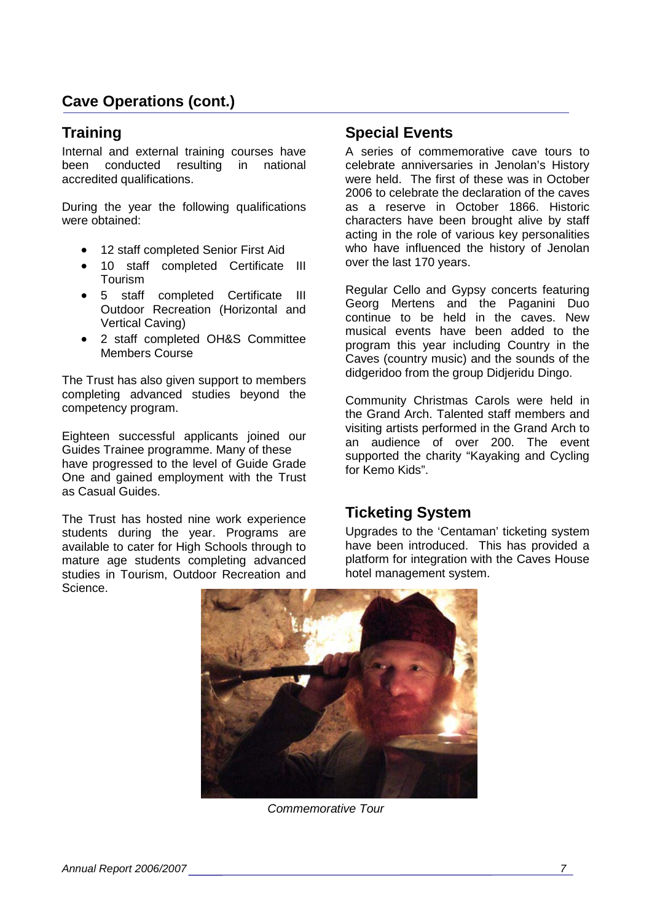## Cave Operations (cont.)

### Training

Internal and external training courses have been conducted resulting in national accredited qualifications.

During the year the following qualifications were obtained:

- 12 staff completed Senior First Aid
- 10 staff completed Certificate III Tourism
- 5 staff completed Certificate III Outdoor Recreation (Horizontal and Vertical Caving)
- 2 staff completed OH&S Committee Members Course

The Trust has also given support to members completing advanced studies beyond the competency program.

Eighteen successful applicants joined our Guides Trainee programme. Many of these have progressed to the level of Guide Grade One and gained employment with the Trust as Casual Guides.

The Trust has hosted nine work experience students during the year. Programs are available to cater for High Schools through to mature age students completing advanced studies in Tourism, Outdoor Recreation and Science.

### Special Events

A series of commemorative cave tours to celebrate anniversaries in Jenolan's History were held. The first of these was in October 2006 to celebrate the declaration of the caves as a reserve in October 1866. Historic characters have been brought alive by staff acting in the role of various key personalities who have influenced the history of Jenolan over the last 170 years.

Regular Cello and Gypsy concerts featuring Georg Mertens and the Paganini Duo continue to be held in the caves. New musical events have been added to the program this year including Country in the Caves (country music) and the sounds of the didgeridoo from the group Didjeridu Dingo.

Community Christmas Carols were held in the Grand Arch. Talented staff members and visiting artists performed in the Grand Arch to an audience of over 200. The event supported the charity "Kayaking and Cycling for Kemo Kids".

### Ticketing System

Upgrades to the 'Centaman' ticketing system have been introduced. This has provided a platform for integration with the Caves House hotel management system.

*Commemorative Tour*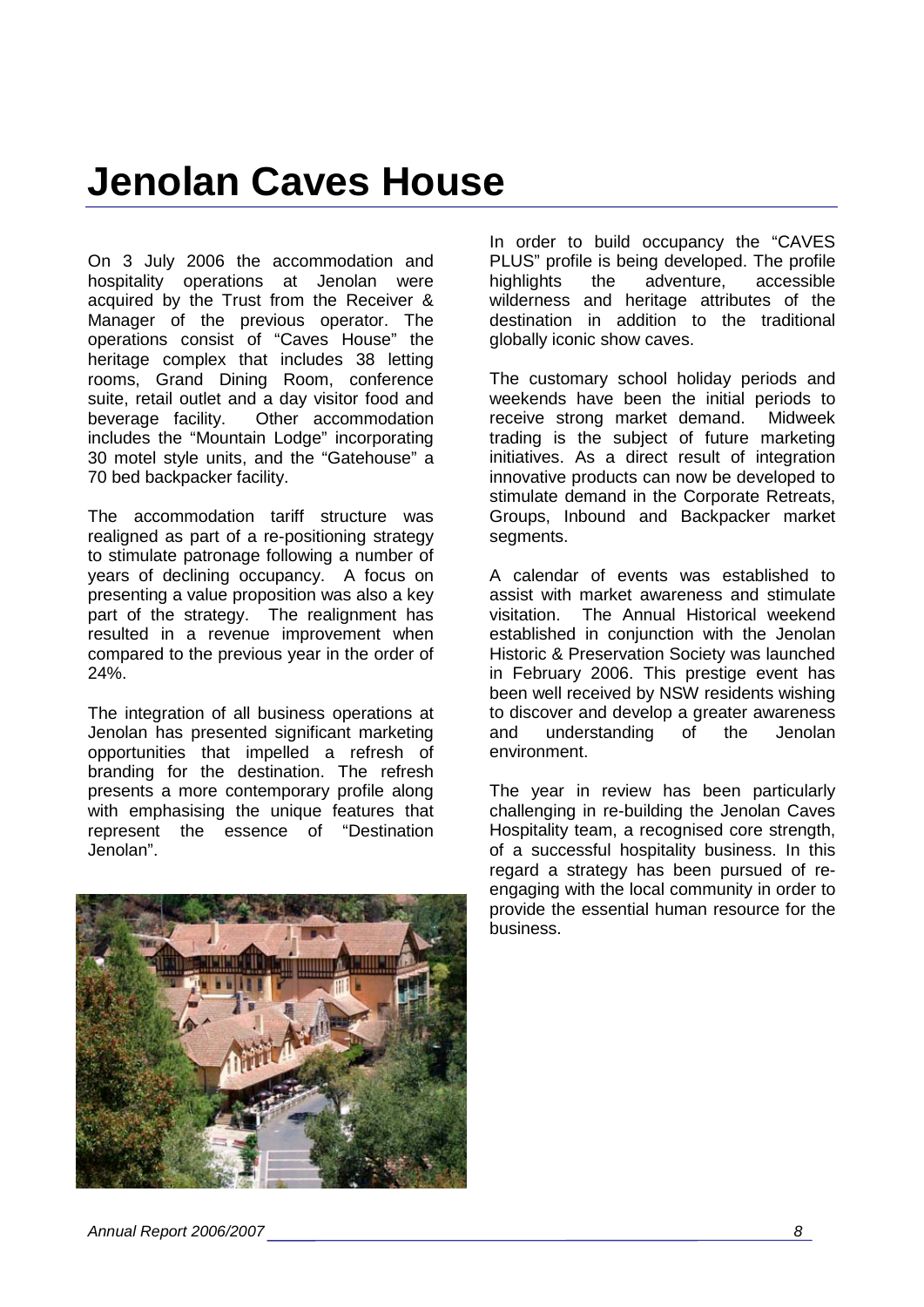# Jenolan Caves House

On 3 July 2006 the accommodation and hospitality operations at Jenolan were acquired by the Trust from the Receiver & Manager of the previous operator. The operations consist of "Caves House" the heritage complex that includes 38 letting rooms, Grand Dining Room, conference suite, retail outlet and a day visitor food and beverage facility. Other accommodation includes the "Mountain Lodge" incorporating 30 motel style units, and the "Gatehouse" a 70 bed backpacker facility.

The accommodation tariff structure was realigned as part of a re-positioning strategy to stimulate patronage following a number of years of declining occupancy. A focus on presenting a value proposition was also a key part of the strategy. The realignment has resulted in a revenue improvement when compared to the previous year in the order of 24%.

The integration of all business operations at Jenolan has presented significant marketing opportunities that impelled a refresh of branding for the destination. The refresh presents a more contemporary profile along with emphasising the unique features that represent the essence of "Destination Jenolan".

In order to build occupancy the "CAVES PLUS" profile is being developed. The profile highlights the adventure, accessible wilderness and heritage attributes of the destination in addition to the traditional globally iconic show caves.

The customary school holiday periods and weekends have been the initial periods to receive strong market demand. Midweek trading is the subject of future marketing initiatives. As a direct result of integration innovative products can now be developed to stimulate demand in the Corporate Retreats, Groups, Inbound and Backpacker market segments.

A calendar of events was established to assist with market awareness and stimulate visitation. The Annual Historical weekend established in conjunction with the Jenolan Historic & Preservation Society was launched in February 2006. This prestige event has been well received by NSW residents wishing to discover and develop a greater awareness and understanding of the Jenolan environment.

The year in review has been particularly challenging in re-building the Jenolan Caves Hospitality team, a recognised core strength, of a successful hospitality business. In this regard a strategy has been pursued of re-engaging with the local community in order to provide the essential human resource for the business.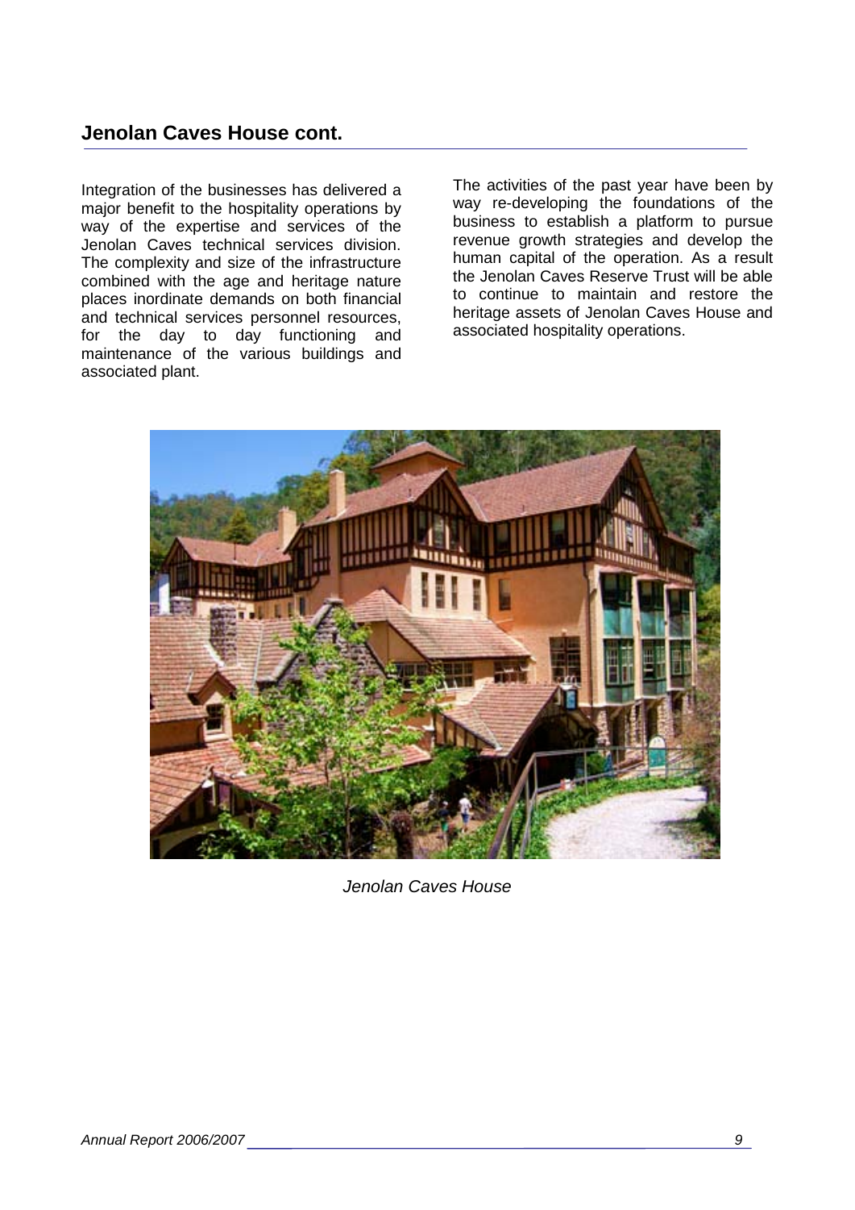## Jenolan Caves House cont.

Integration of the businesses has delivered a major benefit to the hospitality operations by way of the expertise and services of the Jenolan Caves technical services division. The complexity and size of the infrastructure combined with the age and heritage nature places inordinate demands on both financial and technical services personnel resources, for the day to day functioning and maintenance of the various buildings and associated plant.

The activities of the past year have been by way re-developing the foundations of the business to establish a platform to pursue revenue growth strategies and develop the human capital of the operation. As a result the Jenolan Caves Reserve Trust will be able to continue to maintain and restore the heritage assets of Jenolan Caves House and associated hospitality operations.

*Jenolan Caves House*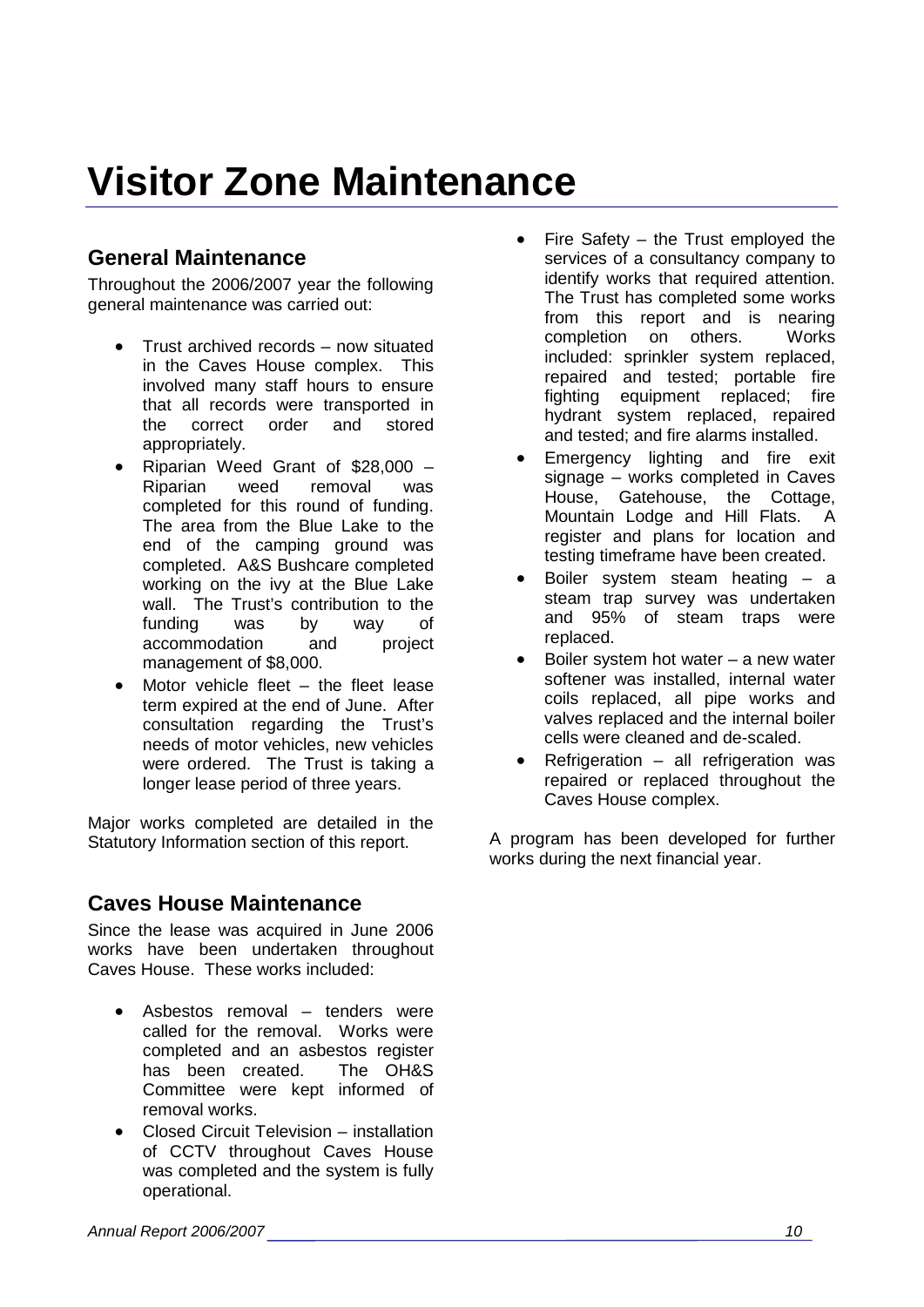# Visitor Zone Maintenance

## General Maintenance

Throughout the 2006/2007 year the following general maintenance was carried out:

- Trust archived records – now situated in the Caves House complex. This involved many staff hours to ensure that all records were transported in the correct order and stored appropriately.
- Riparian Weed Grant of $28,000 – Riparian weed removal was completed for this round of funding. The area from the Blue Lake to the end of the camping ground was completed. A&S Bushcare completed working on the ivy at the Blue Lake wall. The Trust's contribution to the funding was by way of accommodation and project management of $8,000.
- Motor vehicle fleet – the fleet lease term expired at the end of June. After consultation regarding the Trust's needs of motor vehicles, new vehicles were ordered. The Trust is taking a longer lease period of three years.

Major works completed are detailed in the Statutory Information section of this report.

## Caves House Maintenance

Since the lease was acquired in June 2006 works have been undertaken throughout Caves House. These works included:

- Asbestos removal – tenders were called for the removal. Works were completed and an asbestos register has been created. The OH&S Committee were kept informed of removal works.
- Closed Circuit Television – installation of CCTV throughout Caves House was completed and the system is fully operational.
- Fire Safety – the Trust employed the services of a consultancy company to identify works that required attention. The Trust has completed some works from this report and is nearing completion on others. Works included: sprinkler system replaced, repaired and tested; portable fire fighting equipment replaced; fire hydrant system replaced, repaired and tested; and fire alarms installed.
- Emergency lighting and fire exit signage – works completed in Caves House, Gatehouse, the Cottage, Mountain Lodge and Hill Flats. A register and plans for location and testing timeframe have been created.
- Boiler system steam heating – a steam trap survey was undertaken and 95% of steam traps were replaced.
- Boiler system hot water – a new water softener was installed, internal water coils replaced, all pipe works and valves replaced and the internal boiler cells were cleaned and de-scaled.
- Refrigeration – all refrigeration was repaired or replaced throughout the Caves House complex.

A program has been developed for further works during the next financial year.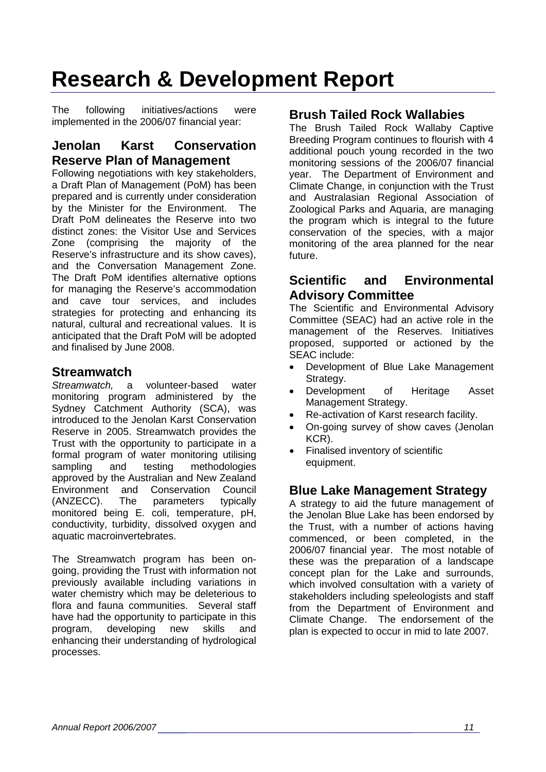# Research & Development Report

The following initiatives/actions were implemented in the 2006/07 financial year:

## Jenolan Karst Conservation Reserve Plan of Management

Following negotiations with key stakeholders, a Draft Plan of Management (PoM) has been prepared and is currently under consideration by the Minister for the Environment. The Draft PoM delineates the Reserve into two distinct zones: the Visitor Use and Services Zone (comprising the majority of the Reserve's infrastructure and its show caves), and the Conversation Management Zone. The Draft PoM identifies alternative options for managing the Reserve's accommodation and cave tour services, and includes strategies for protecting and enhancing its natural, cultural and recreational values. It is anticipated that the Draft PoM will be adopted and finalised by June 2008.

## Streamwatch

*Streamwatch,* a volunteer-based water monitoring program administered by the Sydney Catchment Authority (SCA), was introduced to the Jenolan Karst Conservation Reserve in 2005. Streamwatch provides the Trust with the opportunity to participate in a formal program of water monitoring utilising sampling and testing methodologies approved by the Australian and New Zealand Environment and Conservation Council (ANZECC). The parameters typically monitored being E. coli, temperature, pH, conductivity, turbidity, dissolved oxygen and aquatic macroinvertebrates.

The Streamwatch program has been on-going, providing the Trust with information not previously available including variations in water chemistry which may be deleterious to flora and fauna communities. Several staff have had the opportunity to participate in this program, developing new skills and enhancing their understanding of hydrological processes.

## Brush Tailed Rock Wallabies

The Brush Tailed Rock Wallaby Captive Breeding Program continues to flourish with 4 additional pouch young recorded in the two monitoring sessions of the 2006/07 financial year. The Department of Environment and Climate Change, in conjunction with the Trust and Australasian Regional Association of Zoological Parks and Aquaria, are managing the program which is integral to the future conservation of the species, with a major monitoring of the area planned for the near future.

## Scientific and Environmental Advisory Committee

The Scientific and Environmental Advisory Committee (SEAC) had an active role in the management of the Reserves. Initiatives proposed, supported or actioned by the SEAC include:

- Development of Blue Lake Management Strategy.
- Development of Heritage Asset Management Strategy.
- Re-activation of Karst research facility.
- On-going survey of show caves (Jenolan KCR).
- Finalised inventory of scientific equipment.

## Blue Lake Management Strategy

A strategy to aid the future management of the Jenolan Blue Lake has been endorsed by the Trust, with a number of actions having commenced, or been completed, in the 2006/07 financial year. The most notable of these was the preparation of a landscape concept plan for the Lake and surrounds, which involved consultation with a variety of stakeholders including speleologists and staff from the Department of Environment and Climate Change. The endorsement of the plan is expected to occur in mid to late 2007.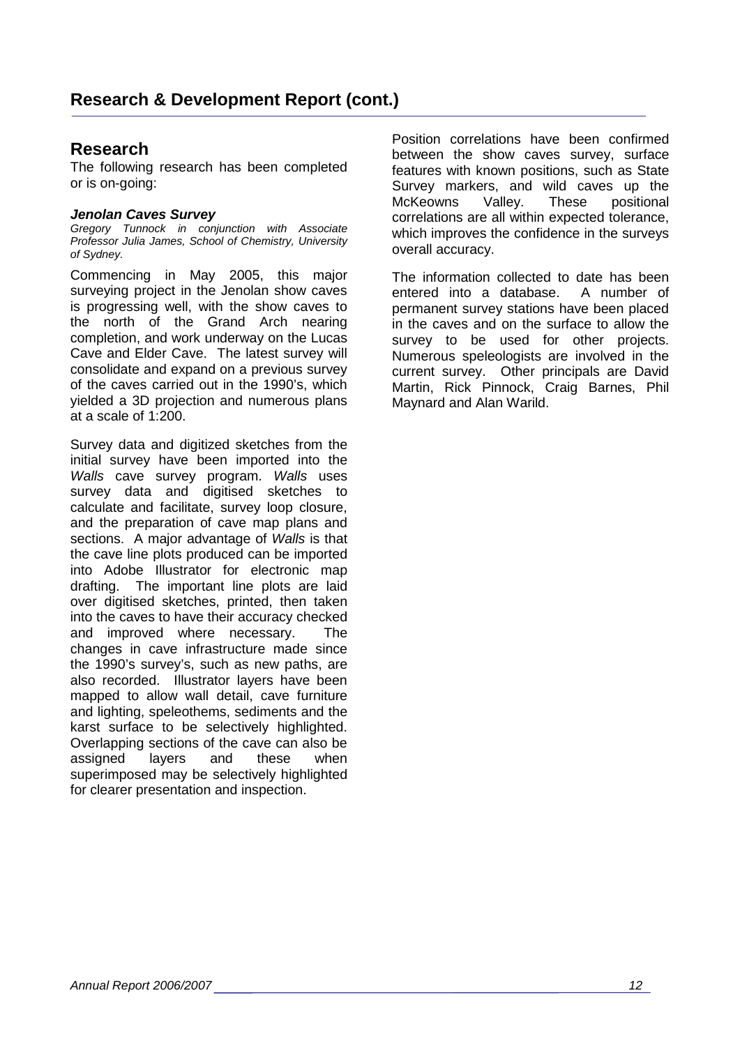# Research & Development Report (cont.)

## Research

The following research has been completed or is on-going:

#### *Jenolan Caves Survey*

*Gregory Tunnock in conjunction with Associate Professor Julia James, School of Chemistry, University of Sydney.*

Commencing in May 2005, this major surveying project in the Jenolan show caves is progressing well, with the show caves to the north of the Grand Arch nearing completion, and work underway on the Lucas Cave and Elder Cave. The latest survey will consolidate and expand on a previous survey of the caves carried out in the 1990's, which yielded a 3D projection and numerous plans at a scale of 1:200.

Survey data and digitized sketches from the initial survey have been imported into the *Walls* cave survey program. *Walls* uses survey data and digitised sketches to calculate and facilitate, survey loop closure, and the preparation of cave map plans and sections. A major advantage of *Walls* is that the cave line plots produced can be imported into Adobe Illustrator for electronic map drafting. The important line plots are laid over digitised sketches, printed, then taken into the caves to have their accuracy checked and improved where necessary. The changes in cave infrastructure made since the 1990's survey's, such as new paths, are also recorded. Illustrator layers have been mapped to allow wall detail, cave furniture and lighting, speleothems, sediments and the karst surface to be selectively highlighted. Overlapping sections of the cave can also be assigned layers and these when superimposed may be selectively highlighted for clearer presentation and inspection.

Position correlations have been confirmed between the show caves survey, surface features with known positions, such as State Survey markers, and wild caves up the McKeowns Valley. These positional correlations are all within expected tolerance, which improves the confidence in the surveys overall accuracy.

The information collected to date has been entered into a database. A number of permanent survey stations have been placed in the caves and on the surface to allow the survey to be used for other projects. Numerous speleologists are involved in the current survey. Other principals are David Martin, Rick Pinnock, Craig Barnes, Phil Maynard and Alan Warild.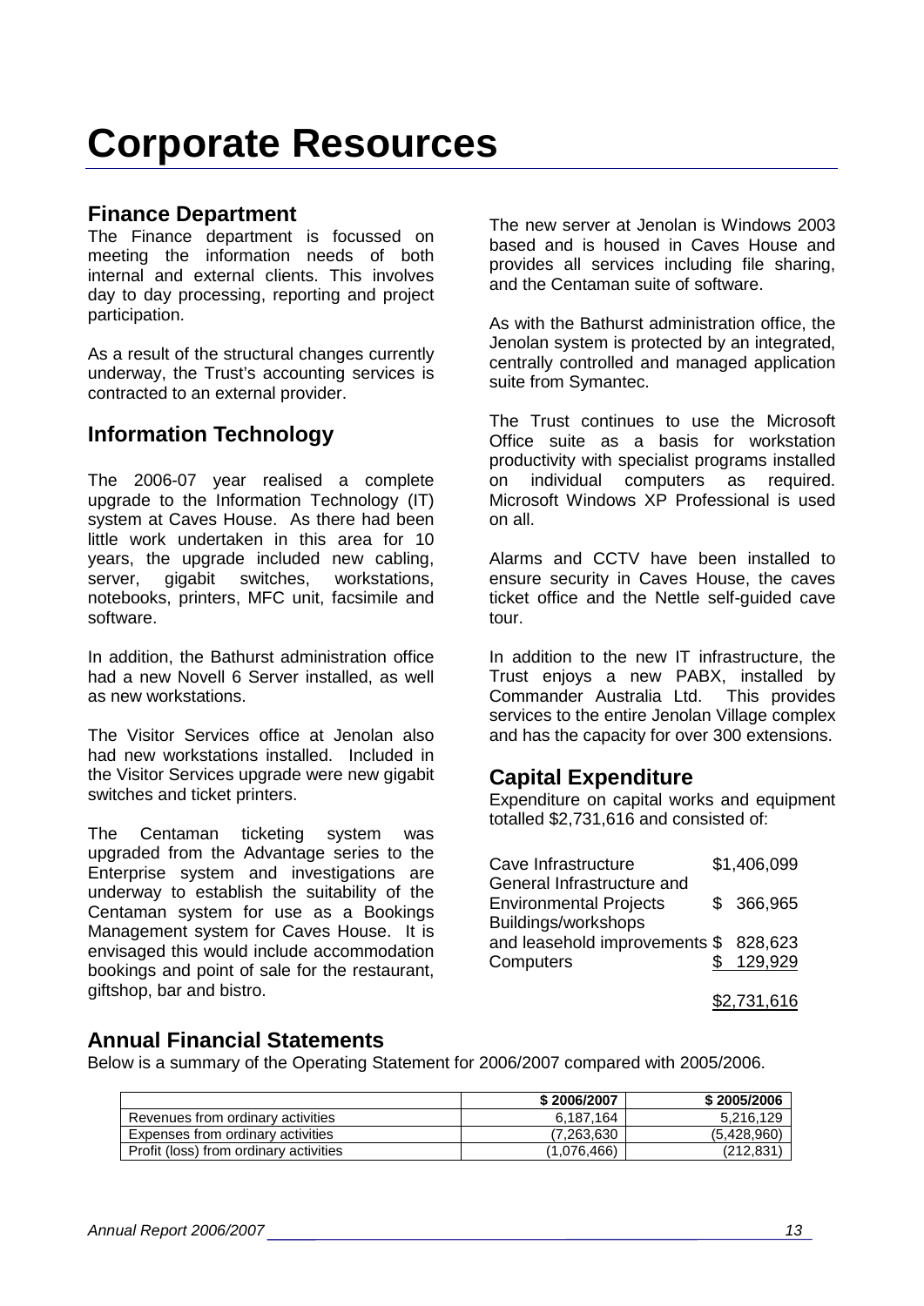# Corporate Resources

## Finance Department

The Finance department is focussed on meeting the information needs of both internal and external clients. This involves day to day processing, reporting and project participation.

As a result of the structural changes currently underway, the Trust's accounting services is contracted to an external provider.

## Information Technology

The 2006-07 year realised a complete upgrade to the Information Technology (IT) system at Caves House. As there had been little work undertaken in this area for 10 years, the upgrade included new cabling, server, gigabit switches, workstations, notebooks, printers, MFC unit, facsimile and software.

In addition, the Bathurst administration office had a new Novell 6 Server installed, as well as new workstations.

The Visitor Services office at Jenolan also had new workstations installed. Included in the Visitor Services upgrade were new gigabit switches and ticket printers.

The Centaman ticketing system was upgraded from the Advantage series to the Enterprise system and investigations are underway to establish the suitability of the Centaman system for use as a Bookings Management system for Caves House. It is envisaged this would include accommodation bookings and point of sale for the restaurant, giftshop, bar and bistro.

The new server at Jenolan is Windows 2003 based and is housed in Caves House and provides all services including file sharing, and the Centaman suite of software.

As with the Bathurst administration office, the Jenolan system is protected by an integrated, centrally controlled and managed application suite from Symantec.

The Trust continues to use the Microsoft Office suite as a basis for workstation productivity with specialist programs installed on individual computers as required. Microsoft Windows XP Professional is used on all.

Alarms and CCTV have been installed to ensure security in Caves House, the caves ticket office and the Nettle self-guided cave tour.

In addition to the new IT infrastructure, the Trust enjoys a new PABX, installed by Commander Australia Ltd. This provides services to the entire Jenolan Village complex and has the capacity for over 300 extensions.

## Capital Expenditure

Expenditure on capital works and equipment totalled $2,731,616 and consisted of:

| | |
|---|---|
| Cave Infrastructure | $1,406,099 |
| General Infrastructure and Environmental Projects | $ 366,965 |
| Buildings/workshops and leasehold improvements | $ 828,623 |
| Computers | $ 129,929 |
| | $2,731,616 |

## Annual Financial Statements

Below is a summary of the Operating Statement for 2006/2007 compared with 2005/2006.

| | $ 2006/2007 | $ 2005/2006 |
|---|---|---|
| Revenues from ordinary activities | 6,187,164 | 5,216,129 |
| Expenses from ordinary activities | (7,263,630 | (5,428,960) |
| Profit (loss) from ordinary activities | (1,076,466) | (212,831) |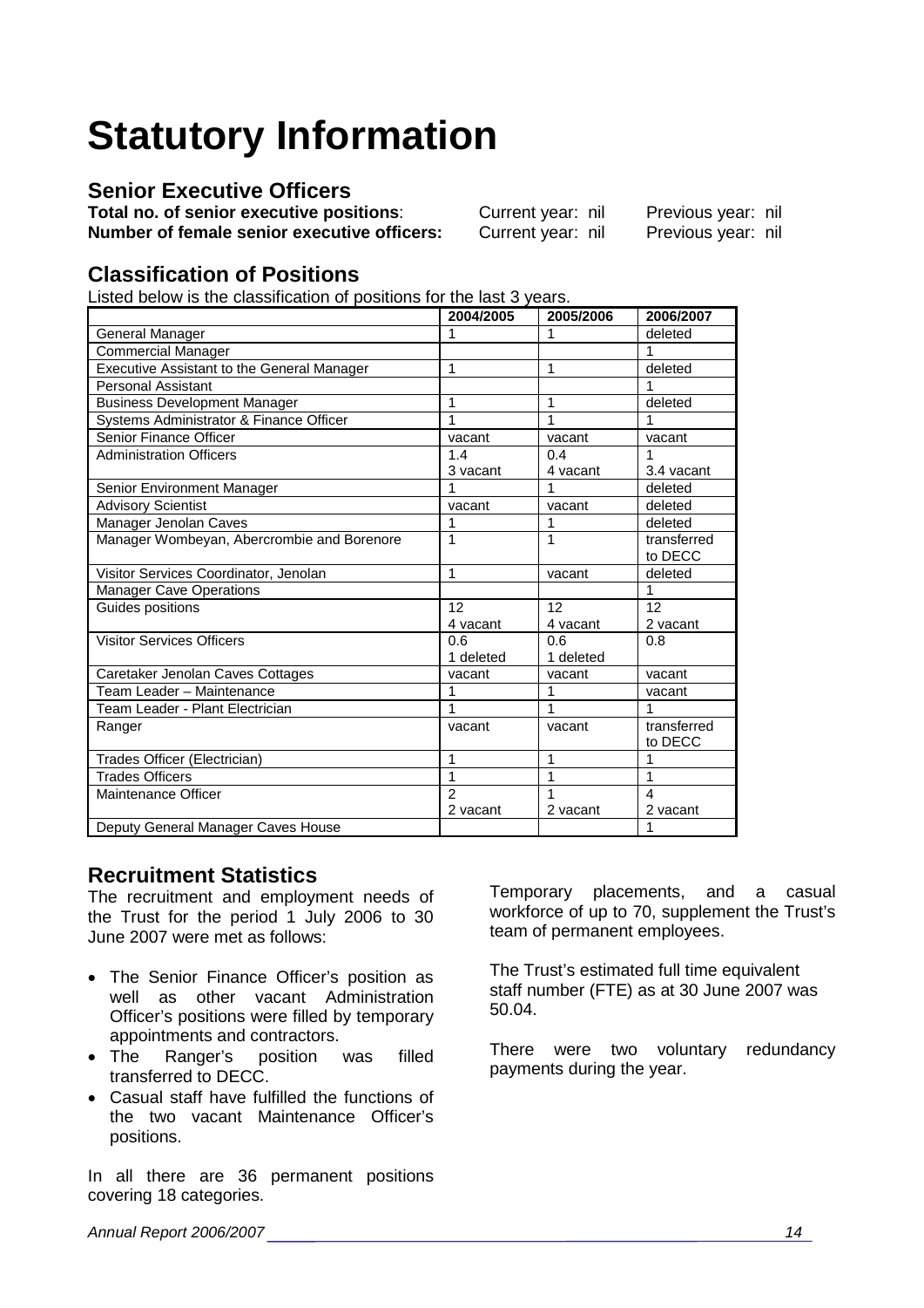# Statutory Information

## Senior Executive Officers

**Total no. of senior executive positions**: Current year: nil Previous year: nil
**Number of female senior executive officers:** Current year: nil Previous year: nil

## Classification of Positions

Listed below is the classification of positions for the last 3 years.

| | 2004/2005 | 2005/2006 | 2006/2007 |
|---|---|---|---|
| General Manager | 1 | 1 | deleted |
| Commercial Manager | | | 1 |
| Executive Assistant to the General Manager | 1 | 1 | deleted |
| Personal Assistant | | | 1 |
| Business Development Manager | 1 | 1 | deleted |
| Systems Administrator & Finance Officer | 1 | 1 | 1 |
| Senior Finance Officer | vacant | vacant | vacant |
| Administration Officers | 1.4<br>3 vacant | 0.4<br>4 vacant | 1<br>3.4 vacant |
| Senior Environment Manager | 1 | 1 | deleted |
| Advisory Scientist | vacant | vacant | deleted |
| Manager Jenolan Caves | 1 | 1 | deleted |
| Manager Wombeyan, Abercrombie and Borenore | 1 | 1 | transferred to DECC |
| Visitor Services Coordinator, Jenolan | 1 | vacant | deleted |
| Manager Cave Operations | | | 1 |
| Guides positions | 12<br>4 vacant | 12<br>4 vacant | 12<br>2 vacant |
| Visitor Services Officers | 0.6<br>1 deleted | 0.6<br>1 deleted | 0.8 |
| Caretaker Jenolan Caves Cottages | vacant | vacant | vacant |
| Team Leader – Maintenance | 1 | 1 | vacant |
| Team Leader - Plant Electrician | 1 | 1 | 1 |
| Ranger | vacant | vacant | transferred to DECC |
| Trades Officer (Electrician) | 1 | 1 | 1 |
| Trades Officers | 1 | 1 | 1 |
| Maintenance Officer | 2<br>2 vacant | 1<br>2 vacant | 4<br>2 vacant |
| Deputy General Manager Caves House | | | 1 |

## Recruitment Statistics

The recruitment and employment needs of the Trust for the period 1 July 2006 to 30 June 2007 were met as follows:

- The Senior Finance Officer's position as well as other vacant Administration Officer's positions were filled by temporary appointments and contractors.
- The Ranger's position was filled transferred to DECC.
- Casual staff have fulfilled the functions of the two vacant Maintenance Officer's positions.

In all there are 36 permanent positions covering 18 categories.

Temporary placements, and a casual workforce of up to 70, supplement the Trust's team of permanent employees.

The Trust's estimated full time equivalent staff number (FTE) as at 30 June 2007 was 50.04.

There were two voluntary redundancy payments during the year.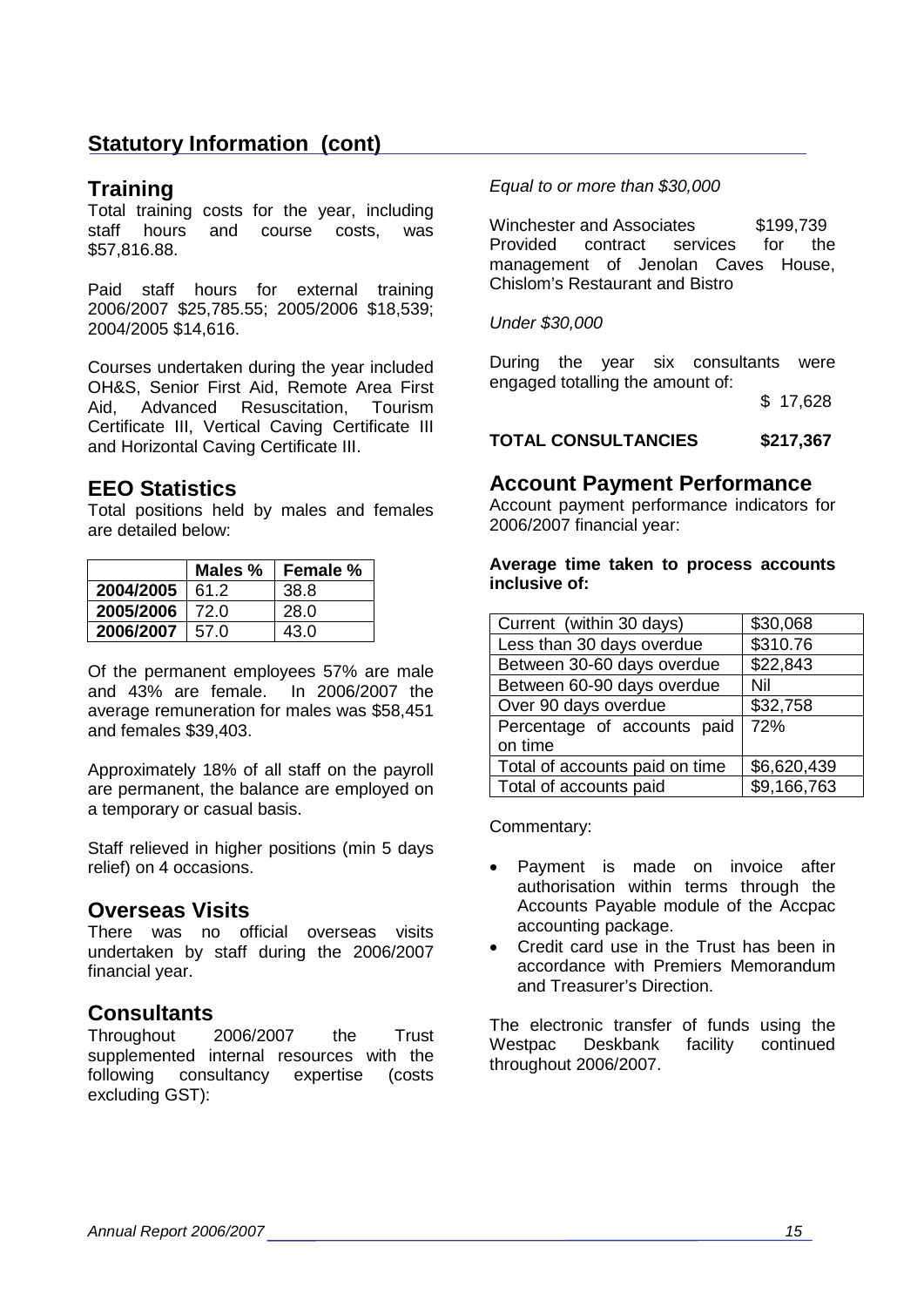## Statutory Information (cont)

### Training

Total training costs for the year, including staff hours and course costs, was $57,816.88.

Paid staff hours for external training 2006/2007 $25,785.55; 2005/2006 $18,539; 2004/2005 $14,616.

Courses undertaken during the year included OH&S, Senior First Aid, Remote Area First Aid, Advanced Resuscitation, Tourism Certificate III, Vertical Caving Certificate III and Horizontal Caving Certificate III.

### EEO Statistics

Total positions held by males and females are detailed below:

| | Males % | Female % |
|---|---|---|
| **2004/2005** | 61.2 | 38.8 |
| **2005/2006** | 72.0 | 28.0 |
| **2006/2007** | 57.0 | 43.0 |

Of the permanent employees 57% are male and 43% are female. In 2006/2007 the average remuneration for males was $58,451 and females $39,403.

Approximately 18% of all staff on the payroll are permanent, the balance are employed on a temporary or casual basis.

Staff relieved in higher positions (min 5 days relief) on 4 occasions.

### Overseas Visits

There was no official overseas visits undertaken by staff during the 2006/2007 financial year.

### Consultants

Throughout 2006/2007 the Trust supplemented internal resources with the following consultancy expertise (costs excluding GST):

*Equal to or more than $30,000*

Winchester and Associates $199,739
Provided contract services for the management of Jenolan Caves House, Chislom's Restaurant and Bistro

*Under $30,000*

During the year six consultants were engaged totalling the amount of:
$ 17,628

**TOTAL CONSULTANCIES $217,367**

### Account Payment Performance

Account payment performance indicators for 2006/2007 financial year:

**Average time taken to process accounts inclusive of:**

| | |
|---|---|
| Current (within 30 days) | $30,068 |
| Less than 30 days overdue | $310.76 |
| Between 30-60 days overdue | $22,843 |
| Between 60-90 days overdue | Nil |
| Over 90 days overdue | $32,758 |
| Percentage of accounts paid on time | 72% |
| Total of accounts paid on time | $6,620,439 |
| Total of accounts paid | $9,166,763 |

Commentary:

- Payment is made on invoice after authorisation within terms through the Accounts Payable module of the Accpac accounting package.
- Credit card use in the Trust has been in accordance with Premiers Memorandum and Treasurer's Direction.

The electronic transfer of funds using the Westpac Deskbank facility continued throughout 2006/2007.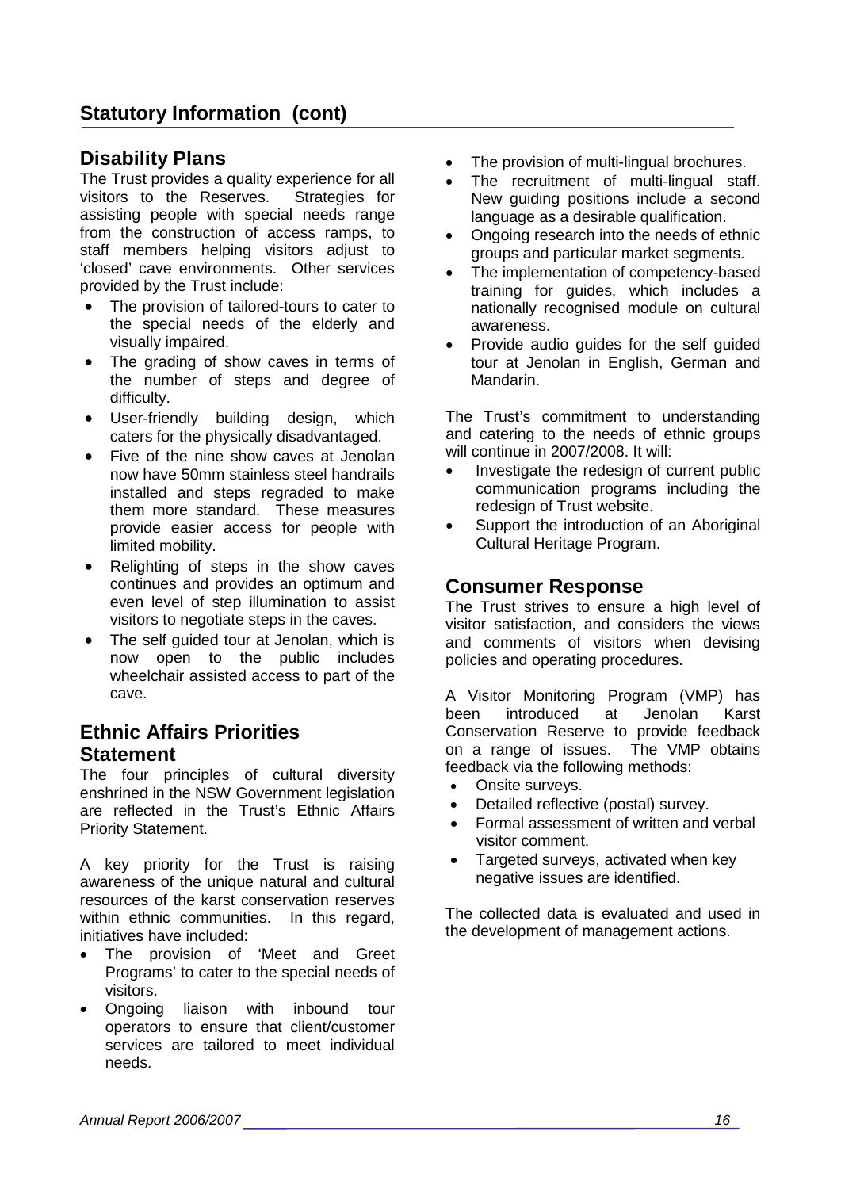## Statistical Information (cont)

# Statutory Information (cont)

## Disability Plans

The Trust provides a quality experience for all visitors to the Reserves. Strategies for assisting people with special needs range from the construction of access ramps, to staff members helping visitors adjust to 'closed' cave environments. Other services provided by the Trust include:

- The provision of tailored-tours to cater to the special needs of the elderly and visually impaired.
- The grading of show caves in terms of the number of steps and degree of difficulty.
- User-friendly building design, which caters for the physically disadvantaged.
- Five of the nine show caves at Jenolan now have 50mm stainless steel handrails installed and steps regraded to make them more standard. These measures provide easier access for people with limited mobility.
- Relighting of steps in the show caves continues and provides an optimum and even level of step illumination to assist visitors to negotiate steps in the caves.
- The self guided tour at Jenolan, which is now open to the public includes wheelchair assisted access to part of the cave.

## Ethnic Affairs Priorities Statement

The four principles of cultural diversity enshrined in the NSW Government legislation are reflected in the Trust's Ethnic Affairs Priority Statement.

A key priority for the Trust is raising awareness of the unique natural and cultural resources of the karst conservation reserves within ethnic communities. In this regard, initiatives have included:

- The provision of 'Meet and Greet Programs' to cater to the special needs of visitors.
- Ongoing liaison with inbound tour operators to ensure that client/customer services are tailored to meet individual needs.
- The provision of multi-lingual brochures.
- The recruitment of multi-lingual staff. New guiding positions include a second language as a desirable qualification.
- Ongoing research into the needs of ethnic groups and particular market segments.
- The implementation of competency-based training for guides, which includes a nationally recognised module on cultural awareness.
- Provide audio guides for the self guided tour at Jenolan in English, German and Mandarin.

The Trust's commitment to understanding and catering to the needs of ethnic groups will continue in 2007/2008. It will:

- Investigate the redesign of current public communication programs including the redesign of Trust website.
- Support the introduction of an Aboriginal Cultural Heritage Program.

## Consumer Response

The Trust strives to ensure a high level of visitor satisfaction, and considers the views and comments of visitors when devising policies and operating procedures.

A Visitor Monitoring Program (VMP) has been introduced at Jenolan Karst Conservation Reserve to provide feedback on a range of issues. The VMP obtains feedback via the following methods:

- Onsite surveys.
- Detailed reflective (postal) survey.
- Formal assessment of written and verbal visitor comment.
- Targeted surveys, activated when key negative issues are identified.

The collected data is evaluated and used in the development of management actions.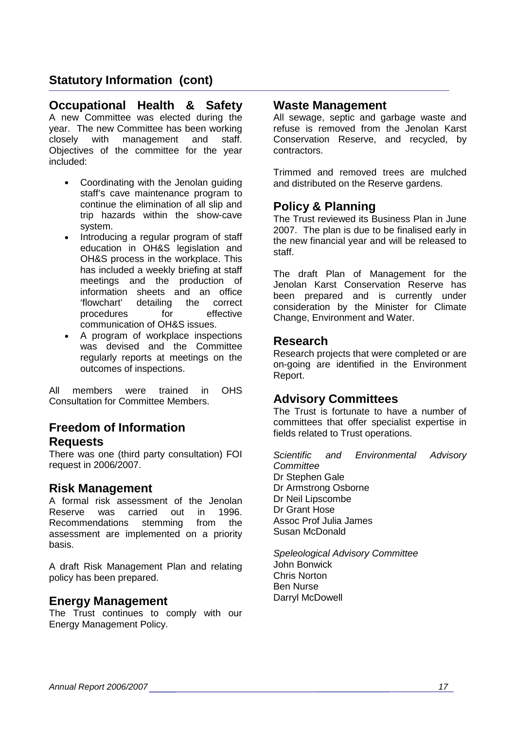## Statistical Information (cont)

### Occupational Health & Safety

A new Committee was elected during the year. The new Committee has been working closely with management and staff. Objectives of the committee for the year included:

- Coordinating with the Jenolan guiding staff's cave maintenance program to continue the elimination of all slip and trip hazards within the show-cave system.
- Introducing a regular program of staff education in OH&S legislation and OH&S process in the workplace. This has included a weekly briefing at staff meetings and the production of information sheets and an office 'flowchart' detailing the correct procedures for effective communication of OH&S issues.
- A program of workplace inspections was devised and the Committee regularly reports at meetings on the outcomes of inspections.

All members were trained in OHS Consultation for Committee Members.

### Freedom of Information Requests

There was one (third party consultation) FOI request in 2006/2007.

### Risk Management

A formal risk assessment of the Jenolan Reserve was carried out in 1996. Recommendations stemming from the assessment are implemented on a priority basis.

A draft Risk Management Plan and relating policy has been prepared.

### Energy Management

The Trust continues to comply with our Energy Management Policy.

### Waste Management

All sewage, septic and garbage waste and refuse is removed from the Jenolan Karst Conservation Reserve, and recycled, by contractors.

Trimmed and removed trees are mulched and distributed on the Reserve gardens.

### Policy & Planning

The Trust reviewed its Business Plan in June 2007. The plan is due to be finalised early in the new financial year and will be released to staff.

The draft Plan of Management for the Jenolan Karst Conservation Reserve has been prepared and is currently under consideration by the Minister for Climate Change, Environment and Water.

### Research

Research projects that were completed or are on-going are identified in the Environment Report.

### Advisory Committees

The Trust is fortunate to have a number of committees that offer specialist expertise in fields related to Trust operations.

*Scientific and Environmental Advisory Committee*
Dr Stephen Gale
Dr Armstrong Osborne
Dr Neil Lipscombe
Dr Grant Hose
Assoc Prof Julia James
Susan McDonald

*Speleological Advisory Committee*
John Bonwick
Chris Norton
Ben Nurse
Darryl McDowell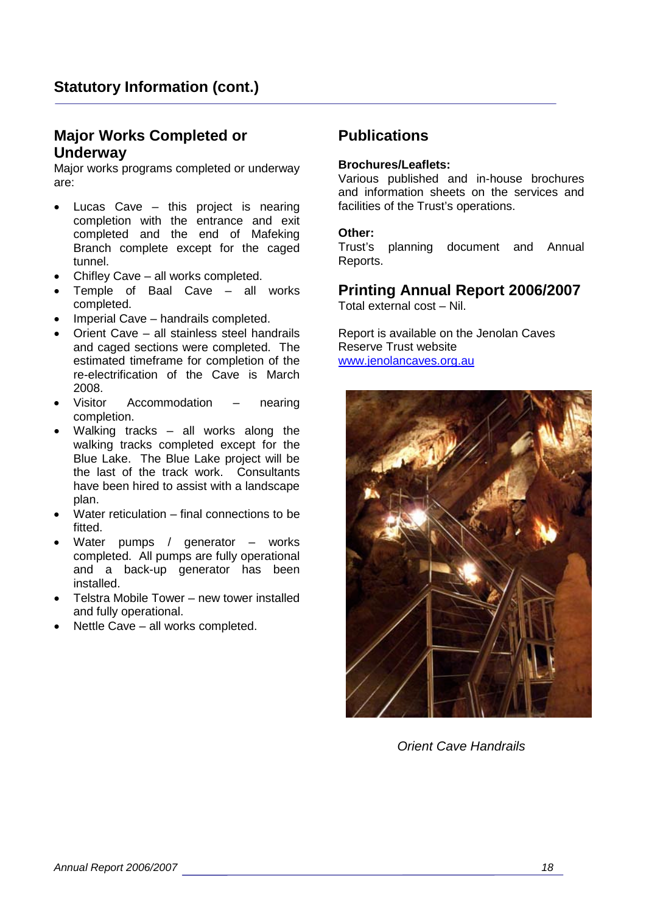# Statistical Information (cont.)

## Major Works Completed or Underway

Major works programs completed or underway are:

- Lucas Cave – this project is nearing completion with the entrance and exit completed and the end of Mafeking Branch complete except for the caged tunnel.
- Chifley Cave – all works completed.
- Temple of Baal Cave – all works completed.
- Imperial Cave – handrails completed.
- Orient Cave – all stainless steel handrails and caged sections were completed. The estimated timeframe for completion of the re-electrification of the Cave is March 2008.
- Visitor Accommodation – nearing completion.
- Walking tracks – all works along the walking tracks completed except for the Blue Lake. The Blue Lake project will be the last of the track work. Consultants have been hired to assist with a landscape plan.
- Water reticulation – final connections to be fitted.
- Water pumps / generator – works completed. All pumps are fully operational and a back-up generator has been installed.
- Telstra Mobile Tower – new tower installed and fully operational.
- Nettle Cave – all works completed.

## Publications

**Brochures/Leaflets:**
Various published and in-house brochures and information sheets on the services and facilities of the Trust's operations.

**Other:**
Trust's planning document and Annual Reports.

## Printing Annual Report 2006/2007

Total external cost – Nil.

Report is available on the Jenolan Caves Reserve Trust website www.jenolancaves.org.au

*Orient Cave Handrails*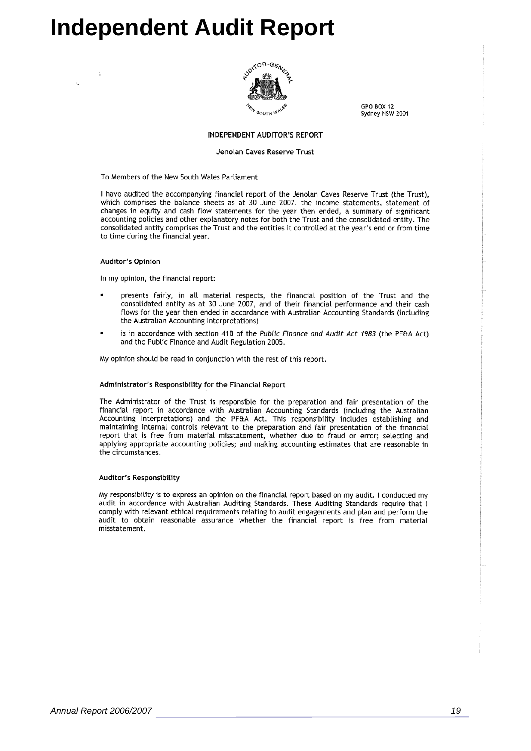# Independent Audit Report

GPO BOX 12
Sydney NSW 2001

**INDEPENDENT AUDITOR'S REPORT**

**Jenolan Caves Reserve Trust**

To Members of the New South Wales Parliament

I have audited the accompanying financial report of the Jenolan Caves Reserve Trust (the Trust), which comprises the balance sheets as at 30 June 2007, the income statements, statement of changes in equity and cash flow statements for the year then ended, a summary of significant accounting policies and other explanatory notes for both the Trust and the consolidated entity. The consolidated entity comprises the Trust and the entities it controlled at the year's end or from time to time during the financial year.

### Auditor's Opinion

In my opinion, the financial report:

- presents fairly, in all material respects, the financial position of the Trust and the consolidated entity as at 30 June 2007, and of their financial performance and their cash flows for the year then ended in accordance with Australian Accounting Standards (including the Australian Accounting Interpretations)
- is in accordance with section 41B of the *Public Finance and Audit Act 1983* (the PF&A Act) and the Public Finance and Audit Regulation 2005.

My opinion should be read in conjunction with the rest of this report.

### Administrator's Responsibility for the Financial Report

The Administrator of the Trust is responsible for the preparation and fair presentation of the financial report in accordance with Australian Accounting Standards (including the Australian Accounting Interpretations) and the PF&A Act. This responsibility includes establishing and maintaining internal controls relevant to the preparation and fair presentation of the financial report that is free from material misstatement, whether due to fraud or error; selecting and applying appropriate accounting policies; and making accounting estimates that are reasonable in the circumstances.

### Auditor's Responsibility

My responsibility is to express an opinion on the financial report based on my audit. I conducted my audit in accordance with Australian Auditing Standards. These Auditing Standards require that I comply with relevant ethical requirements relating to audit engagements and plan and perform the audit to obtain reasonable assurance whether the financial report is free from material misstatement.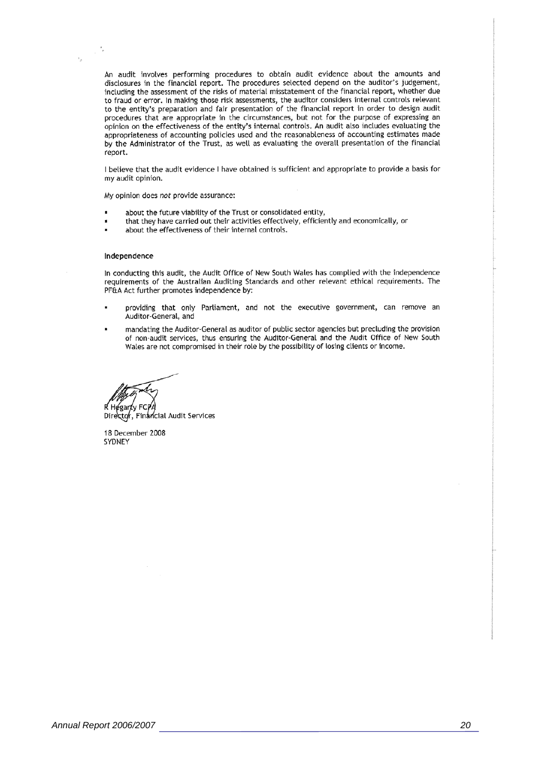An audit involves performing procedures to obtain audit evidence about the amounts and disclosures in the financial report. The procedures selected depend on the auditor's judgement, including the assessment of the risks of material misstatement of the financial report, whether due to fraud or error. In making those risk assessments, the auditor considers internal controls relevant to the entity's preparation and fair presentation of the financial report in order to design audit procedures that are appropriate in the circumstances, but not for the purpose of expressing an opinion on the effectiveness of the entity's internal controls. An audit also includes evaluating the appropriateness of accounting policies used and the reasonableness of accounting estimates made by the Administrator of the Trust, as well as evaluating the overall presentation of the financial report.

I believe that the audit evidence I have obtained is sufficient and appropriate to provide a basis for my audit opinion.

My opinion does *not* provide assurance:

- about the future viability of the Trust or consolidated entity,
- that they have carried out their activities effectively, efficiently and economically, or
- about the effectiveness of their internal controls.

### Independence

In conducting this audit, the Audit Office of New South Wales has complied with the independence requirements of the Australian Auditing Standards and other relevant ethical requirements. The PF&A Act further promotes independence by:

- providing that only Parliament, and not the executive government, can remove an Auditor-General, and
- mandating the Auditor-General as auditor of public sector agencies but precluding the provision of non-audit services, thus ensuring the Auditor-General and the Audit Office of New South Wales are not compromised in their role by the possibility of losing clients or income.

R Hegarty FCPA
Director, Financial Audit Services

18 December 2008
SYDNEY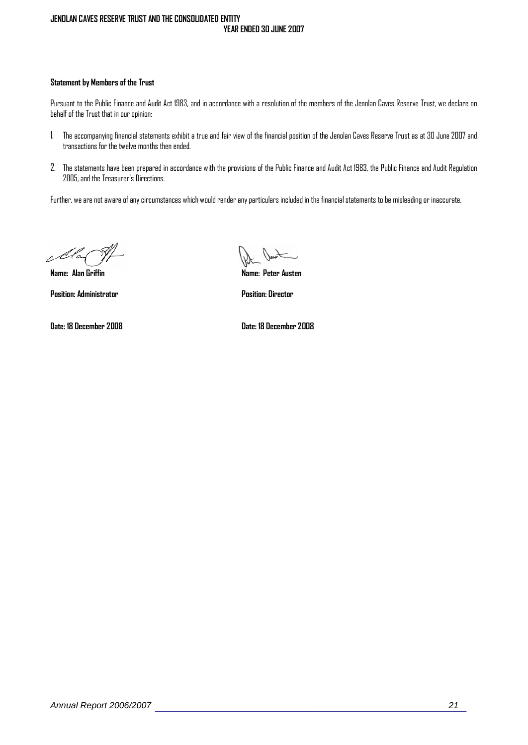**Statement by Members of the Trust**

Pursuant to the Public Finance and Audit Act 1983, and in accordance with a resolution of the members of the Jenolan Caves Reserve Trust, we declare on behalf of the Trust that in our opinion:

1. The accompanying financial statements exhibit a true and fair view of the financial position of the Jenolan Caves Reserve Trust as at 30 June 2007 and transactions for the twelve months then ended.

2. The statements have been prepared in accordance with the provisions of the Public Finance and Audit Act 1983, the Public Finance and Audit Regulation 2005, and the Treasurer's Directions.

Further, we are not aware of any circumstances which would render any particulars included in the financial statements to be misleading or inaccurate.

| | |
|---|---|
| **Name: Alan Griffin** | **Name: Peter Austen** |
| **Position: Administrator** | **Position: Director** |
| **Date: 18 December 2008** | **Date: 18 December 2008** |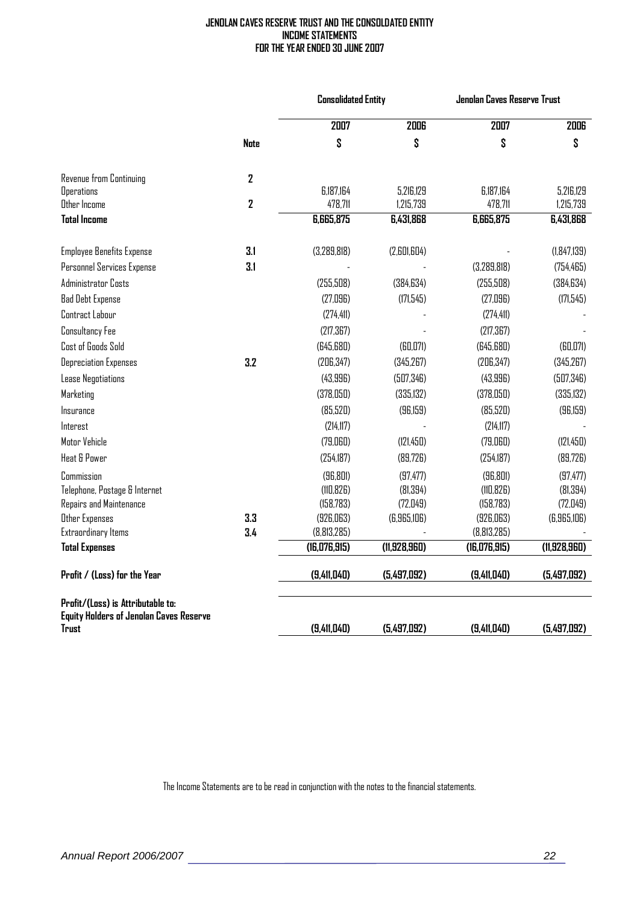**JENOLAN CAVES RESERVE TRUST AND THE CONSOLIDATED ENTITY**
**INCOME STATEMENTS**
**FOR THE YEAR ENDED 30 JUNE 2007**

| | | **Consolidated Entity** | | **Jenolan Caves Reserve Trust** | |
|---|---|---|---|---|---|
| | | **2007** | **2006** | **2007** | **2006** |
| | **Note** | **$** | **$** | **$** | **$** |
| Revenue from Continuing Operations | 2 | 6,187,164 | 5,216,129 | 6,187,164 | 5,216,129 |
| Other Income | 2 | 478,711 | 1,215,739 | 478,711 | 1,215,739 |
| **Total Income** | | **6,665,875** | **6,431,868** | **6,665,875** | **6,431,868** |
| Employee Benefits Expense | 3.1 | (3,289,818) | (2,601,604) | - | (1,847,139) |
| Personnel Services Expense | 3.1 | - | - | (3,289,818) | (754,465) |
| Administrator Costs | | (255,508) | (384,634) | (255,508) | (384,634) |
| Bad Debt Expense | | (27,096) | (171,545) | (27,096) | (171,545) |
| Contract Labour | | (274,411) | - | (274,411) | - |
| Consultancy Fee | | (217,367) | - | (217,367) | - |
| Cost of Goods Sold | | (645,680) | (60,071) | (645,680) | (60,071) |
| Depreciation Expenses | 3.2 | (206,347) | (345,267) | (206,347) | (345,267) |
| Lease Negotiations | | (43,996) | (507,346) | (43,996) | (507,346) |
| Marketing | | (378,050) | (335,132) | (378,050) | (335,132) |
| Insurance | | (85,520) | (96,159) | (85,520) | (96,159) |
| Interest | | (214,117) | - | (214,117) | - |
| Motor Vehicle | | (79,060) | (121,450) | (79,060) | (121,450) |
| Heat & Power | | (254,187) | (89,726) | (254,187) | (89,726) |
| Commission | | (96,801) | (97,477) | (96,801) | (97,477) |
| Telephone, Postage & Internet | | (110,826) | (81,394) | (110,826) | (81,394) |
| Repairs and Maintenance | | (158,783) | (72,049) | (158,783) | (72,049) |
| Other Expenses | 3.3 | (926,063) | (6,965,106) | (926,063) | (6,965,106) |
| Extraordinary Items | 3.4 | (8,813,285) | - | (8,813,285) | - |
| **Total Expenses** | | **(16,076,915)** | **(11,928,960)** | **(16,076,915)** | **(11,928,960)** |
| **Profit / (Loss) for the Year** | | **(9,411,040)** | **(5,497,092)** | **(9,411,040)** | **(5,497,092)** |
| **Profit/(Loss) is Attributable to:** | | | | | |
| **Equity Holders of Jenolan Caves Reserve Trust** | | **(9,411,040)** | **(5,497,092)** | **(9,411,040)** | **(5,497,092)** |

The Income Statements are to be read in conjunction with the notes to the financial statements.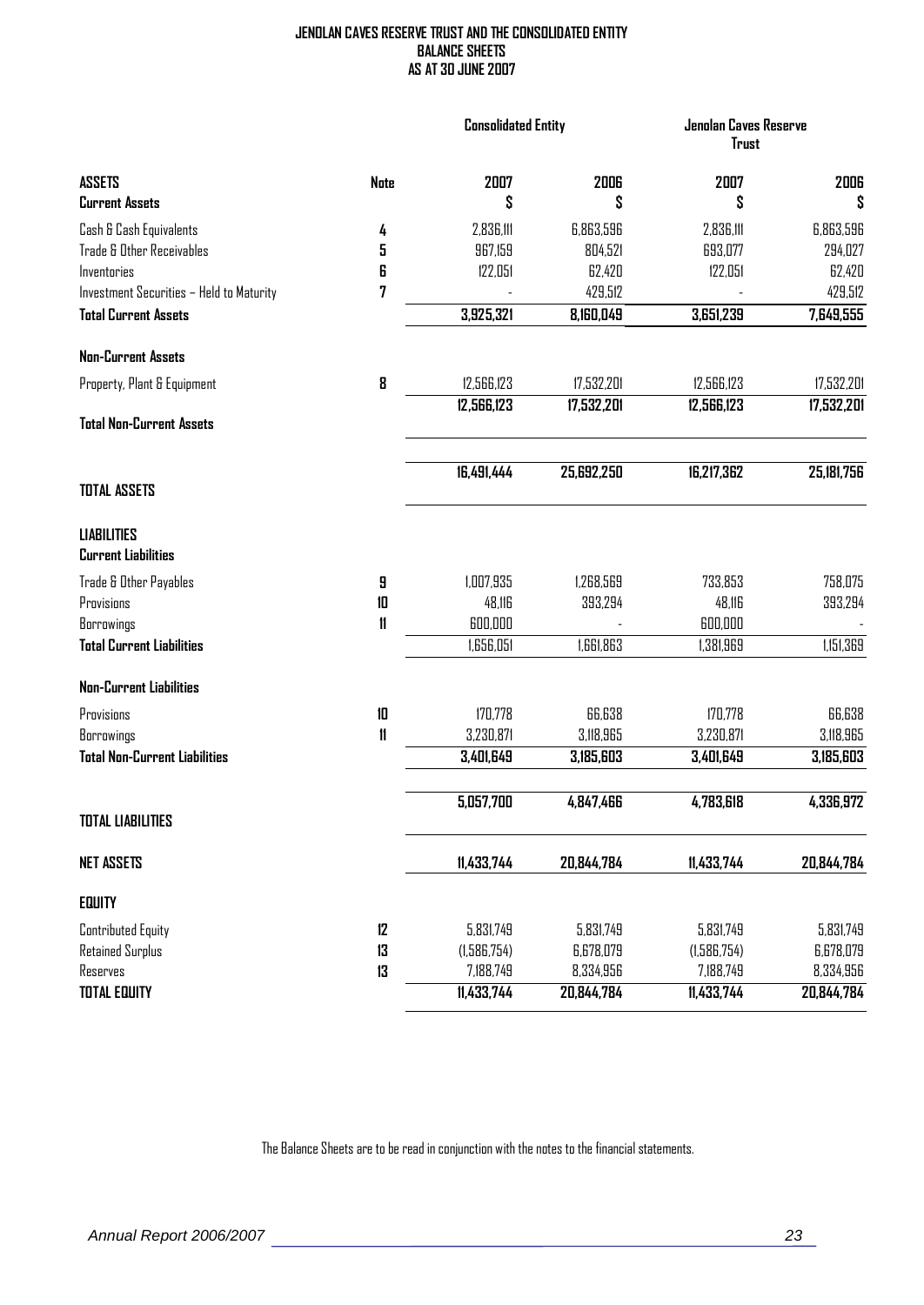**JENOLAN CAVES RESERVE TRUST AND THE CONSOLIDATED ENTITY**
**BALANCE SHEETS**
**AS AT 30 JUNE 2007**

| | | Consolidated Entity | | Jenolan Caves Reserve Trust | |
|---|---|---|---|---|---|
| **ASSETS** | **Note** | **2007** | **2006** | **2007** | **2006** |
| **Current Assets** | | **$** | **$** | **$** | **$** |
| Cash & Cash Equivalents | 4 | 2,836,111 | 6,863,596 | 2,836,111 | 6,863,596 |
| Trade & Other Receivables | 5 | 967,159 | 804,521 | 693,077 | 294,027 |
| Inventories | 6 | 122,051 | 62,420 | 122,051 | 62,420 |
| Investment Securities – Held to Maturity | 7 | - | 429,512 | - | 429,512 |
| **Total Current Assets** | | **3,925,321** | **8,160,049** | **3,651,239** | **7,649,555** |
| **Non-Current Assets** | | | | | |
| Property, Plant & Equipment | 8 | 12,566,123 | 17,532,201 | 12,566,123 | 17,532,201 |
| **Total Non-Current Assets** | | **12,566,123** | **17,532,201** | **12,566,123** | **17,532,201** |
| **TOTAL ASSETS** | | **16,491,444** | **25,692,250** | **16,217,362** | **25,181,756** |
| **LIABILITIES** | | | | | |
| **Current Liabilities** | | | | | |
| Trade & Other Payables | 9 | 1,007,935 | 1,268,569 | 733,853 | 758,075 |
| Provisions | 10 | 48,116 | 393,294 | 48,116 | 393,294 |
| Borrowings | 11 | 600,000 | - | 600,000 | - |
| **Total Current Liabilities** | | 1,656,051 | 1,661,863 | 1,381,969 | 1,151,369 |
| **Non-Current Liabilities** | | | | | |
| Provisions | 10 | 170,778 | 66,638 | 170,778 | 66,638 |
| Borrowings | 11 | 3,230,871 | 3,118,965 | 3,230,871 | 3,118,965 |
| **Total Non-Current Liabilities** | | **3,401,649** | **3,185,603** | **3,401,649** | **3,185,603** |
| **TOTAL LIABILITIES** | | **5,057,700** | **4,847,466** | **4,783,618** | **4,336,972** |
| **NET ASSETS** | | **11,433,744** | **20,844,784** | **11,433,744** | **20,844,784** |
| **EQUITY** | | | | | |
| Contributed Equity | 12 | 5,831,749 | 5,831,749 | 5,831,749 | 5,831,749 |
| Retained Surplus | 13 | (1,586,754) | 6,678,079 | (1,586,754) | 6,678,079 |
| Reserves | 13 | 7,188,749 | 8,334,956 | 7,188,749 | 8,334,956 |
| **TOTAL EQUITY** | | **11,433,744** | **20,844,784** | **11,433,744** | **20,844,784** |

The Balance Sheets are to be read in conjunction with the notes to the financial statements.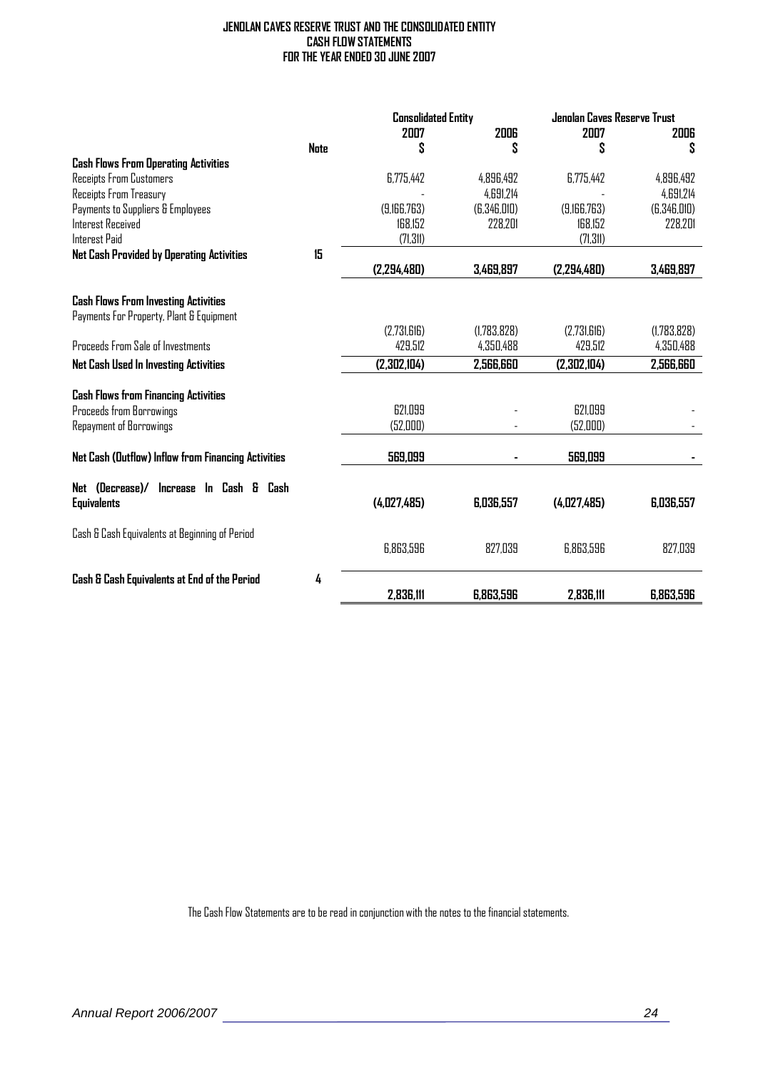# JENOLAN CAVES RESERVE TRUST AND THE CONSOLIDATED ENTITY
## CASH FLOW STATEMENTS
## FOR THE YEAR ENDED 30 JUNE 2007

| | | Consolidated Entity | | Jenolan Caves Reserve Trust | |
|---|---|---|---|---|---|
| | | 2007 | 2006 | 2007 | 2006 |
| | Note | $ | $ | $ | $ |
| **Cash Flows From Operating Activities** | | | | | |
| Receipts From Customers | | 6,775,442 | 4,896,492 | 6,775,442 | 4,896,492 |
| Receipts From Treasury | | - | 4,691,214 | - | 4,691,214 |
| Payments to Suppliers & Employees | | (9,166,763) | (6,346,010) | (9,166,763) | (6,346,010) |
| Interest Received | | 168,152 | 228,201 | 168,152 | 228,201 |
| Interest Paid | | (71,311) | | (71,311) | |
| **Net Cash Provided by Operating Activities** | 15 | **(2,294,480)** | **3,469,897** | **(2,294,480)** | **3,469,897** |
| **Cash Flows From Investing Activities** | | | | | |
| Payments For Property, Plant & Equipment | | (2,731,616) | (1,783,828) | (2,731,616) | (1,783,828) |
| Proceeds From Sale of Investments | | 429,512 | 4,350,488 | 429,512 | 4,350,488 |
| **Net Cash Used In Investing Activities** | | **(2,302,104)** | **2,566,660** | **(2,302,104)** | **2,566,660** |
| **Cash Flows from Financing Activities** | | | | | |
| Proceeds from Borrowings | | 621,099 | - | 621,099 | - |
| Repayment of Borrowings | | (52,000) | - | (52,000) | - |
| **Net Cash (Outflow) Inflow from Financing Activities** | | **569,099** | **-** | **569,099** | **-** |
| **Net (Decrease)/ Increase In Cash & Cash Equivalents** | | **(4,027,485)** | **6,036,557** | **(4,027,485)** | **6,036,557** |
| Cash & Cash Equivalents at Beginning of Period | | 6,863,596 | 827,039 | 6,863,596 | 827,039 |
| **Cash & Cash Equivalents at End of the Period** | 4 | **2,836,111** | **6,863,596** | **2,836,111** | **6,863,596** |

The Cash Flow Statements are to be read in conjunction with the notes to the financial statements.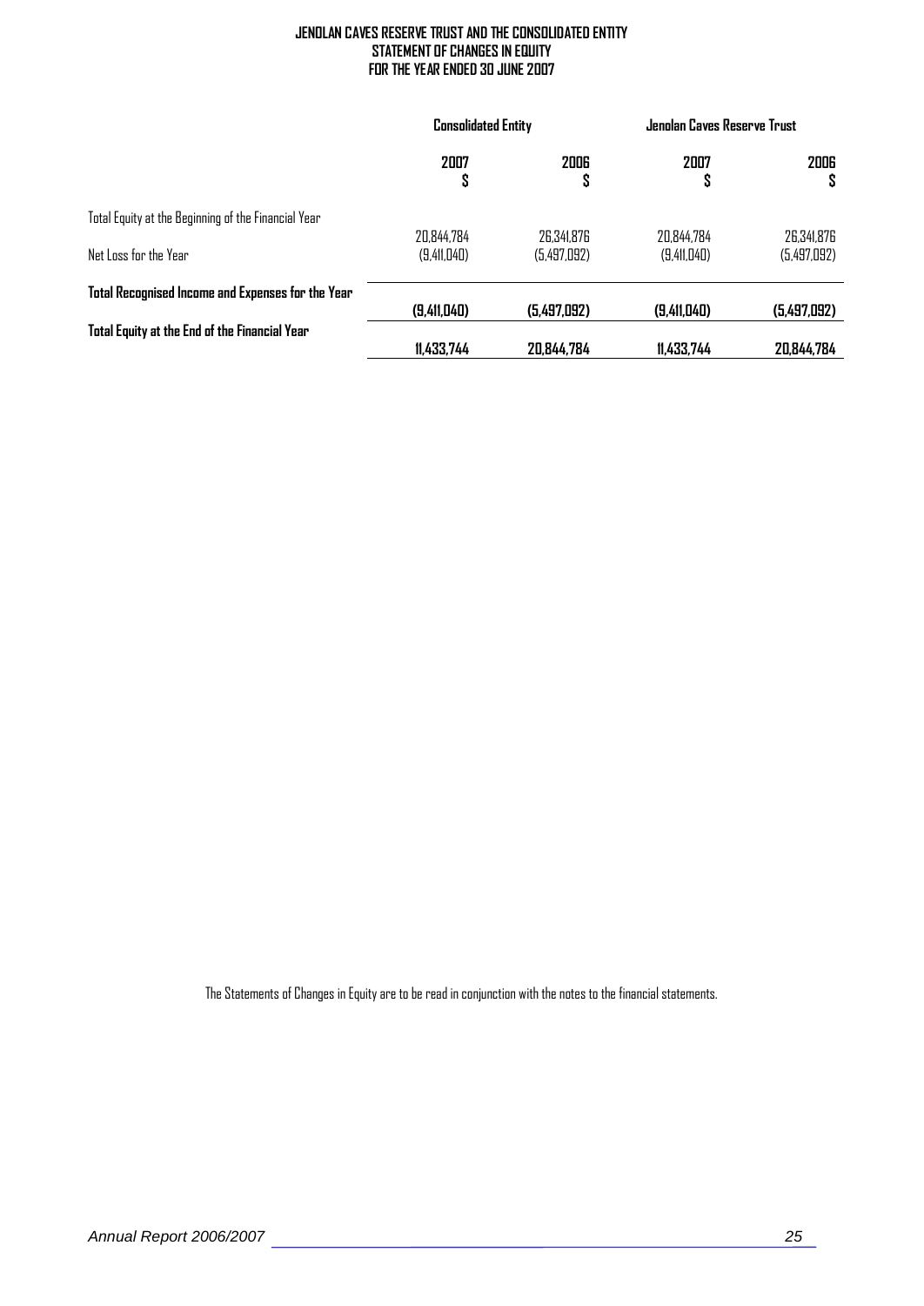**JENOLAN CAVES RESERVE TRUST AND THE CONSOLIDATED ENTITY**
**STATEMENT OF CHANGES IN EQUITY**
**FOR THE YEAR ENDED 30 JUNE 2007**

| | Consolidated Entity | | Jenolan Caves Reserve Trust | |
|---|---|---|---|---|
| | 2007 $ | 2006 $ | 2007 $ | 2006 $ |
| Total Equity at the Beginning of the Financial Year | 20,844,784 | 26,341,876 | 20,844,784 | 26,341,876 |
| Net Loss for the Year | (9,411,040) | (5,497,092) | (9,411,040) | (5,497,092) |
| **Total Recognised Income and Expenses for the Year** | **(9,411,040)** | **(5,497,092)** | **(9,411,040)** | **(5,497,092)** |
| **Total Equity at the End of the Financial Year** | **11,433,744** | **20,844,784** | **11,433,744** | **20,844,784** |

The Statements of Changes in Equity are to be read in conjunction with the notes to the financial statements.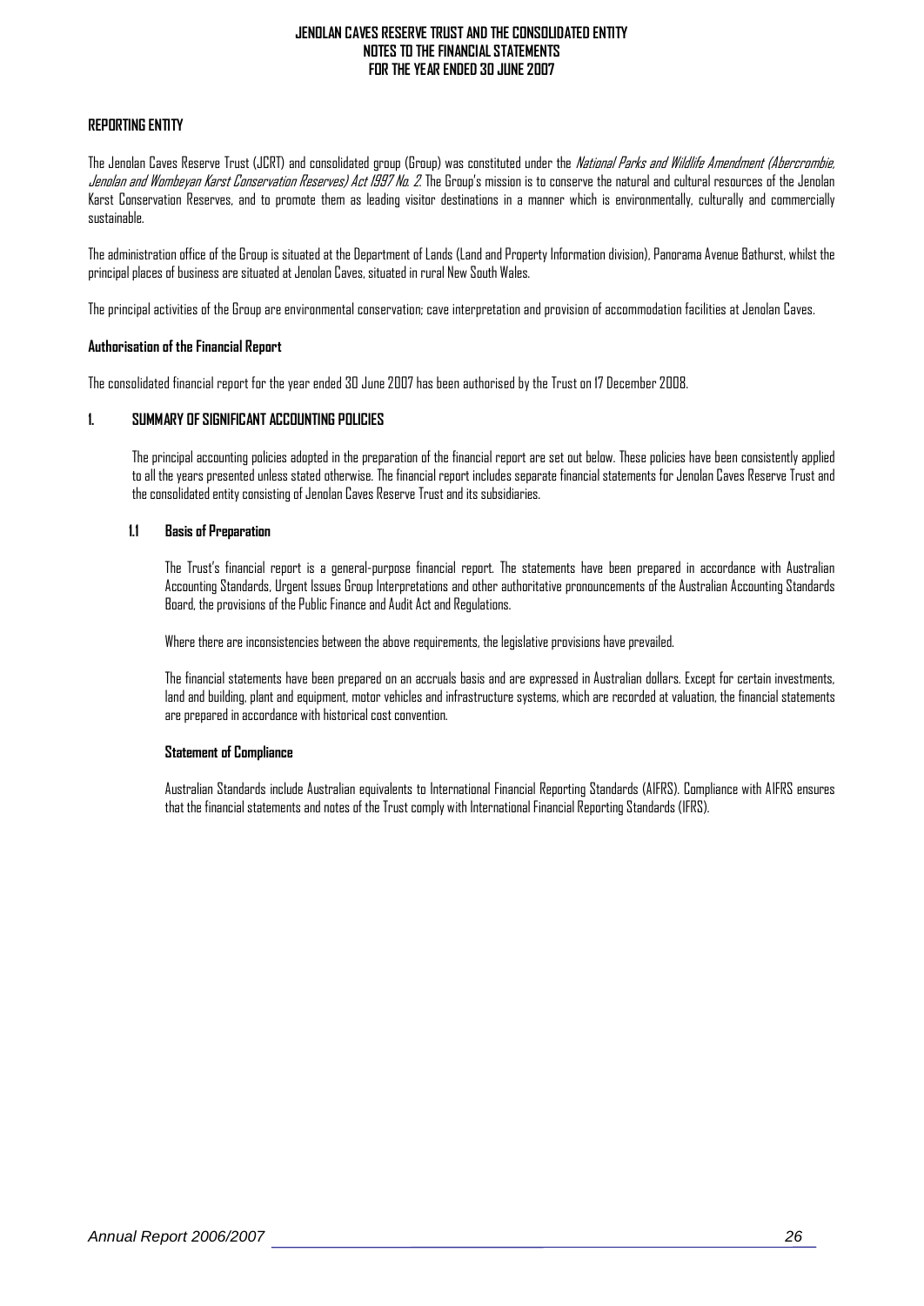# JENOLAN CAVES RESERVE TRUST AND THE CONSOLIDATED ENTITY
## NOTES TO THE FINANCIAL STATEMENTS
## FOR THE YEAR ENDED 30 JUNE 2007

### REPORTING ENTITY

The Jenolan Caves Reserve Trust (JCRT) and consolidated group (Group) was constituted under the *National Parks and Wildlife Amendment (Abercrombie, Jenolan and Wombeyan Karst Conservation Reserves) Act 1997 No. 2*. The Group's mission is to conserve the natural and cultural resources of the Jenolan Karst Conservation Reserves, and to promote them as leading visitor destinations in a manner which is environmentally, culturally and commercially sustainable.

The administration office of the Group is situated at the Department of Lands (Land and Property Information division), Panorama Avenue Bathurst, whilst the principal places of business are situated at Jenolan Caves, situated in rural New South Wales.

The principal activities of the Group are environmental conservation; cave interpretation and provision of accommodation facilities at Jenolan Caves.

#### Authorisation of the Financial Report

The consolidated financial report for the year ended 30 June 2007 has been authorised by the Trust on 17 December 2008.

### 1. SUMMARY OF SIGNIFICANT ACCOUNTING POLICIES

The principal accounting policies adopted in the preparation of the financial report are set out below. These policies have been consistently applied to all the years presented unless stated otherwise. The financial report includes separate financial statements for Jenolan Caves Reserve Trust and the consolidated entity consisting of Jenolan Caves Reserve Trust and its subsidiaries.

#### 1.1 Basis of Preparation

The Trust's financial report is a general-purpose financial report. The statements have been prepared in accordance with Australian Accounting Standards, Urgent Issues Group Interpretations and other authoritative pronouncements of the Australian Accounting Standards Board, the provisions of the Public Finance and Audit Act and Regulations.

Where there are inconsistencies between the above requirements, the legislative provisions have prevailed.

The financial statements have been prepared on an accruals basis and are expressed in Australian dollars. Except for certain investments, land and building, plant and equipment, motor vehicles and infrastructure systems, which are recorded at valuation, the financial statements are prepared in accordance with historical cost convention.

#### Statement of Compliance

Australian Standards include Australian equivalents to International Financial Reporting Standards (AIFRS). Compliance with AIFRS ensures that the financial statements and notes of the Trust comply with International Financial Reporting Standards (IFRS).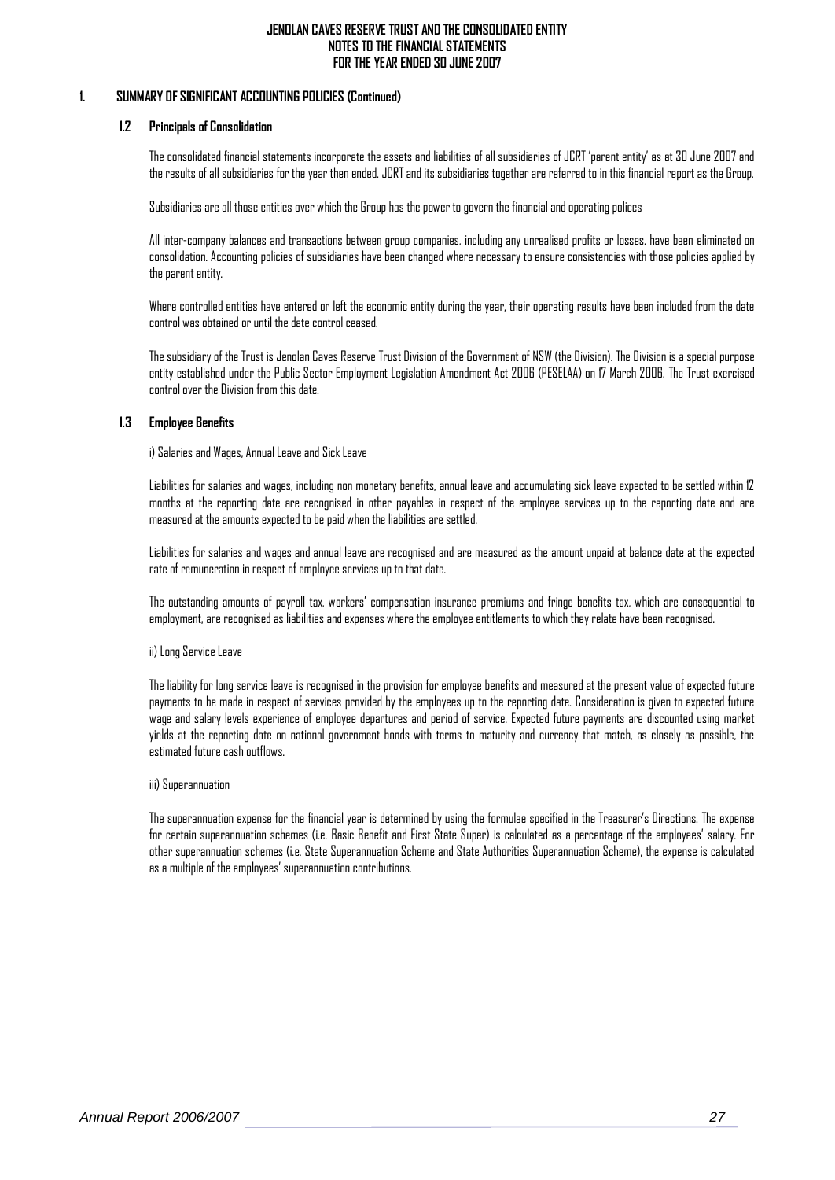## 1. SUMMARY OF SIGNIFICANT ACCOUNTING POLICIES (Continued)

### 1.2 Principals of Consolidation

The consolidated financial statements incorporate the assets and liabilities of all subsidiaries of JCRT 'parent entity' as at 30 June 2007 and the results of all subsidiaries for the year then ended. JCRT and its subsidiaries together are referred to in this financial report as the Group.

Subsidiaries are all those entities over which the Group has the power to govern the financial and operating polices

All inter-company balances and transactions between group companies, including any unrealised profits or losses, have been eliminated on consolidation. Accounting policies of subsidiaries have been changed where necessary to ensure consistencies with those policies applied by the parent entity.

Where controlled entities have entered or left the economic entity during the year, their operating results have been included from the date control was obtained or until the date control ceased.

The subsidiary of the Trust is Jenolan Caves Reserve Trust Division of the Government of NSW (the Division). The Division is a special purpose entity established under the Public Sector Employment Legislation Amendment Act 2006 (PESELAA) on 17 March 2006. The Trust exercised control over the Division from this date.

### 1.3 Employee Benefits

i) Salaries and Wages, Annual Leave and Sick Leave

Liabilities for salaries and wages, including non monetary benefits, annual leave and accumulating sick leave expected to be settled within 12 months at the reporting date are recognised in other payables in respect of the employee services up to the reporting date and are measured at the amounts expected to be paid when the liabilities are settled.

Liabilities for salaries and wages and annual leave are recognised and are measured as the amount unpaid at balance date at the expected rate of remuneration in respect of employee services up to that date.

The outstanding amounts of payroll tax, workers' compensation insurance premiums and fringe benefits tax, which are consequential to employment, are recognised as liabilities and expenses where the employee entitlements to which they relate have been recognised.

ii) Long Service Leave

The liability for long service leave is recognised in the provision for employee benefits and measured at the present value of expected future payments to be made in respect of services provided by the employees up to the reporting date. Consideration is given to expected future wage and salary levels experience of employee departures and period of service. Expected future payments are discounted using market yields at the reporting date on national government bonds with terms to maturity and currency that match, as closely as possible, the estimated future cash outflows.

iii) Superannuation

The superannuation expense for the financial year is determined by using the formulae specified in the Treasurer's Directions. The expense for certain superannuation schemes (i.e. Basic Benefit and First State Super) is calculated as a percentage of the employees' salary. For other superannuation schemes (i.e. State Superannuation Scheme and State Authorities Superannuation Scheme), the expense is calculated as a multiple of the employees' superannuation contributions.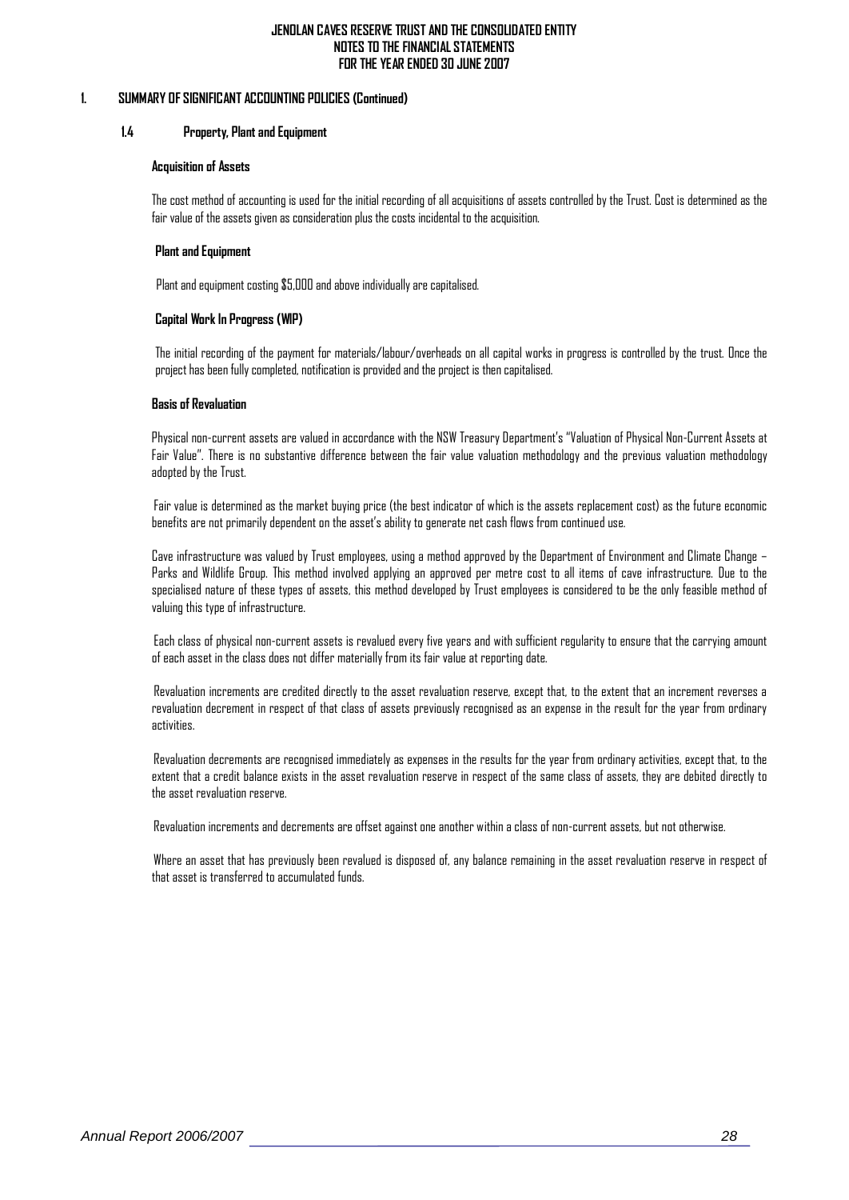## 1. SUMMARY OF SIGNIFICANT ACCOUNTING POLICIES (Continued)

### 1.4 Property, Plant and Equipment

**Acquisition of Assets**

The cost method of accounting is used for the initial recording of all acquisitions of assets controlled by the Trust. Cost is determined as the fair value of the assets given as consideration plus the costs incidental to the acquisition.

**Plant and Equipment**

Plant and equipment costing $5,000 and above individually are capitalised.

**Capital Work In Progress (WIP)**

The initial recording of the payment for materials/labour/overheads on all capital works in progress is controlled by the trust. Once the project has been fully completed, notification is provided and the project is then capitalised.

**Basis of Revaluation**

Physical non-current assets are valued in accordance with the NSW Treasury Department's "Valuation of Physical Non-Current Assets at Fair Value". There is no substantive difference between the fair value valuation methodology and the previous valuation methodology adopted by the Trust.

Fair value is determined as the market buying price (the best indicator of which is the assets replacement cost) as the future economic benefits are not primarily dependent on the asset's ability to generate net cash flows from continued use.

Cave infrastructure was valued by Trust employees, using a method approved by the Department of Environment and Climate Change – Parks and Wildlife Group. This method involved applying an approved per metre cost to all items of cave infrastructure. Due to the specialised nature of these types of assets, this method developed by Trust employees is considered to be the only feasible method of valuing this type of infrastructure.

Each class of physical non-current assets is revalued every five years and with sufficient regularity to ensure that the carrying amount of each asset in the class does not differ materially from its fair value at reporting date.

Revaluation increments are credited directly to the asset revaluation reserve, except that, to the extent that an increment reverses a revaluation decrement in respect of that class of assets previously recognised as an expense in the result for the year from ordinary activities.

Revaluation decrements are recognised immediately as expenses in the results for the year from ordinary activities, except that, to the extent that a credit balance exists in the asset revaluation reserve in respect of the same class of assets, they are debited directly to the asset revaluation reserve.

Revaluation increments and decrements are offset against one another within a class of non-current assets, but not otherwise.

Where an asset that has previously been revalued is disposed of, any balance remaining in the asset revaluation reserve in respect of that asset is transferred to accumulated funds.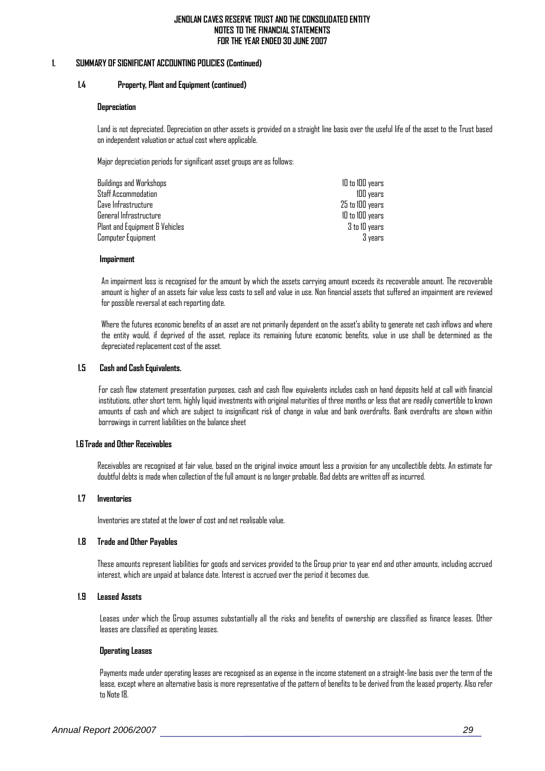## 1. SUMMARY OF SIGNIFICANT ACCOUNTING POLICIES (Continued)

### 1.4 Property, Plant and Equipment (continued)

**Depreciation**

Land is not depreciated. Depreciation on other assets is provided on a straight line basis over the useful life of the asset to the Trust based on independent valuation or actual cost where applicable.

Major depreciation periods for significant asset groups are as follows:

| | |
|---|---|
| Buildings and Workshops | 10 to 100 years |
| Staff Accommodation | 100 years |
| Cave Infrastructure | 25 to 100 years |
| General Infrastructure | 10 to 100 years |
| Plant and Equipment & Vehicles | 3 to 10 years |
| Computer Equipment | 3 years |

**Impairment**

An impairment loss is recognised for the amount by which the assets carrying amount exceeds its recoverable amount. The recoverable amount is higher of an assets fair value less costs to sell and value in use. Non financial assets that suffered an impairment are reviewed for possible reversal at each reporting date.

Where the futures economic benefits of an asset are not primarily dependent on the asset's ability to generate net cash inflows and where the entity would, if deprived of the asset, replace its remaining future economic benefits, value in use shall be determined as the depreciated replacement cost of the asset.

### 1.5 Cash and Cash Equivalents.

For cash flow statement presentation purposes, cash and cash flow equivalents includes cash on hand deposits held at call with financial institutions, other short term, highly liquid investments with original maturities of three months or less that are readily convertible to known amounts of cash and which are subject to insignificant risk of change in value and bank overdrafts. Bank overdrafts are shown within borrowings in current liabilities on the balance sheet

### 1.6 Trade and Other Receivables

Receivables are recognised at fair value, based on the original invoice amount less a provision for any uncollectible debts. An estimate for doubtful debts is made when collection of the full amount is no longer probable. Bad debts are written off as incurred.

### 1.7 Inventories

Inventories are stated at the lower of cost and net realisable value.

### 1.8 Trade and Other Payables

These amounts represent liabilities for goods and services provided to the Group prior to year end and other amounts, including accrued interest, which are unpaid at balance date. Interest is accrued over the period it becomes due.

### 1.9 Leased Assets

Leases under which the Group assumes substantially all the risks and benefits of ownership are classified as finance leases. Other leases are classified as operating leases.

**Operating Leases**

Payments made under operating leases are recognised as an expense in the income statement on a straight-line basis over the term of the lease, except where an alternative basis is more representative of the pattern of benefits to be derived from the leased property. Also refer to Note 18.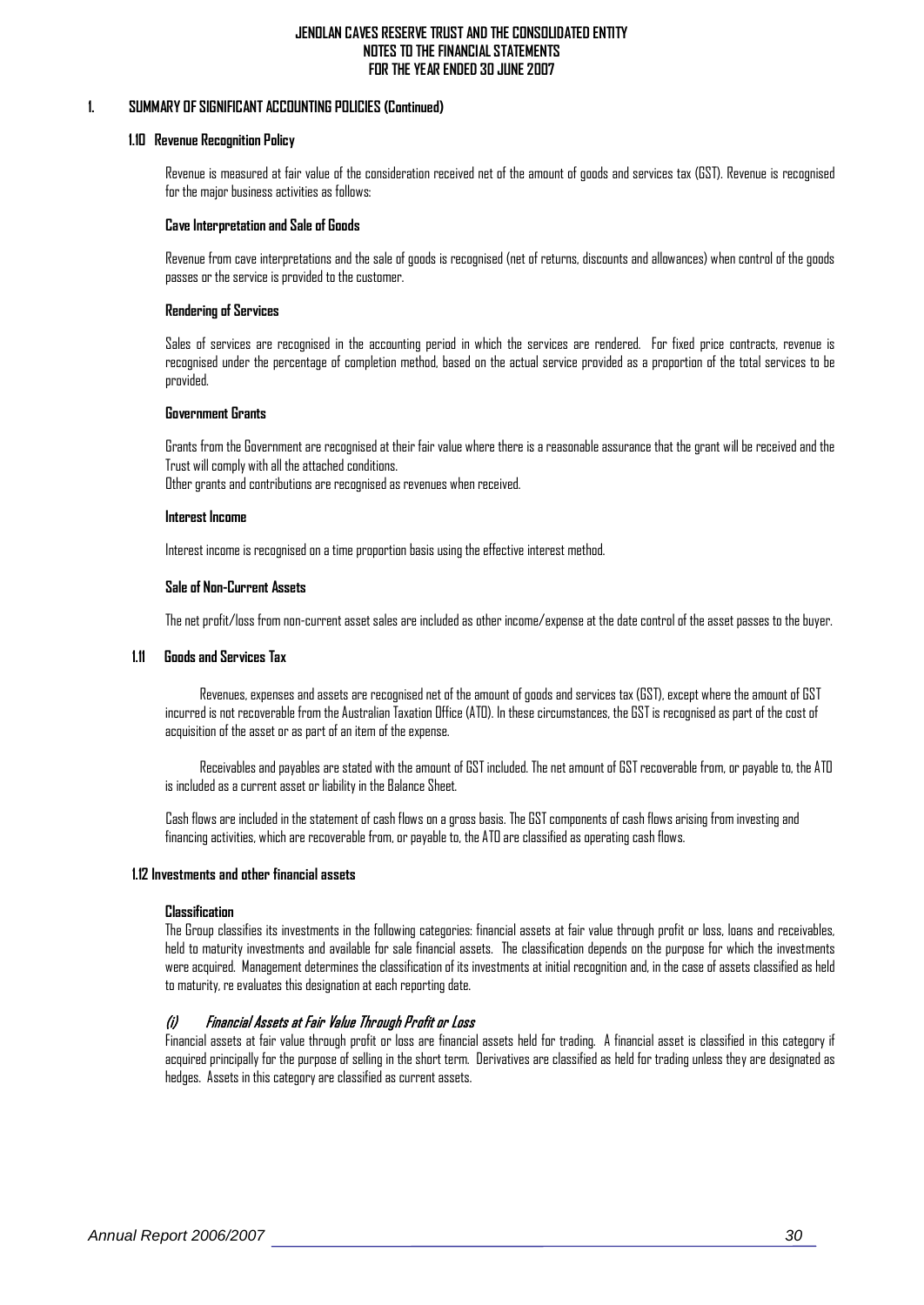## 1. SUMMARY OF SIGNIFICANT ACCOUNTING POLICIES (Continued)

### 1.10 Revenue Recognition Policy

Revenue is measured at fair value of the consideration received net of the amount of goods and services tax (GST). Revenue is recognised for the major business activities as follows:

**Cave Interpretation and Sale of Goods**

Revenue from cave interpretations and the sale of goods is recognised (net of returns, discounts and allowances) when control of the goods passes or the service is provided to the customer.

**Rendering of Services**

Sales of services are recognised in the accounting period in which the services are rendered. For fixed price contracts, revenue is recognised under the percentage of completion method, based on the actual service provided as a proportion of the total services to be provided.

**Government Grants**

Grants from the Government are recognised at their fair value where there is a reasonable assurance that the grant will be received and the Trust will comply with all the attached conditions.
Other grants and contributions are recognised as revenues when received.

**Interest Income**

Interest income is recognised on a time proportion basis using the effective interest method.

**Sale of Non-Current Assets**

The net profit/loss from non-current asset sales are included as other income/expense at the date control of the asset passes to the buyer.

### 1.11 Goods and Services Tax

Revenues, expenses and assets are recognised net of the amount of goods and services tax (GST), except where the amount of GST incurred is not recoverable from the Australian Taxation Office (ATO). In these circumstances, the GST is recognised as part of the cost of acquisition of the asset or as part of an item of the expense.

Receivables and payables are stated with the amount of GST included. The net amount of GST recoverable from, or payable to, the ATO is included as a current asset or liability in the Balance Sheet.

Cash flows are included in the statement of cash flows on a gross basis. The GST components of cash flows arising from investing and financing activities, which are recoverable from, or payable to, the ATO are classified as operating cash flows.

### 1.12 Investments and other financial assets

**Classification**

The Group classifies its investments in the following categories: financial assets at fair value through profit or loss, loans and receivables, held to maturity investments and available for sale financial assets. The classification depends on the purpose for which the investments were acquired. Management determines the classification of its investments at initial recognition and, in the case of assets classified as held to maturity, re evaluates this designation at each reporting date.

***(i) Financial Assets at Fair Value Through Profit or Loss***

Financial assets at fair value through profit or loss are financial assets held for trading. A financial asset is classified in this category if acquired principally for the purpose of selling in the short term. Derivatives are classified as held for trading unless they are designated as hedges. Assets in this category are classified as current assets.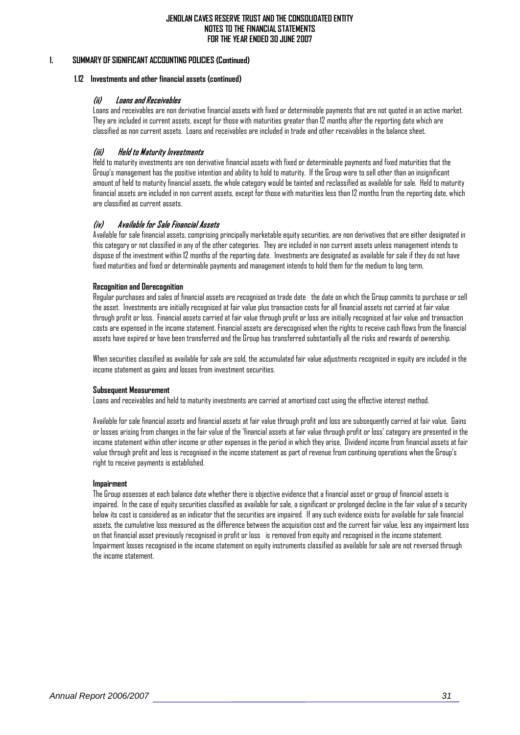## 1. SUMMARY OF SIGNIFICANT ACCOUNTING POLICIES (Continued)

### 1.12 Investments and other financial assets (continued)

#### *(ii) Loans and Receivables*

Loans and receivables are non derivative financial assets with fixed or determinable payments that are not quoted in an active market. They are included in current assets, except for those with maturities greater than 12 months after the reporting date which are classified as non current assets. Loans and receivables are included in trade and other receivables in the balance sheet.

#### *(iii) Held to Maturity Investments*

Held to maturity investments are non derivative financial assets with fixed or determinable payments and fixed maturities that the Group's management has the positive intention and ability to hold to maturity. If the Group were to sell other than an insignificant amount of held to maturity financial assets, the whole category would be tainted and reclassified as available for sale. Held to maturity financial assets are included in non current assets, except for those with maturities less than 12 months from the reporting date, which are classified as current assets.

#### *(iv) Available for Sale Financial Assets*

Available for sale financial assets, comprising principally marketable equity securities, are non derivatives that are either designated in this category or not classified in any of the other categories. They are included in non current assets unless management intends to dispose of the investment within 12 months of the reporting date. Investments are designated as available for sale if they do not have fixed maturities and fixed or determinable payments and management intends to hold them for the medium to long term.

**Recognition and Derecognition**

Regular purchases and sales of financial assets are recognised on trade date the date on which the Group commits to purchase or sell the asset. Investments are initially recognised at fair value plus transaction costs for all financial assets not carried at fair value through profit or loss. Financial assets carried at fair value through profit or loss are initially recognised at fair value and transaction costs are expensed in the income statement. Financial assets are derecognised when the rights to receive cash flows from the financial assets have expired or have been transferred and the Group has transferred substantially all the risks and rewards of ownership.

When securities classified as available for sale are sold, the accumulated fair value adjustments recognised in equity are included in the income statement as gains and losses from investment securities.

**Subsequent Measurement**

Loans and receivables and held to maturity investments are carried at amortised cost using the effective interest method.

Available for sale financial assets and financial assets at fair value through profit and loss are subsequently carried at fair value. Gains or losses arising from changes in the fair value of the 'financial assets at fair value through profit or loss' category are presented in the income statement within other income or other expenses in the period in which they arise. Dividend income from financial assets at fair value through profit and loss is recognised in the income statement as part of revenue from continuing operations when the Group's right to receive payments is established.

**Impairment**

The Group assesses at each balance date whether there is objective evidence that a financial asset or group of financial assets is impaired. In the case of equity securities classified as available for sale, a significant or prolonged decline in the fair value of a security below its cost is considered as an indicator that the securities are impaired. If any such evidence exists for available for sale financial assets, the cumulative loss measured as the difference between the acquisition cost and the current fair value, less any impairment loss on that financial asset previously recognised in profit or loss is removed from equity and recognised in the income statement. Impairment losses recognised in the income statement on equity instruments classified as available for sale are not reversed through the income statement.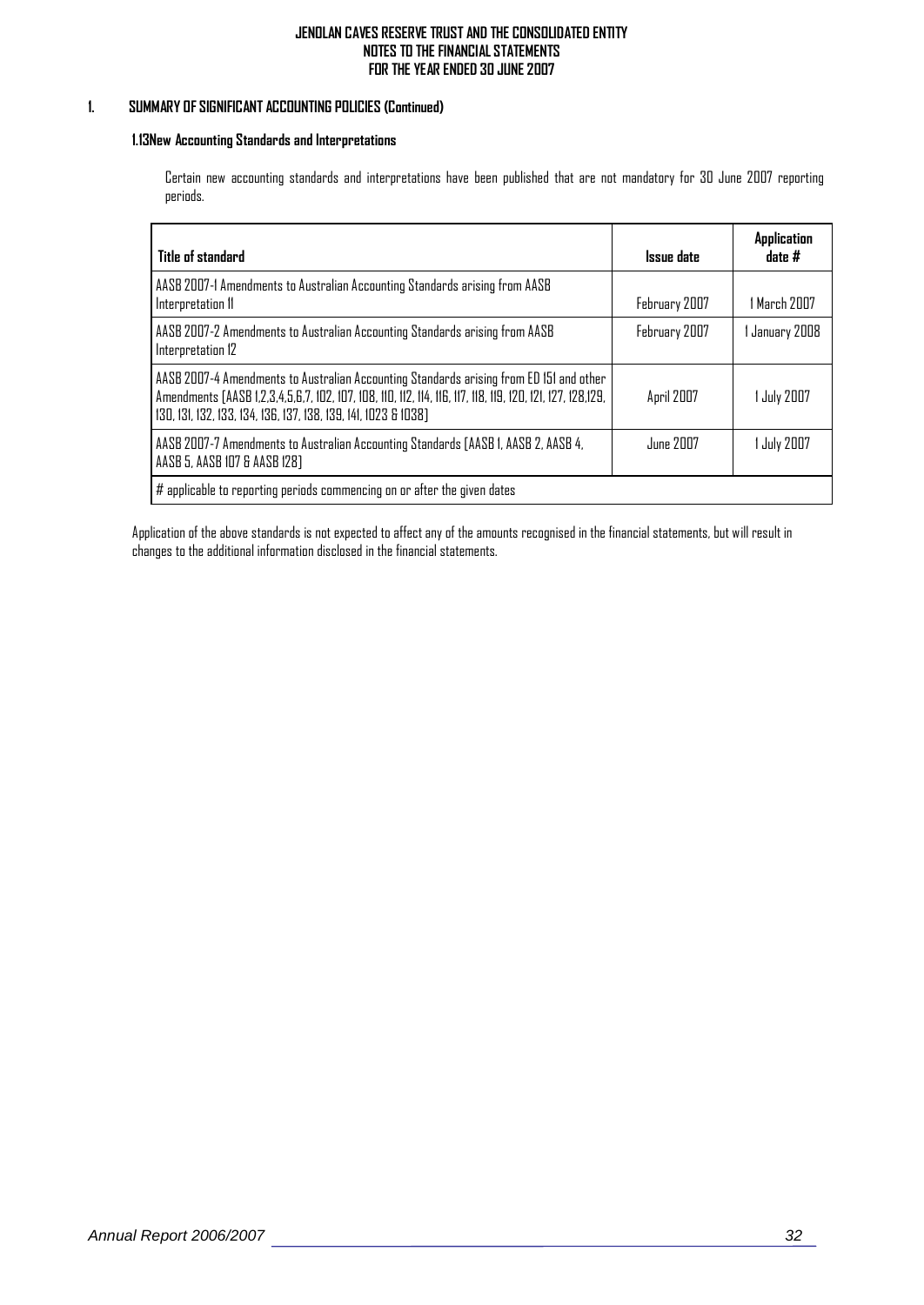## 1. SUMMARY OF SIGNIFICANT ACCOUNTING POLICIES (Continued)

### 1.13 New Accounting Standards and Interpretations

Certain new accounting standards and interpretations have been published that are not mandatory for 30 June 2007 reporting periods.

| Title of standard | Issue date | Application date # |
|---|---|---|
| AASB 2007-1 Amendments to Australian Accounting Standards arising from AASB Interpretation 11 | February 2007 | 1 March 2007 |
| AASB 2007-2 Amendments to Australian Accounting Standards arising from AASB Interpretation 12 | February 2007 | 1 January 2008 |
| AASB 2007-4 Amendments to Australian Accounting Standards arising from ED 151 and other Amendments [AASB 1,2,3,4,5,6,7, 102, 107, 108, 110, 112, 114, 116, 117, 118, 119, 120, 121, 127, 128,129, 130, 131, 132, 133, 134, 136, 137, 138, 139, 141, 1023 & 1038] | April 2007 | 1 July 2007 |
| AASB 2007-7 Amendments to Australian Accounting Standards [AASB 1, AASB 2, AASB 4, AASB 5, AASB 107 & AASB 128] | June 2007 | 1 July 2007 |
| # applicable to reporting periods commencing on or after the given dates | | |

Application of the above standards is not expected to affect any of the amounts recognised in the financial statements, but will result in changes to the additional information disclosed in the financial statements.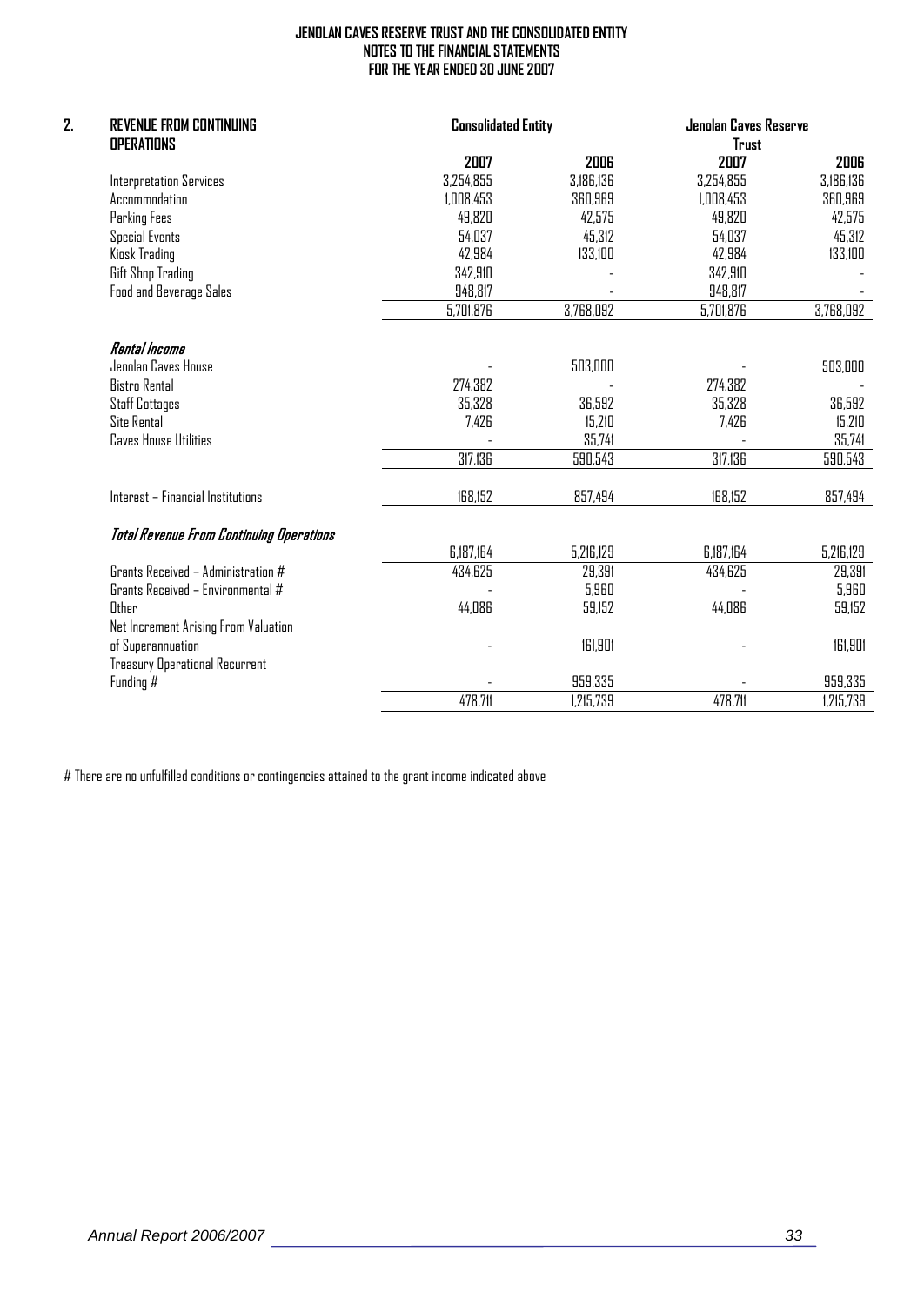# JENOLAN CAVES RESERVE TRUST AND THE CONSOLIDATED ENTITY
## NOTES TO THE FINANCIAL STATEMENTS
## FOR THE YEAR ENDED 30 JUNE 2007

| 2. REVENUE FROM CONTINUING OPERATIONS | Consolidated Entity | | Jenolan Caves Reserve Trust | |
|---|---|---|---|---|
| | 2007 | 2006 | 2007 | 2006 |
| Interpretation Services | 3,254,855 | 3,186,136 | 3,254,855 | 3,186,136 |
| Accommodation | 1,008,453 | 360,969 | 1,008,453 | 360,969 |
| Parking Fees | 49,820 | 42,575 | 49,820 | 42,575 |
| Special Events | 54,037 | 45,312 | 54,037 | 45,312 |
| Kiosk Trading | 42,984 | 133,100 | 42,984 | 133,100 |
| Gift Shop Trading | 342,910 | - | 342,910 | - |
| Food and Beverage Sales | 948,817 | - | 948,817 | - |
| | 5,701,876 | 3,768,092 | 5,701,876 | 3,768,092 |
| ***Rental Income*** | | | | |
| Jenolan Caves House | - | 503,000 | - | 503,000 |
| Bistro Rental | 274,382 | - | 274,382 | - |
| Staff Cottages | 35,328 | 36,592 | 35,328 | 36,592 |
| Site Rental | 7,426 | 15,210 | 7,426 | 15,210 |
| Caves House Utilities | - | 35,741 | - | 35,741 |
| | 317,136 | 590,543 | 317,136 | 590,543 |
| Interest – Financial Institutions | 168,152 | 857,494 | 168,152 | 857,494 |
| ***Total Revenue From Continuing Operations*** | | | | |
| | 6,187,164 | 5,216,129 | 6,187,164 | 5,216,129 |
| Grants Received – Administration # | 434,625 | 29,391 | 434,625 | 29,391 |
| Grants Received – Environmental # | - | 5,960 | - | 5,960 |
| Other | 44,086 | 59,152 | 44,086 | 59,152 |
| Net Increment Arising From Valuation of Superannuation | - | 161,901 | - | 161,901 |
| Treasury Operational Recurrent Funding # | - | 959,335 | - | 959,335 |
| | 478,711 | 1,215,739 | 478,711 | 1,215,739 |

# There are no unfulfilled conditions or contingencies attained to the grant income indicated above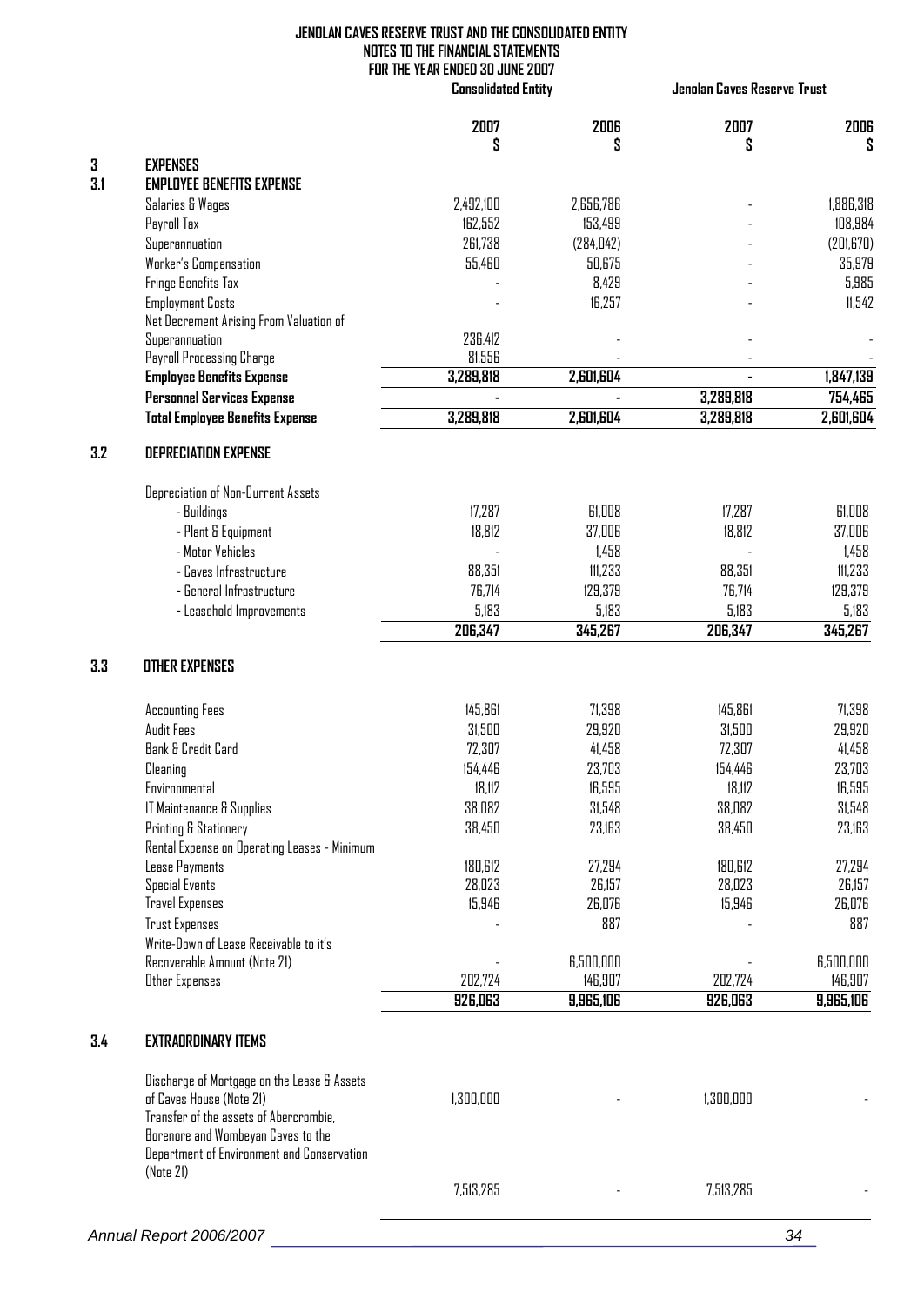# JENOLAN CAVES RESERVE TRUST AND THE CONSOLIDATED ENTITY
## NOTES TO THE FINANCIAL STATEMENTS
## FOR THE YEAR ENDED 30 JUNE 2007

| | | Consolidated Entity | | Jenolan Caves Reserve Trust | |
|---|---|---|---|---|---|
| | | 2007 | 2006 | 2007 | 2006 |
| | | $ | $ | $ | $ |
| **3** | **EXPENSES** | | | | |
| **3.1** | **EMPLOYEE BENEFITS EXPENSE** | | | | |
| | Salaries & Wages | 2,492,100 | 2,656,786 | - | 1,886,318 |
| | Payroll Tax | 162,552 | 153,499 | - | 108,984 |
| | Superannuation | 261,738 | (284,042) | - | (201,670) |
| | Worker's Compensation | 55,460 | 50,675 | - | 35,979 |
| | Fringe Benefits Tax | - | 8,429 | - | 5,985 |
| | Employment Costs | - | 16,257 | - | 11,542 |
| | Net Decrement Arising From Valuation of Superannuation | 236,412 | - | - | - |
| | Payroll Processing Charge | 81,556 | - | - | - |
| | **Employee Benefits Expense** | **3,289,818** | **2,601,604** | **-** | **1,847,139** |
| | **Personnel Services Expense** | **-** | **-** | **3,289,818** | **754,465** |
| | **Total Employee Benefits Expense** | **3,289,818** | **2,601,604** | **3,289,818** | **2,601,604** |
| **3.2** | **DEPRECIATION EXPENSE** | | | | |
| | Depreciation of Non-Current Assets | | | | |
| | - Buildings | 17,287 | 61,008 | 17,287 | 61,008 |
| | - Plant & Equipment | 18,812 | 37,006 | 18,812 | 37,006 |
| | - Motor Vehicles | - | 1,458 | - | 1,458 |
| | - Caves Infrastructure | 88,351 | 111,233 | 88,351 | 111,233 |
| | - General Infrastructure | 76,714 | 129,379 | 76,714 | 129,379 |
| | - Leasehold Improvements | 5,183 | 5,183 | 5,183 | 5,183 |
| | | **206,347** | **345,267** | **206,347** | **345,267** |
| **3.3** | **OTHER EXPENSES** | | | | |
| | Accounting Fees | 145,861 | 71,398 | 145,861 | 71,398 |
| | Audit Fees | 31,500 | 29,920 | 31,500 | 29,920 |
| | Bank & Credit Card | 72,307 | 41,458 | 72,307 | 41,458 |
| | Cleaning | 154,446 | 23,703 | 154,446 | 23,703 |
| | Environmental | 18,112 | 16,595 | 18,112 | 16,595 |
| | IT Maintenance & Supplies | 38,082 | 31,548 | 38,082 | 31,548 |
| | Printing & Stationery | 38,450 | 23,163 | 38,450 | 23,163 |
| | Rental Expense on Operating Leases - Minimum Lease Payments | 180,612 | 27,294 | 180,612 | 27,294 |
| | Special Events | 28,023 | 26,157 | 28,023 | 26,157 |
| | Travel Expenses | 15,946 | 26,076 | 15,946 | 26,076 |
| | Trust Expenses | - | 887 | - | 887 |
| | Write-Down of Lease Receivable to it's Recoverable Amount (Note 21) | - | 6,500,000 | - | 6,500,000 |
| | Other Expenses | 202,724 | 146,907 | 202,724 | 146,907 |
| | | **926,063** | **9,965,106** | **926,063** | **9,965,106** |
| **3.4** | **EXTRAORDINARY ITEMS** | | | | |
| | Discharge of Mortgage on the Lease & Assets of Caves House (Note 21) | 1,300,000 | - | 1,300,000 | - |
| | Transfer of the assets of Abercrombie, Borenore and Wombeyan Caves to the Department of Environment and Conservation (Note 21) | 7,513,285 | - | 7,513,285 | - |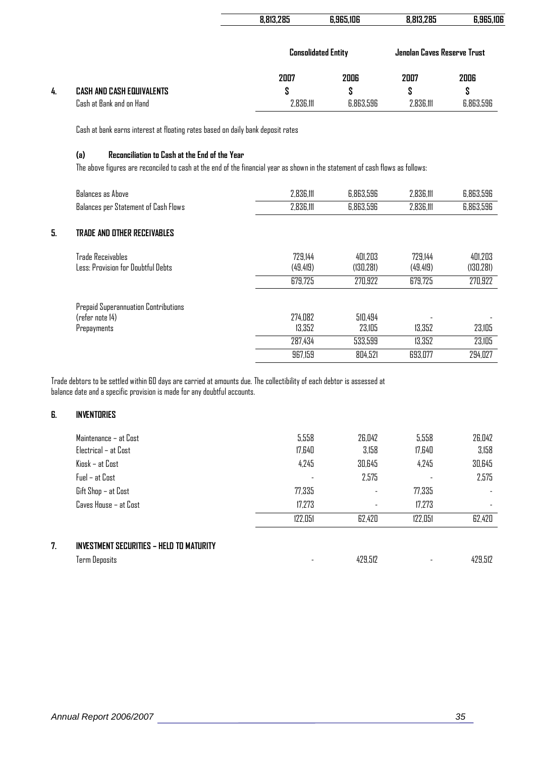| | | | | |
|---|---|---|---|---|
| | **8,813,285** | **6,965,106** | **8,813,285** | **6,965,106** |

| | **Consolidated Entity** | | **Jenolan Caves Reserve Trust** | |
|---|---|---|---|---|
| | **2007** | **2006** | **2007** | **2006** |
| | **$** | **$** | **$** | **$** |

## 4. CASH AND CASH EQUIVALENTS

| | 2007 $ | 2006 $ | 2007 $ | 2006 $ |
|---|---|---|---|---|
| Cash at Bank and on Hand | 2,836,111 | 6,863,596 | 2,836,111 | 6,863,596 |

Cash at bank earns interest at floating rates based on daily bank deposit rates

### (a) Reconciliation to Cash at the End of the Year

The above figures are reconciled to cash at the end of the financial year as shown in the statement of cash flows as follows:

| | 2007 $ | 2006 $ | 2007 $ | 2006 $ |
|---|---|---|---|---|
| Balances as Above | 2,836,111 | 6,863,596 | 2,836,111 | 6,863,596 |
| Balances per Statement of Cash Flows | 2,836,111 | 6,863,596 | 2,836,111 | 6,863,596 |

## 5. TRADE AND OTHER RECEIVABLES

| | 2007 $ | 2006 $ | 2007 $ | 2006 $ |
|---|---|---|---|---|
| Trade Receivables | 729,144 | 401,203 | 729,144 | 401,203 |
| Less: Provision for Doubtful Debts | (49,419) | (130,281) | (49,419) | (130,281) |
| | 679,725 | 270,922 | 679,725 | 270,922 |
| Prepaid Superannuation Contributions (refer note 14) | 274,082 | 510,494 | - | - |
| Prepayments | 13,352 | 23,105 | 13,352 | 23,105 |
| | 287,434 | 533,599 | 13,352 | 23,105 |
| | 967,159 | 804,521 | 693,077 | 294,027 |

Trade debtors to be settled within 60 days are carried at amounts due. The collectibility of each debtor is assessed at balance date and a specific provision is made for any doubtful accounts.

## 6. INVENTORIES

| | 2007 $ | 2006 $ | 2007 $ | 2006 $ |
|---|---|---|---|---|
| Maintenance – at Cost | 5,558 | 26,042 | 5,558 | 26,042 |
| Electrical – at Cost | 17,640 | 3,158 | 17,640 | 3,158 |
| Kiosk – at Cost | 4,245 | 30,645 | 4,245 | 30,645 |
| Fuel – at Cost | - | 2,575 | - | 2,575 |
| Gift Shop – at Cost | 77,335 | - | 77,335 | - |
| Caves House – at Cost | 17,273 | - | 17,273 | - |
| | 122,051 | 62,420 | 122,051 | 62,420 |

## 7. INVESTMENT SECURITIES – HELD TO MATURITY

| | 2007 $ | 2006 $ | 2007 $ | 2006 $ |
|---|---|---|---|---|
| Term Deposits | - | 429,512 | - | 429,512 |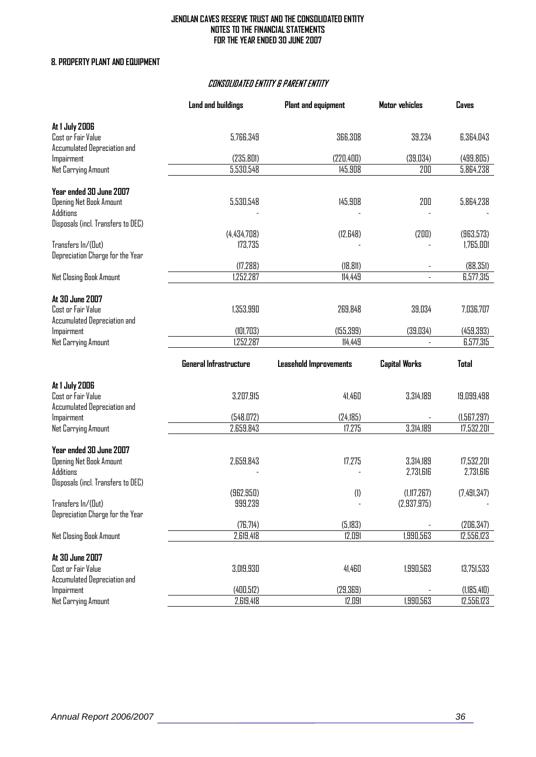## 8. PROPERTY PLANT AND EQUIPMENT

### *CONSOLIDATED ENTITY & PARENT ENTITY*

| | Land and buildings | Plant and equipment | Motor vehicles | Caves |
|---|---|---|---|---|
| **At 1 July 2006** | | | | |
| Cost or Fair Value | 5,766,349 | 366,308 | 39,234 | 6,364,043 |
| Accumulated Depreciation and Impairment | (235,801) | (220,400) | (39,034) | (499,805) |
| Net Carrying Amount | 5,530,548 | 145,908 | 200 | 5,864,238 |
| **Year ended 30 June 2007** | | | | |
| Opening Net Book Amount | 5,530,548 | 145,908 | 200 | 5,864,238 |
| Additions | - | - | - | - |
| Disposals (incl. Transfers to DEC) | (4,434,708) | (12,648) | (200) | (963,573) |
| Transfers In/(Out) | 173,735 | - | - | 1,765,001 |
| Depreciation Charge for the Year | (17,288) | (18,811) | - | (88,351) |
| Net Closing Book Amount | 1,252,287 | 114,449 | - | 6,577,315 |
| **At 30 June 2007** | | | | |
| Cost or Fair Value | 1,353,990 | 269,848 | 39,034 | 7,036,707 |
| Accumulated Depreciation and Impairment | (101,703) | (155,399) | (39,034) | (459,393) |
| Net Carrying Amount | 1,252,287 | 114,449 | - | 6,577,315 |

| | General Infrastructure | Leasehold Improvements | Capital Works | Total |
|---|---|---|---|---|
| **At 1 July 2006** | | | | |
| Cost or Fair Value | 3,207,915 | 41,460 | 3,314,189 | 19,099,498 |
| Accumulated Depreciation and Impairment | (548,072) | (24,185) | - | (1,567,297) |
| Net Carrying Amount | 2,659,843 | 17,275 | 3,314,189 | 17,532,201 |
| **Year ended 30 June 2007** | | | | |
| Opening Net Book Amount | 2,659,843 | 17,275 | 3,314,189 | 17,532,201 |
| Additions | - | - | 2,731,616 | 2,731,616 |
| Disposals (incl. Transfers to DEC) | (962,950) | (1) | (1,117,267) | (7,491,347) |
| Transfers In/(Out) | 999,239 | - | (2,937,975) | - |
| Depreciation Charge for the Year | (76,714) | (5,183) | - | (206,347) |
| Net Closing Book Amount | 2,619,418 | 12,091 | 1,990,563 | 12,556,123 |
| **At 30 June 2007** | | | | |
| Cost or Fair Value | 3,019,930 | 41,460 | 1,990,563 | 13,751,533 |
| Accumulated Depreciation and Impairment | (400,512) | (29,369) | - | (1,185,410) |
| Net Carrying Amount | 2,619,418 | 12,091 | 1,990,563 | 12,556,123 |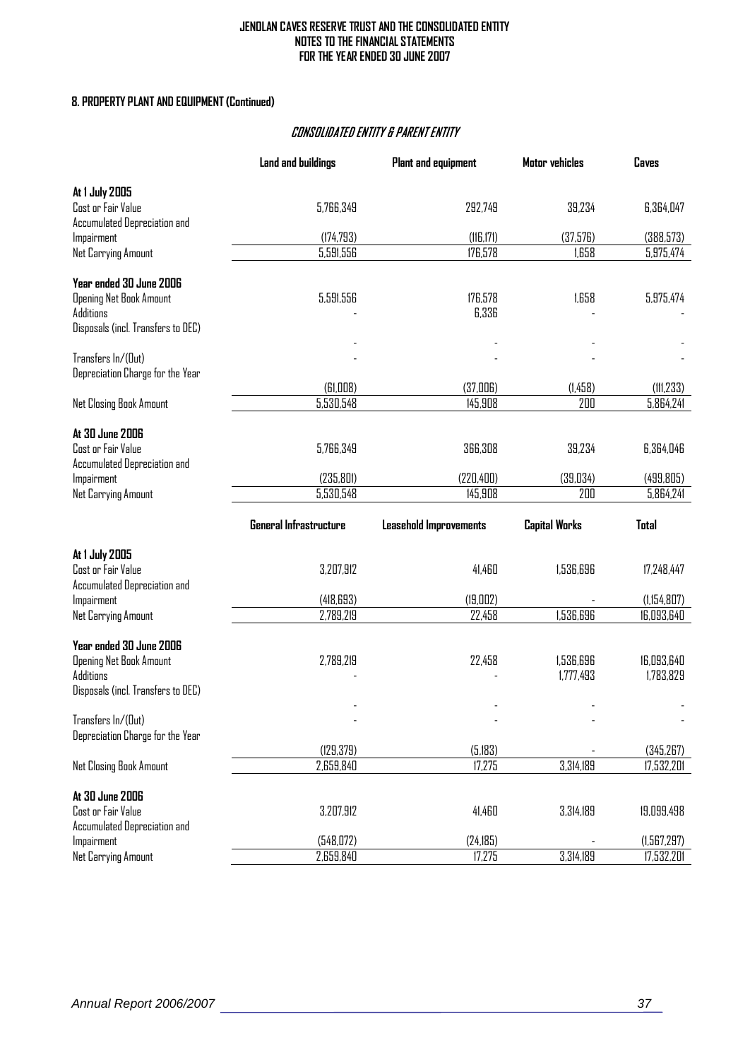# JENOLAN CAVES RESERVE TRUST AND THE CONSOLIDATED ENTITY
# NOTES TO THE FINANCIAL STATEMENTS
# FOR THE YEAR ENDED 30 JUNE 2007

## 8. PROPERTY PLANT AND EQUIPMENT (Continued)

### *CONSOLIDATED ENTITY & PARENT ENTITY*

| | Land and buildings | Plant and equipment | Motor vehicles | Caves |
|---|---|---|---|---|
| **At 1 July 2005** | | | | |
| Cost or Fair Value | 5,766,349 | 292,749 | 39,234 | 6,364,047 |
| Accumulated Depreciation and Impairment | (174,793) | (116,171) | (37,576) | (388,573) |
| Net Carrying Amount | 5,591,556 | 176,578 | 1,658 | 5,975,474 |
| **Year ended 30 June 2006** | | | | |
| Opening Net Book Amount | 5,591,556 | 176,578 | 1,658 | 5,975,474 |
| Additions | - | 6,336 | - | - |
| Disposals (incl. Transfers to DEC) | - | - | - | - |
| Transfers In/(Out) | - | - | - | - |
| Depreciation Charge for the Year | (61,008) | (37,006) | (1,458) | (111,233) |
| Net Closing Book Amount | 5,530,548 | 145,908 | 200 | 5,864,241 |
| **At 30 June 2006** | | | | |
| Cost or Fair Value | 5,766,349 | 366,308 | 39,234 | 6,364,046 |
| Accumulated Depreciation and Impairment | (235,801) | (220,400) | (39,034) | (499,805) |
| Net Carrying Amount | 5,530,548 | 145,908 | 200 | 5,864,241 |

| | General Infrastructure | Leasehold Improvements | Capital Works | Total |
|---|---|---|---|---|
| **At 1 July 2005** | | | | |
| Cost or Fair Value | 3,207,912 | 41,460 | 1,536,696 | 17,248,447 |
| Accumulated Depreciation and Impairment | (418,693) | (19,002) | - | (1,154,807) |
| Net Carrying Amount | 2,789,219 | 22,458 | 1,536,696 | 16,093,640 |
| **Year ended 30 June 2006** | | | | |
| Opening Net Book Amount | 2,789,219 | 22,458 | 1,536,696 | 16,093,640 |
| Additions | - | - | 1,777,493 | 1,783,829 |
| Disposals (incl. Transfers to DEC) | - | - | - | - |
| Transfers In/(Out) | - | - | - | - |
| Depreciation Charge for the Year | (129,379) | (5,183) | - | (345,267) |
| Net Closing Book Amount | 2,659,840 | 17,275 | 3,314,189 | 17,532,201 |
| **At 30 June 2006** | | | | |
| Cost or Fair Value | 3,207,912 | 41,460 | 3,314,189 | 19,099,498 |
| Accumulated Depreciation and Impairment | (548,072) | (24,185) | - | (1,567,297) |
| Net Carrying Amount | 2,659,840 | 17,275 | 3,314,189 | 17,532,201 |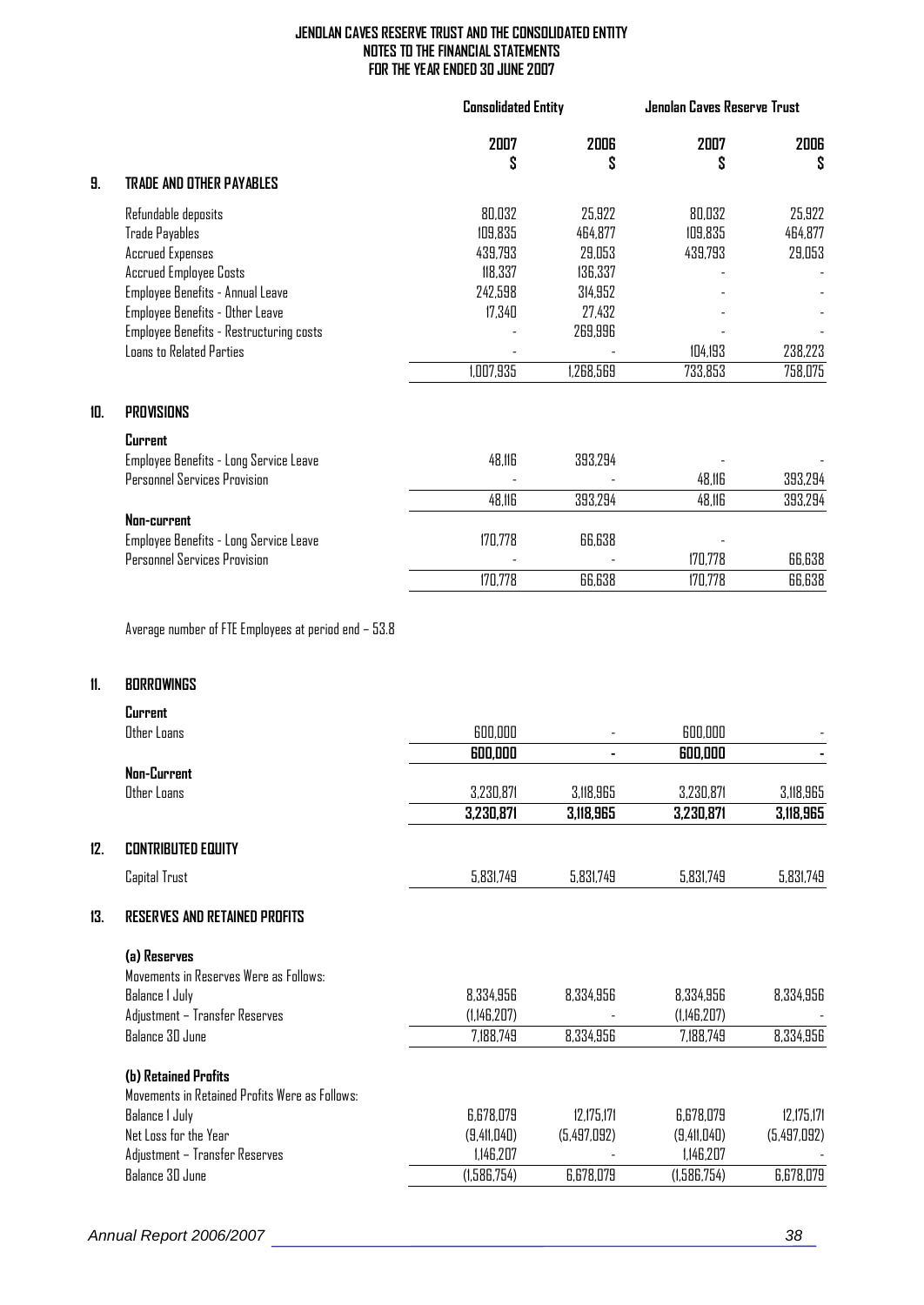**JENOLAN CAVES RESERVE TRUST AND THE CONSOLIDATED ENTITY**
**NOTES TO THE FINANCIAL STATEMENTS**
**FOR THE YEAR ENDED 30 JUNE 2007**

| | Consolidated Entity | | Jenolan Caves Reserve Trust | |
|---|---|---|---|---|
| | 2007 $ | 2006 $ | 2007 $ | 2006 $ |
| **9. TRADE AND OTHER PAYABLES** | | | | |
| Refundable deposits | 80,032 | 25,922 | 80,032 | 25,922 |
| Trade Payables | 109,835 | 464,877 | 109,835 | 464,877 |
| Accrued Expenses | 439,793 | 29,053 | 439,793 | 29,053 |
| Accrued Employee Costs | 118,337 | 136,337 | - | - |
| Employee Benefits - Annual Leave | 242,598 | 314,952 | - | - |
| Employee Benefits - Other Leave | 17,340 | 27,432 | - | - |
| Employee Benefits - Restructuring costs | - | 269,996 | - | - |
| Loans to Related Parties | - | - | 104,193 | 238,223 |
| | 1,007,935 | 1,268,569 | 733,853 | 758,075 |
| **10. PROVISIONS** | | | | |
| **Current** | | | | |
| Employee Benefits - Long Service Leave | 48,116 | 393,294 | - | - |
| Personnel Services Provision | - | - | 48,116 | 393,294 |
| | 48,116 | 393,294 | 48,116 | 393,294 |
| **Non-current** | | | | |
| Employee Benefits - Long Service Leave | 170,778 | 66,638 | - | |
| Personnel Services Provision | - | - | 170,778 | 66,638 |
| | 170,778 | 66,638 | 170,778 | 66,638 |

Average number of FTE Employees at period end – 53.8

| | Consolidated Entity | | Jenolan Caves Reserve Trust | |
|---|---|---|---|---|
| | 2007 $ | 2006 $ | 2007 $ | 2006 $ |
| **11. BORROWINGS** | | | | |
| **Current** | | | | |
| Other Loans | 600,000 | - | 600,000 | - |
| | **600,000** | **-** | **600,000** | **-** |
| **Non-Current** | | | | |
| Other Loans | 3,230,871 | 3,118,965 | 3,230,871 | 3,118,965 |
| | **3,230,871** | **3,118,965** | **3,230,871** | **3,118,965** |
| **12. CONTRIBUTED EQUITY** | | | | |
| Capital Trust | 5,831,749 | 5,831,749 | 5,831,749 | 5,831,749 |
| **13. RESERVES AND RETAINED PROFITS** | | | | |
| **(a) Reserves** | | | | |
| Movements in Reserves Were as Follows: | | | | |
| Balance 1 July | 8,334,956 | 8,334,956 | 8,334,956 | 8,334,956 |
| Adjustment – Transfer Reserves | (1,146,207) | - | (1,146,207) | - |
| Balance 30 June | 7,188,749 | 8,334,956 | 7,188,749 | 8,334,956 |
| **(b) Retained Profits** | | | | |
| Movements in Retained Profits Were as Follows: | | | | |
| Balance 1 July | 6,678,079 | 12,175,171 | 6,678,079 | 12,175,171 |
| Net Loss for the Year | (9,411,040) | (5,497,092) | (9,411,040) | (5,497,092) |
| Adjustment – Transfer Reserves | 1,146,207 | - | 1,146,207 | - |
| Balance 30 June | (1,586,754) | 6,678,079 | (1,586,754) | 6,678,079 |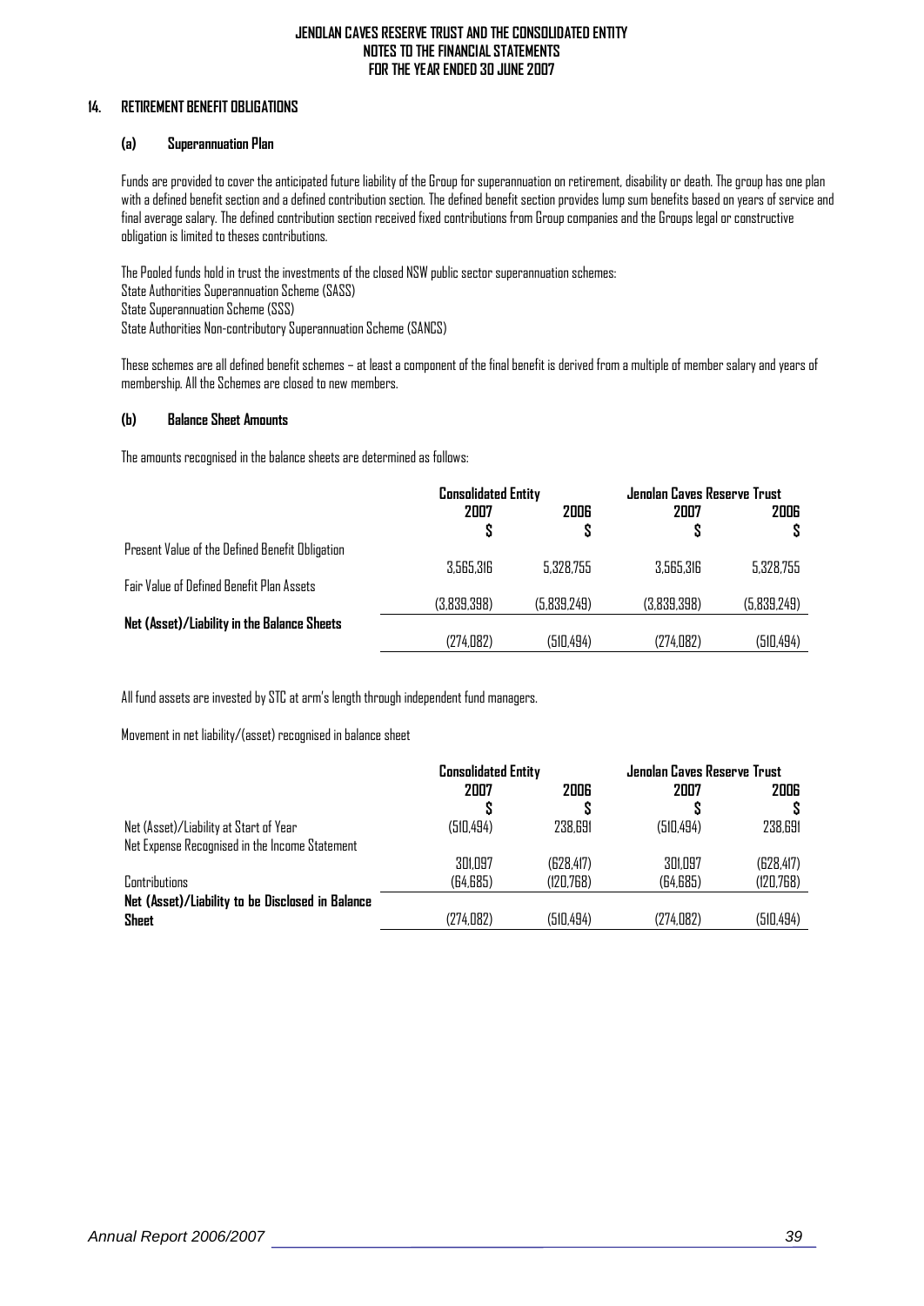## 14. RETIREMENT BENEFIT OBLIGATIONS

### (a) Superannuation Plan

Funds are provided to cover the anticipated future liability of the Group for superannuation on retirement, disability or death. The group has one plan with a defined benefit section and a defined contribution section. The defined benefit section provides lump sum benefits based on years of service and final average salary. The defined contribution section received fixed contributions from Group companies and the Groups legal or constructive obligation is limited to theses contributions.

The Pooled funds hold in trust the investments of the closed NSW public sector superannuation schemes:
State Authorities Superannuation Scheme (SASS)
State Superannuation Scheme (SSS)
State Authorities Non-contributory Superannuation Scheme (SANCS)

These schemes are all defined benefit schemes – at least a component of the final benefit is derived from a multiple of member salary and years of membership. All the Schemes are closed to new members.

### (b) Balance Sheet Amounts

The amounts recognised in the balance sheets are determined as follows:

| | Consolidated Entity | | Jenolan Caves Reserve Trust | |
|---|---|---|---|---|
| | 2007 | 2006 | 2007 | 2006 |
| | $ | $ | $ | $ |
| Present Value of the Defined Benefit Obligation | 3,565,316 | 5,328,755 | 3,565,316 | 5,328,755 |
| Fair Value of Defined Benefit Plan Assets | (3,839,398) | (5,839,249) | (3,839,398) | (5,839,249) |
| **Net (Asset)/Liability in the Balance Sheets** | (274,082) | (510,494) | (274,082) | (510,494) |

All fund assets are invested by STC at arm's length through independent fund managers.

Movement in net liability/(asset) recognised in balance sheet

| | Consolidated Entity | | Jenolan Caves Reserve Trust | |
|---|---|---|---|---|
| | 2007 | 2006 | 2007 | 2006 |
| | $ | $ | $ | $ |
| Net (Asset)/Liability at Start of Year | (510,494) | 238,691 | (510,494) | 238,691 |
| Net Expense Recognised in the Income Statement | 301,097 | (628,417) | 301,097 | (628,417) |
| Contributions | (64,685) | (120,768) | (64,685) | (120,768) |
| **Net (Asset)/Liability to be Disclosed in Balance Sheet** | (274,082) | (510,494) | (274,082) | (510,494) |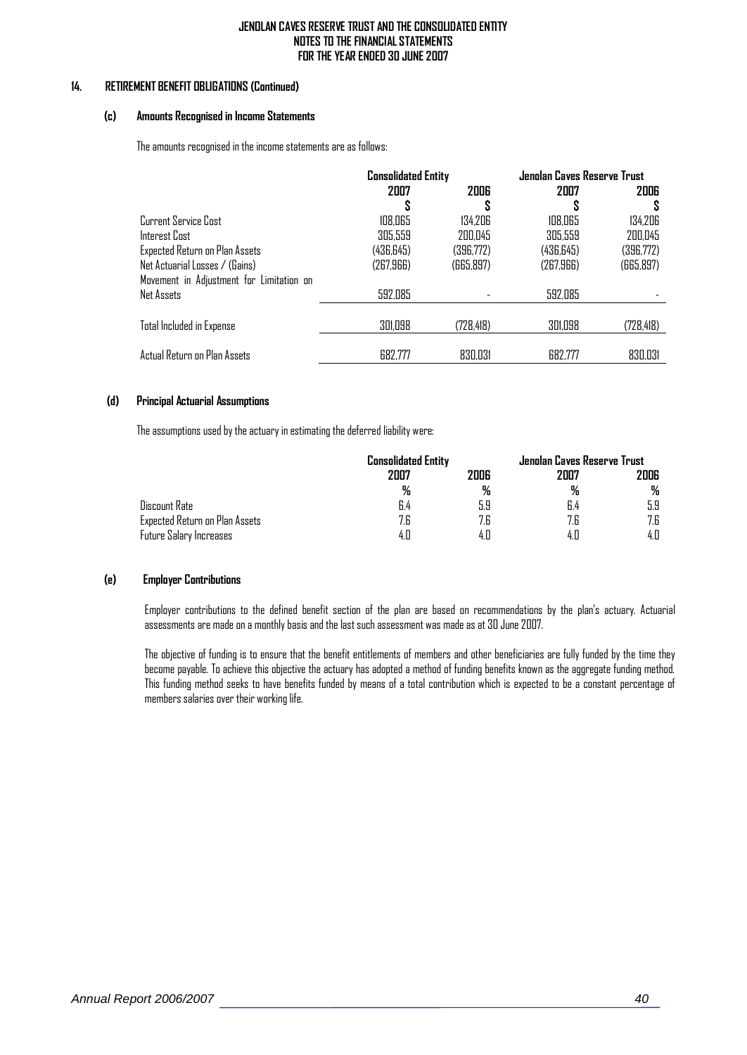#### 14. RETIREMENT BENEFIT OBLIGATIONS (Continued)

##### (c) Amounts Recognised in Income Statements

The amounts recognised in the income statements are as follows:

| | Consolidated Entity | | Jenolan Caves Reserve Trust | |
|---|---|---|---|---|
| | 2007 | 2006 | 2007 | 2006 |
| | $ | $ | $ | $ |
| Current Service Cost | 108,065 | 134,206 | 108,065 | 134,206 |
| Interest Cost | 305,559 | 200,045 | 305,559 | 200,045 |
| Expected Return on Plan Assets | (436,645) | (396,772) | (436,645) | (396,772) |
| Net Actuarial Losses / (Gains) | (267,966) | (665,897) | (267,966) | (665,897) |
| Movement in Adjustment for Limitation on Net Assets | 592,085 | - | 592,085 | - |
| Total Included in Expense | 301,098 | (728,418) | 301,098 | (728,418) |
| Actual Return on Plan Assets | 682,777 | 830,031 | 682,777 | 830,031 |

##### (d) Principal Actuarial Assumptions

The assumptions used by the actuary in estimating the deferred liability were:

| | Consolidated Entity | | Jenolan Caves Reserve Trust | |
|---|---|---|---|---|
| | 2007 | 2006 | 2007 | 2006 |
| | % | % | % | % |
| Discount Rate | 6.4 | 5.9 | 6.4 | 5.9 |
| Expected Return on Plan Assets | 7.6 | 7.6 | 7.6 | 7.6 |
| Future Salary Increases | 4.0 | 4.0 | 4.0 | 4.0 |

##### (e) Employer Contributions

Employer contributions to the defined benefit section of the plan are based on recommendations by the plan's actuary. Actuarial assessments are made on a monthly basis and the last such assessment was made as at 30 June 2007.

The objective of funding is to ensure that the benefit entitlements of members and other beneficiaries are fully funded by the time they become payable. To achieve this objective the actuary has adopted a method of funding benefits known as the aggregate funding method. This funding method seeks to have benefits funded by means of a total contribution which is expected to be a constant percentage of members salaries over their working life.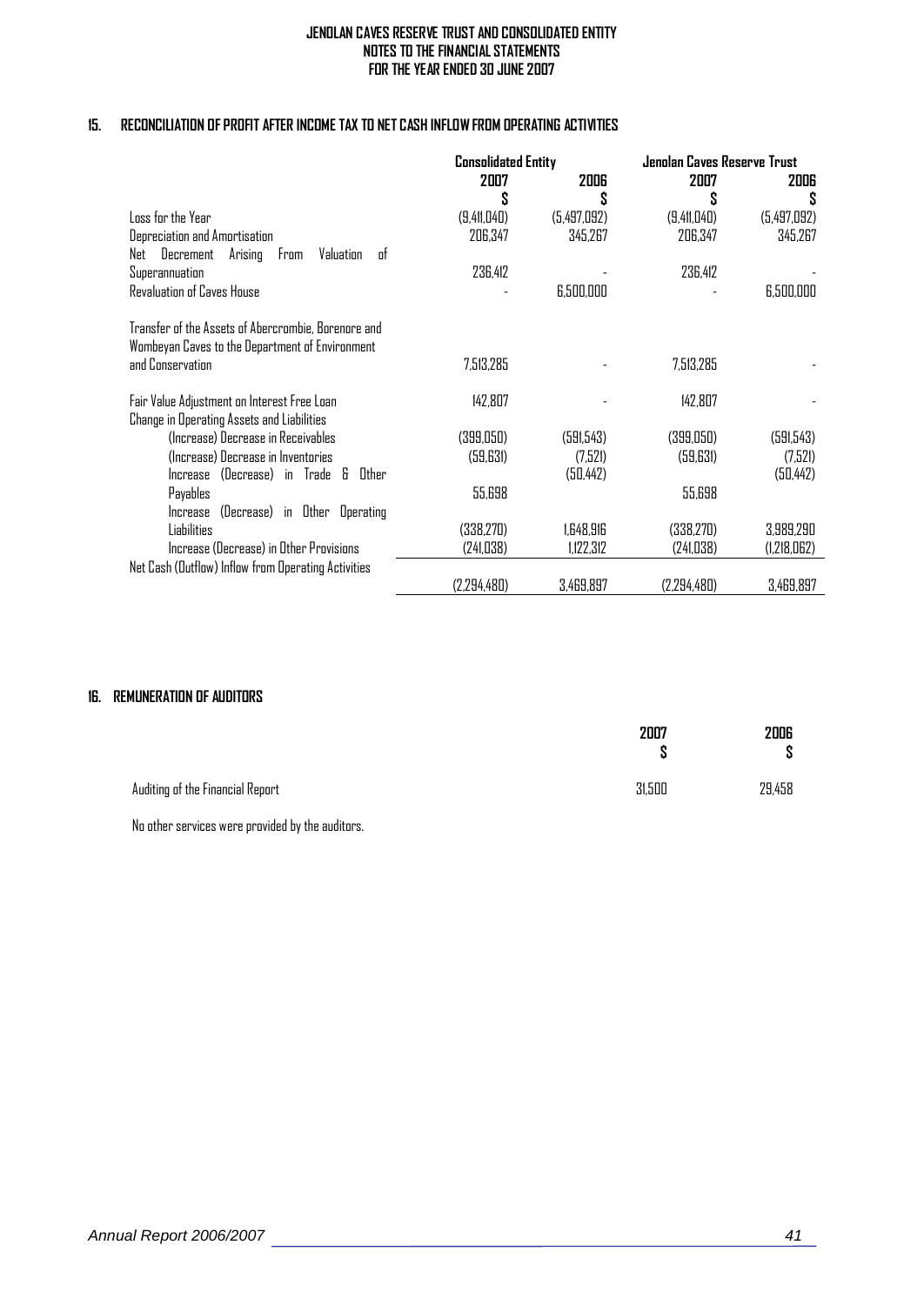**JENOLAN CAVES RESERVE TRUST AND CONSOLIDATED ENTITY**
**NOTES TO THE FINANCIAL STATEMENTS**
**FOR THE YEAR ENDED 30 JUNE 2007**

## 15. RECONCILIATION OF PROFIT AFTER INCOME TAX TO NET CASH INFLOW FROM OPERATING ACTIVITIES

| | Consolidated Entity | | Jenolan Caves Reserve Trust | |
|---|---|---|---|---|
| | 2007 $ | 2006 $ | 2007 $ | 2006 $ |
| Loss for the Year | (9,411,040) | (5,497,092) | (9,411,040) | (5,497,092) |
| Depreciation and Amortisation | 206,347 | 345,267 | 206,347 | 345,267 |
| Net Decrement Arising From Valuation of Superannuation | 236,412 | - | 236,412 | - |
| Revaluation of Caves House | - | 6,500,000 | - | 6,500,000 |
| Transfer of the Assets of Abercrombie, Borenore and Wombeyan Caves to the Department of Environment and Conservation | 7,513,285 | - | 7,513,285 | - |
| Fair Value Adjustment on Interest Free Loan | 142,807 | - | 142,807 | - |
| Change in Operating Assets and Liabilities | | | | |
| (Increase) Decrease in Receivables | (399,050) | (591,543) | (399,050) | (591,543) |
| (Increase) Decrease in Inventories | (59,631) | (7,521) | (59,631) | (7,521) |
| Increase (Decrease) in Trade & Other Payables | 55,698 | (50,442) | 55,698 | (50,442) |
| Increase (Decrease) in Other Operating Liabilities | (338,270) | 1,648,916 | (338,270) | 3,989,290 |
| Increase (Decrease) in Other Provisions | (241,038) | 1,122,312 | (241,038) | (1,218,062) |
| Net Cash (Outflow) Inflow from Operating Activities | (2,294,480) | 3,469,897 | (2,294,480) | 3,469,897 |

## 16. REMUNERATION OF AUDITORS

| | 2007 $ | 2006 $ |
|---|---|---|
| Auditing of the Financial Report | 31,500 | 29,458 |

No other services were provided by the auditors.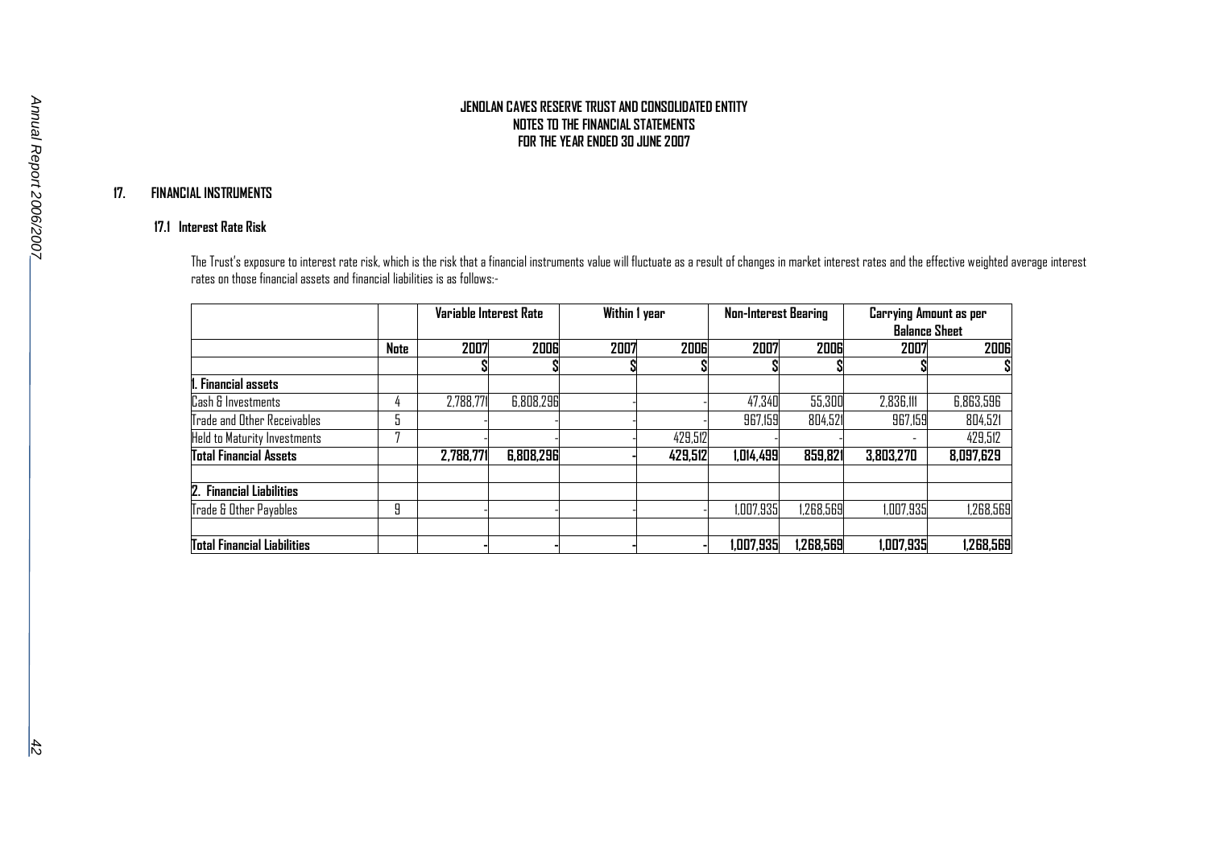# JENOLAN CAVES RESERVE TRUST AND CONSOLIDATED ENTITY
# NOTES TO THE FINANCIAL STATEMENTS
# FOR THE YEAR ENDED 30 JUNE 2007

## 17. FINANCIAL INSTRUMENTS

### 17.1 Interest Rate Risk

The Trust's exposure to interest rate risk, which is the risk that a financial instruments value will fluctuate as a result of changes in market interest rates and the effective weighted average interest rates on those financial assets and financial liabilities is as follows:-

| | | Variable Interest Rate | | Within 1 year | | Non-Interest Bearing | | Carrying Amount as per Balance Sheet | |
|---|---|---|---|---|---|---|---|---|---|
| | Note | 2007 | 2006 | 2007 | 2006 | 2007 | 2006 | 2007 | 2006 |
| | | $ | $ | $ | $ | $ | $ | $ | $ |
| **1. Financial assets** | | | | | | | | | |
| Cash & Investments | 4 | 2,788,771 | 6,808,296 | - | - | 47,340 | 55,300 | 2,836,111 | 6,863,596 |
| Trade and Other Receivables | 5 | - | - | - | - | 967,159 | 804,521 | 967,159 | 804,521 |
| Held to Maturity Investments | 7 | - | - | - | 429,512 | - | - | - | 429,512 |
| **Total Financial Assets** | | **2,788,771** | **6,808,296** | **-** | **429,512** | **1,014,499** | **859,821** | **3,803,270** | **8,097,629** |
| | | | | | | | | | |
| **2. Financial Liabilities** | | | | | | | | | |
| Trade & Other Payables | 9 | - | - | - | - | 1,007,935 | 1,268,569 | 1,007,935 | 1,268,569 |
| | | | | | | | | | |
| **Total Financial Liabilities** | | **-** | **-** | **-** | **-** | **1,007,935** | **1,268,569** | **1,007,935** | **1,268,569** |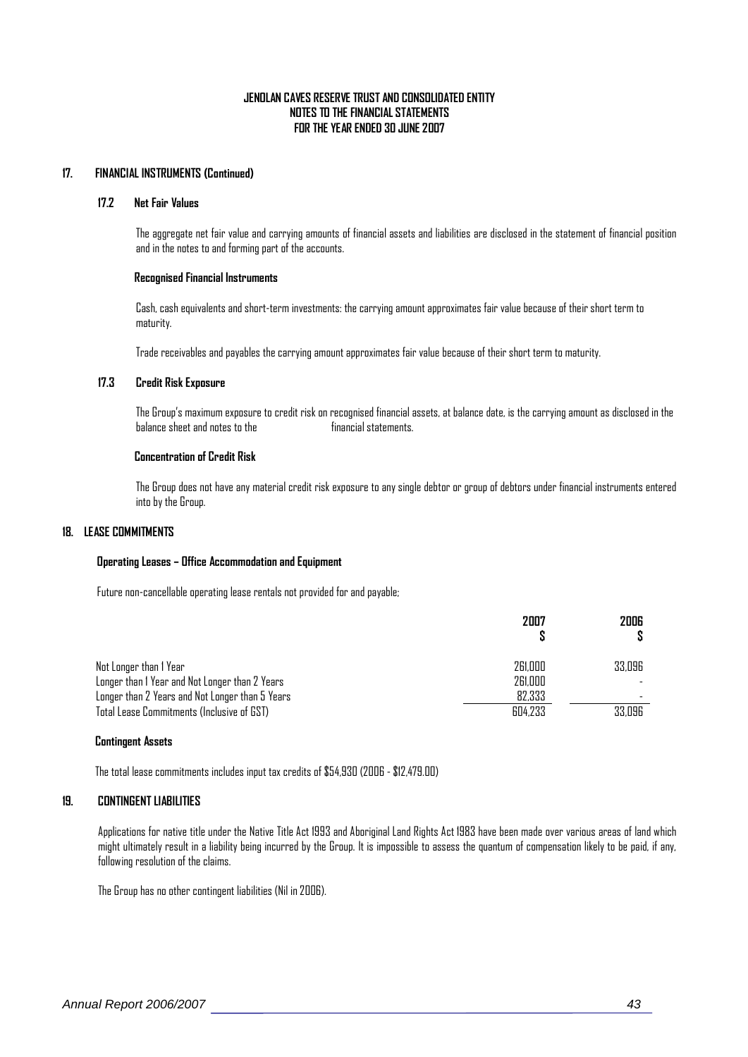**JENOLAN CAVES RESERVE TRUST AND CONSOLIDATED ENTITY**
**NOTES TO THE FINANCIAL STATEMENTS**
**FOR THE YEAR ENDED 30 JUNE 2007**

## 17. FINANCIAL INSTRUMENTS (Continued)

### 17.2 Net Fair Values

The aggregate net fair value and carrying amounts of financial assets and liabilities are disclosed in the statement of financial position and in the notes to and forming part of the accounts.

**Recognised Financial Instruments**

Cash, cash equivalents and short-term investments: the carrying amount approximates fair value because of their short term to maturity.

Trade receivables and payables the carrying amount approximates fair value because of their short term to maturity.

### 17.3 Credit Risk Exposure

The Group's maximum exposure to credit risk on recognised financial assets, at balance date, is the carrying amount as disclosed in the balance sheet and notes to the financial statements.

**Concentration of Credit Risk**

The Group does not have any material credit risk exposure to any single debtor or group of debtors under financial instruments entered into by the Group.

## 18. LEASE COMMITMENTS

**Operating Leases – Office Accommodation and Equipment**

Future non-cancellable operating lease rentals not provided for and payable;

| | 2007 $ | 2006 $ |
|---|---|---|
| Not Longer than 1 Year | 261,000 | 33,096 |
| Longer than 1 Year and Not Longer than 2 Years | 261,000 | - |
| Longer than 2 Years and Not Longer than 5 Years | 82,333 | - |
| Total Lease Commitments (Inclusive of GST) | 604,233 | 33,096 |

**Contingent Assets**

The total lease commitments includes input tax credits of $54,930 (2006 - $12,479.00)

## 19. CONTINGENT LIABILITIES

Applications for native title under the Native Title Act 1993 and Aboriginal Land Rights Act 1983 have been made over various areas of land which might ultimately result in a liability being incurred by the Group. It is impossible to assess the quantum of compensation likely to be paid, if any, following resolution of the claims.

The Group has no other contingent liabilities (Nil in 2006).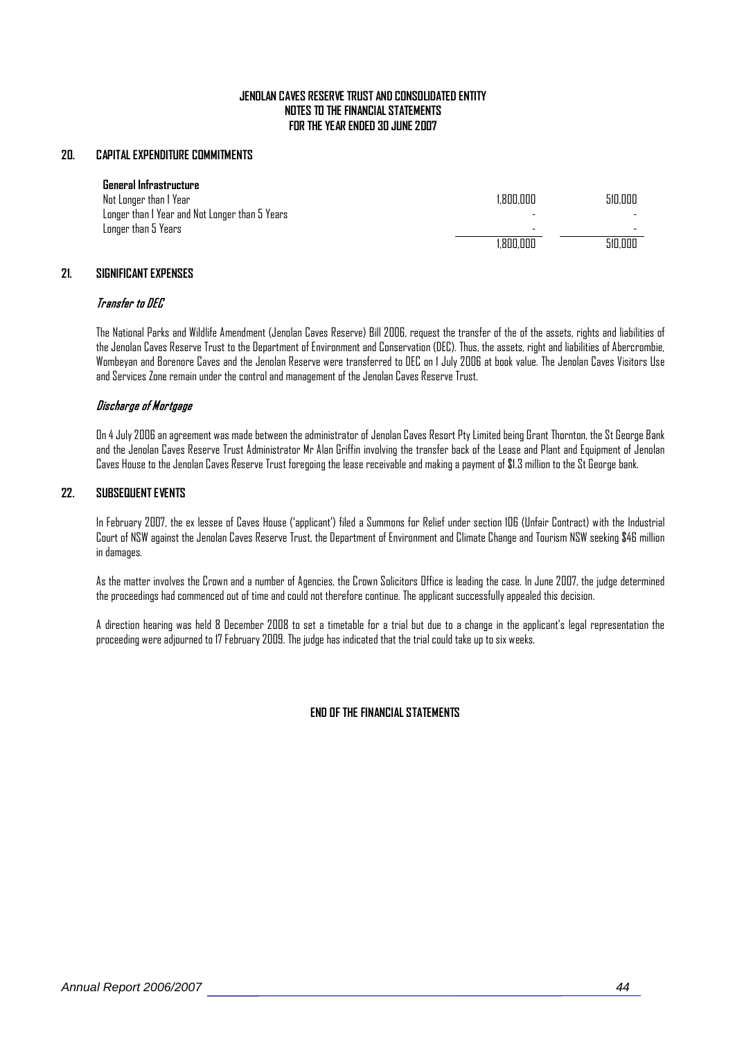**JENOLAN CAVES RESERVE TRUST AND CONSOLIDATED ENTITY**
**NOTES TO THE FINANCIAL STATEMENTS**
**FOR THE YEAR ENDED 30 JUNE 2007**

## 20. CAPITAL EXPENDITURE COMMITMENTS

| | | |
|---|---|---|
| **General Infrastructure** | | |
| Not Longer than 1 Year | 1,800,000 | 510,000 |
| Longer than 1 Year and Not Longer than 5 Years | - | - |
| Longer than 5 Years | - | - |
| | 1,800,000 | 510,000 |

## 21. SIGNIFICANT EXPENSES

### *Transfer to DEC*

The National Parks and Wildlife Amendment (Jenolan Caves Reserve) Bill 2006, request the transfer of the of the assets, rights and liabilities of the Jenolan Caves Reserve Trust to the Department of Environment and Conservation (DEC). Thus, the assets, right and liabilities of Abercrombie, Wombeyan and Borenore Caves and the Jenolan Reserve were transferred to DEC on 1 July 2006 at book value. The Jenolan Caves Visitors Use and Services Zone remain under the control and management of the Jenolan Caves Reserve Trust.

### *Discharge of Mortgage*

On 4 July 2006 an agreement was made between the administrator of Jenolan Caves Resort Pty Limited being Grant Thornton, the St George Bank and the Jenolan Caves Reserve Trust Administrator Mr Alan Griffin involving the transfer back of the Lease and Plant and Equipment of Jenolan Caves House to the Jenolan Caves Reserve Trust foregoing the lease receivable and making a payment of $1.3 million to the St George bank.

## 22. SUBSEQUENT EVENTS

In February 2007, the ex lessee of Caves House ('applicant') filed a Summons for Relief under section 106 (Unfair Contract) with the Industrial Court of NSW against the Jenolan Caves Reserve Trust, the Department of Environment and Climate Change and Tourism NSW seeking $46 million in damages.

As the matter involves the Crown and a number of Agencies, the Crown Solicitors Office is leading the case. In June 2007, the judge determined the proceedings had commenced out of time and could not therefore continue. The applicant successfully appealed this decision.

A direction hearing was held 8 December 2008 to set a timetable for a trial but due to a change in the applicant's legal representation the proceeding were adjourned to 17 February 2009. The judge has indicated that the trial could take up to six weeks.

**END OF THE FINANCIAL STATEMENTS**